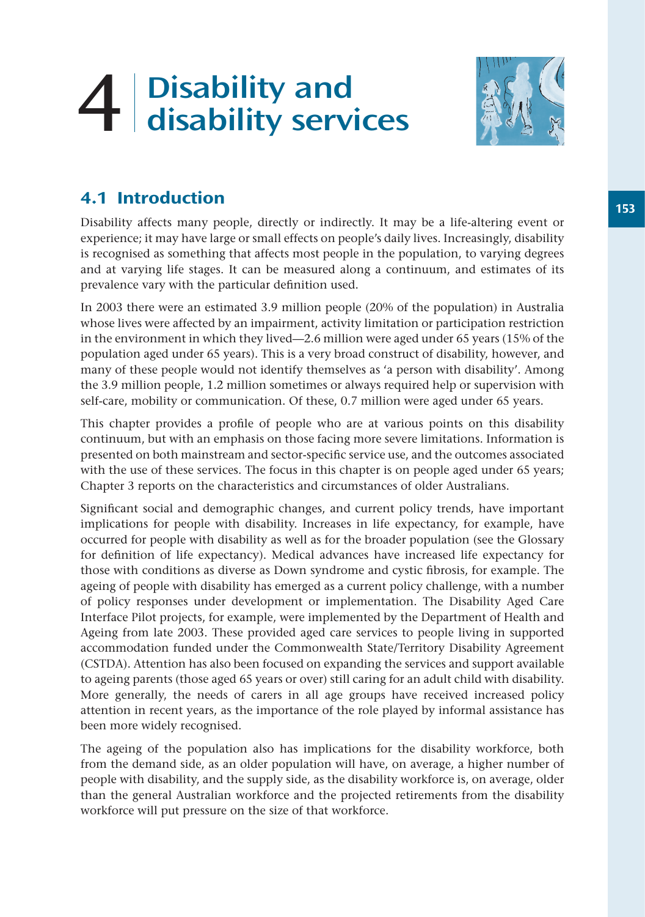# 4 Disability and disability services

## 4.1 Introduction

Disability affects many people, directly or indirectly. It may be a life-altering event or experience; it may have large or small effects on people's daily lives. Increasingly, disability is recognised as something that affects most people in the population, to varying degrees and at varying life stages. It can be measured along a continuum, and estimates of its prevalence vary with the particular definition used.

In 2003 there were an estimated 3.9 million people (20% of the population) in Australia whose lives were affected by an impairment, activity limitation or participation restriction in the environment in which they lived—2.6 million were aged under 65 years (15% of the population aged under 65 years). This is a very broad construct of disability, however, and many of these people would not identify themselves as 'a person with disability'. Among the 3.9 million people, 1.2 million sometimes or always required help or supervision with self-care, mobility or communication. Of these, 0.7 million were aged under 65 years.

This chapter provides a profile of people who are at various points on this disability continuum, but with an emphasis on those facing more severe limitations. Information is presented on both mainstream and sector-specific service use, and the outcomes associated with the use of these services. The focus in this chapter is on people aged under 65 years; Chapter 3 reports on the characteristics and circumstances of older Australians.

Significant social and demographic changes, and current policy trends, have important implications for people with disability. Increases in life expectancy, for example, have occurred for people with disability as well as for the broader population (see the Glossary for definition of life expectancy). Medical advances have increased life expectancy for those with conditions as diverse as Down syndrome and cystic fibrosis, for example. The ageing of people with disability has emerged as a current policy challenge, with a number of policy responses under development or implementation. The Disability Aged Care Interface Pilot projects, for example, were implemented by the Department of Health and Ageing from late 2003. These provided aged care services to people living in supported accommodation funded under the Commonwealth State/Territory Disability Agreement (CSTDA). Attention has also been focused on expanding the services and support available to ageing parents (those aged 65 years or over) still caring for an adult child with disability. More generally, the needs of carers in all age groups have received increased policy attention in recent years, as the importance of the role played by informal assistance has been more widely recognised.

The ageing of the population also has implications for the disability workforce, both from the demand side, as an older population will have, on average, a higher number of people with disability, and the supply side, as the disability workforce is, on average, older than the general Australian workforce and the projected retirements from the disability workforce will put pressure on the size of that workforce.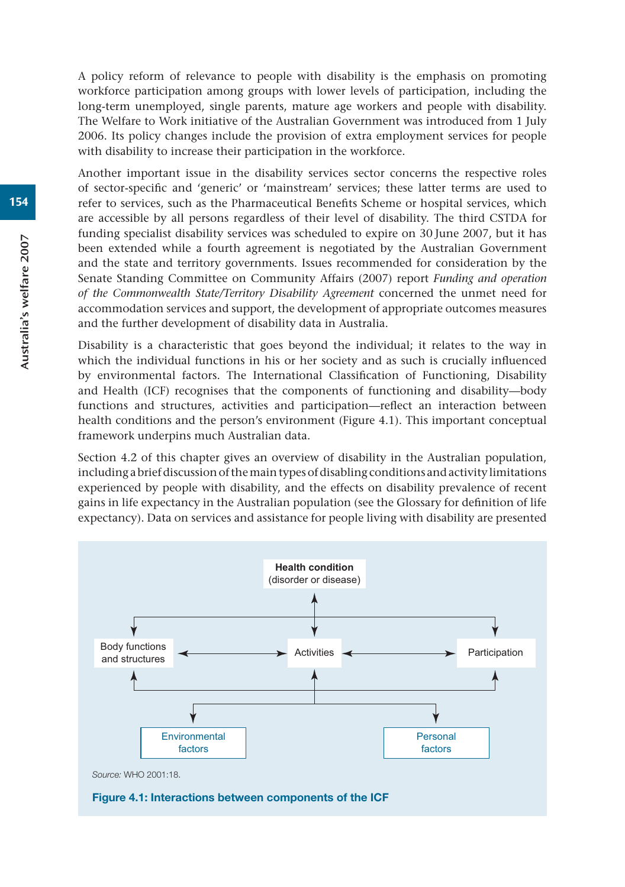A policy reform of relevance to people with disability is the emphasis on promoting workforce participation among groups with lower levels of participation, including the long-term unemployed, single parents, mature age workers and people with disability. The Welfare to Work initiative of the Australian Government was introduced from 1 July 2006. Its policy changes include the provision of extra employment services for people with disability to increase their participation in the workforce.

Another important issue in the disability services sector concerns the respective roles of sector-specific and 'generic' or 'mainstream' services; these latter terms are used to refer to services, such as the Pharmaceutical Benefits Scheme or hospital services, which are accessible by all persons regardless of their level of disability. The third CSTDA for funding specialist disability services was scheduled to expire on 30 June 2007, but it has been extended while a fourth agreement is negotiated by the Australian Government and the state and territory governments. Issues recommended for consideration by the Senate Standing Committee on Community Affairs (2007) report *Funding and operation of the Commonwealth State/Territory Disability Agreement* concerned the unmet need for accommodation services and support, the development of appropriate outcomes measures and the further development of disability data in Australia.

Disability is a characteristic that goes beyond the individual; it relates to the way in which the individual functions in his or her society and as such is crucially influenced by environmental factors. The International Classification of Functioning, Disability and Health (ICF) recognises that the components of functioning and disability—body functions and structures, activities and participation—reflect an interaction between health conditions and the person's environment (Figure 4.1). This important conceptual framework underpins much Australian data.

Section 4.2 of this chapter gives an overview of disability in the Australian population, including a brief discussion of the main types of disabling conditions and activity limitations experienced by people with disability, and the effects on disability prevalence of recent gains in life expectancy in the Australian population (see the Glossary for definition of life expectancy). Data on services and assistance for people living with disability are presented

**Health condition**
(disorder or disease)

Body functions and structures ⟷ Activities ⟷ Participation

Environmental factors — Personal factors

*Source:* WHO 2001:18.

**Figure 4.1: Interactions between components of the ICF**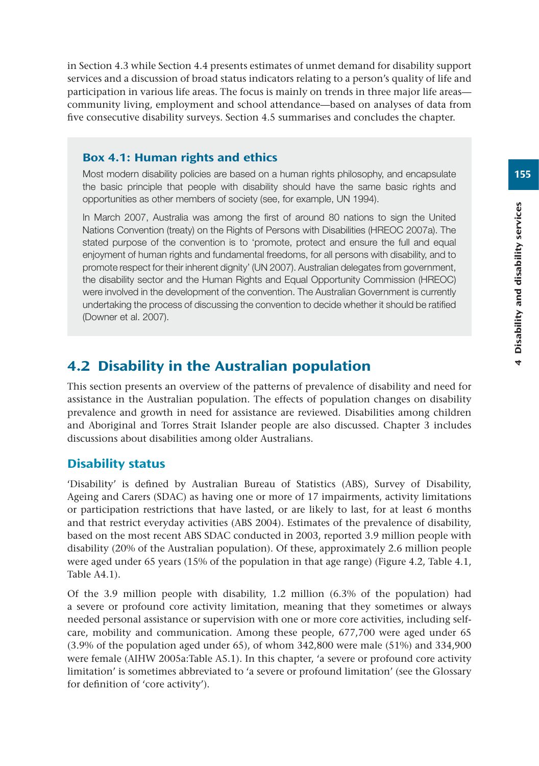in Section 4.3 while Section 4.4 presents estimates of unmet demand for disability support services and a discussion of broad status indicators relating to a person's quality of life and participation in various life areas. The focus is mainly on trends in three major life areas—community living, employment and school attendance—based on analyses of data from five consecutive disability surveys. Section 4.5 summarises and concludes the chapter.

### Box 4.1: Human rights and ethics

Most modern disability policies are based on a human rights philosophy, and encapsulate the basic principle that people with disability should have the same basic rights and opportunities as other members of society (see, for example, UN 1994).

In March 2007, Australia was among the first of around 80 nations to sign the United Nations Convention (treaty) on the Rights of Persons with Disabilities (HREOC 2007a). The stated purpose of the convention is to 'promote, protect and ensure the full and equal enjoyment of human rights and fundamental freedoms, for all persons with disability, and to promote respect for their inherent dignity' (UN 2007). Australian delegates from government, the disability sector and the Human Rights and Equal Opportunity Commission (HREOC) were involved in the development of the convention. The Australian Government is currently undertaking the process of discussing the convention to decide whether it should be ratified (Downer et al. 2007).

## 4.2 Disability in the Australian population

This section presents an overview of the patterns of prevalence of disability and need for assistance in the Australian population. The effects of population changes on disability prevalence and growth in need for assistance are reviewed. Disabilities among children and Aboriginal and Torres Strait Islander people are also discussed. Chapter 3 includes discussions about disabilities among older Australians.

### Disability status

'Disability' is defined by Australian Bureau of Statistics (ABS), Survey of Disability, Ageing and Carers (SDAC) as having one or more of 17 impairments, activity limitations or participation restrictions that have lasted, or are likely to last, for at least 6 months and that restrict everyday activities (ABS 2004). Estimates of the prevalence of disability, based on the most recent ABS SDAC conducted in 2003, reported 3.9 million people with disability (20% of the Australian population). Of these, approximately 2.6 million people were aged under 65 years (15% of the population in that age range) (Figure 4.2, Table 4.1, Table A4.1).

Of the 3.9 million people with disability, 1.2 million (6.3% of the population) had a severe or profound core activity limitation, meaning that they sometimes or always needed personal assistance or supervision with one or more core activities, including self-care, mobility and communication. Among these people, 677,700 were aged under 65 (3.9% of the population aged under 65), of whom 342,800 were male (51%) and 334,900 were female (AIHW 2005a:Table A5.1). In this chapter, 'a severe or profound core activity limitation' is sometimes abbreviated to 'a severe or profound limitation' (see the Glossary for definition of 'core activity').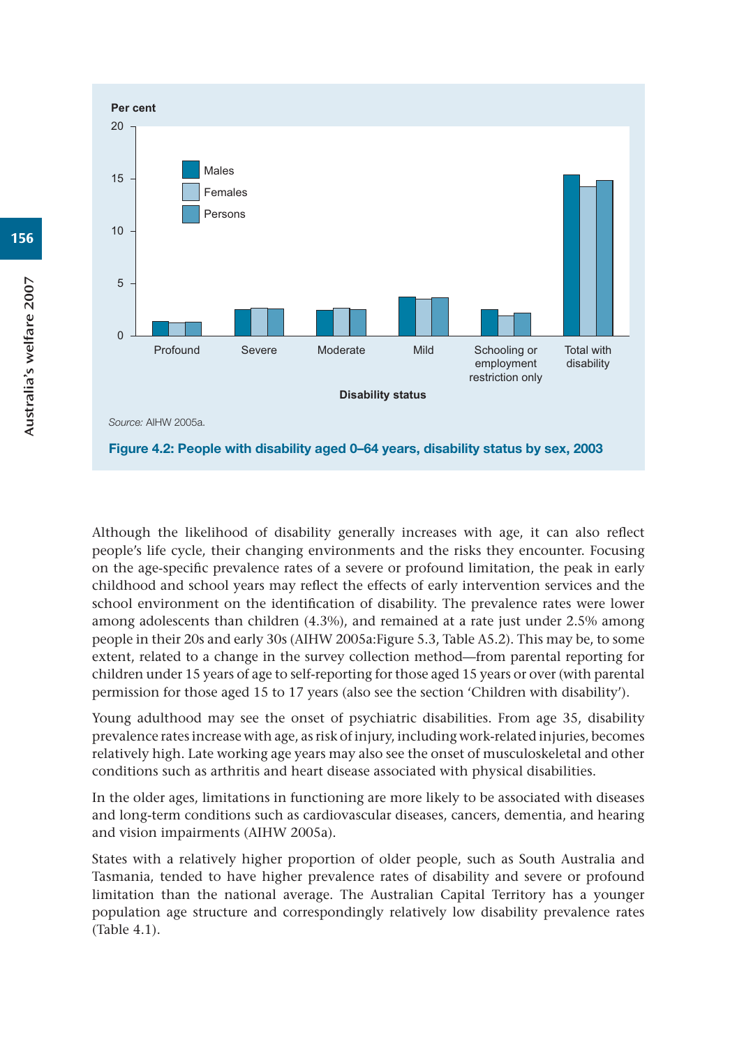Source: AIHW 2005a.

**Figure 4.2: People with disability aged 0–64 years, disability status by sex, 2003**

Although the likelihood of disability generally increases with age, it can also reflect people's life cycle, their changing environments and the risks they encounter. Focusing on the age-specific prevalence rates of a severe or profound limitation, the peak in early childhood and school years may reflect the effects of early intervention services and the school environment on the identification of disability. The prevalence rates were lower among adolescents than children (4.3%), and remained at a rate just under 2.5% among people in their 20s and early 30s (AIHW 2005a:Figure 5.3, Table A5.2). This may be, to some extent, related to a change in the survey collection method—from parental reporting for children under 15 years of age to self-reporting for those aged 15 years or over (with parental permission for those aged 15 to 17 years (also see the section 'Children with disability').

Young adulthood may see the onset of psychiatric disabilities. From age 35, disability prevalence rates increase with age, as risk of injury, including work-related injuries, becomes relatively high. Late working age years may also see the onset of musculoskeletal and other conditions such as arthritis and heart disease associated with physical disabilities.

In the older ages, limitations in functioning are more likely to be associated with diseases and long-term conditions such as cardiovascular diseases, cancers, dementia, and hearing and vision impairments (AIHW 2005a).

States with a relatively higher proportion of older people, such as South Australia and Tasmania, tended to have higher prevalence rates of disability and severe or profound limitation than the national average. The Australian Capital Territory has a younger population age structure and correspondingly relatively low disability prevalence rates (Table 4.1).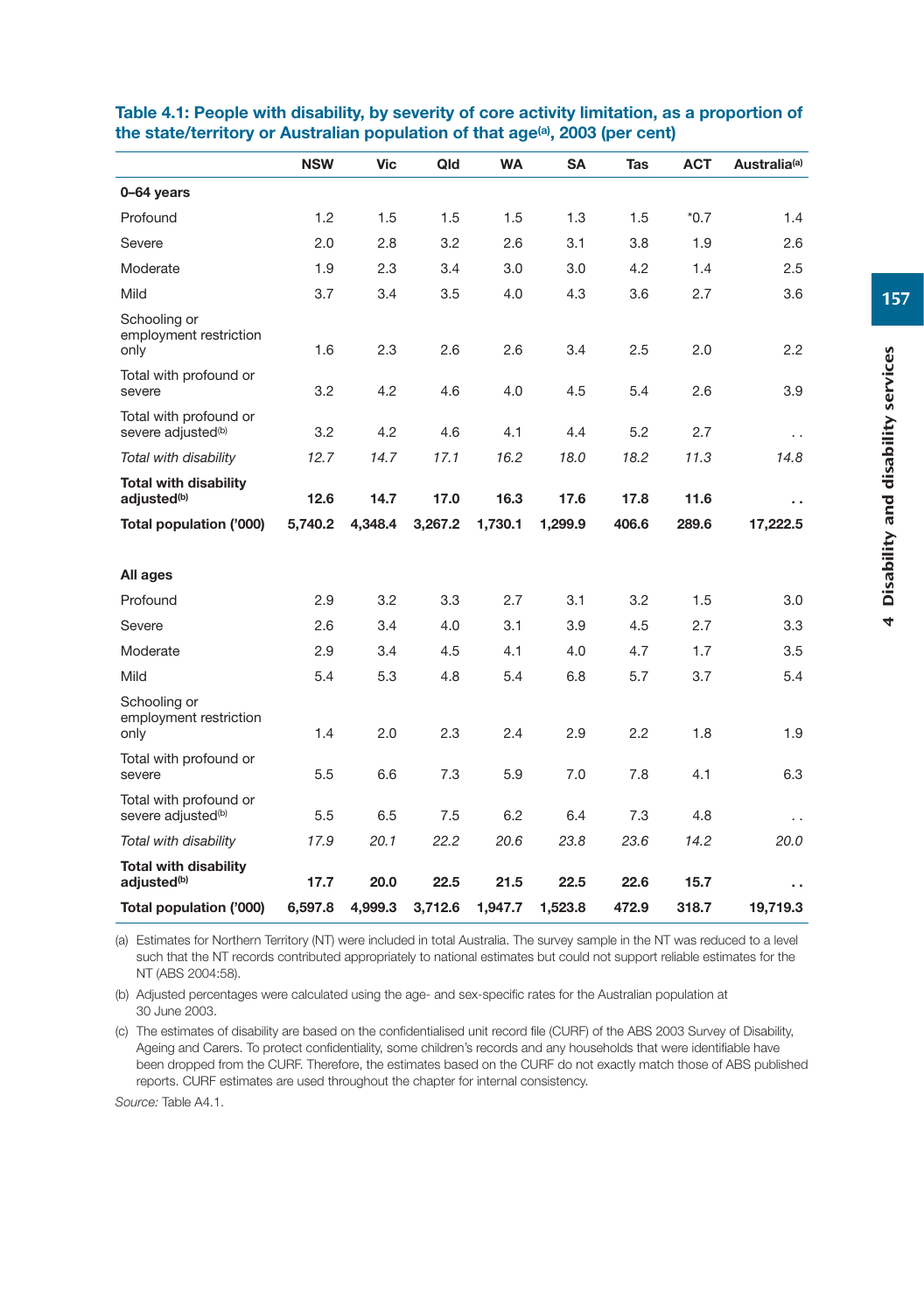**Table 4.1: People with disability, by severity of core activity limitation, as a proportion of the state/territory or Australian population of that age[(a)], 2003 (per cent)**

| | NSW | Vic | Qld | WA | SA | Tas | ACT | Australia[(a)] |
|---|---|---|---|---|---|---|---|---|
| **0–64 years** | | | | | | | | |
| Profound | 1.2 | 1.5 | 1.5 | 1.5 | 1.3 | 1.5 | *0.7 | 1.4 |
| Severe | 2.0 | 2.8 | 3.2 | 2.6 | 3.1 | 3.8 | 1.9 | 2.6 |
| Moderate | 1.9 | 2.3 | 3.4 | 3.0 | 3.0 | 4.2 | 1.4 | 2.5 |
| Mild | 3.7 | 3.4 | 3.5 | 4.0 | 4.3 | 3.6 | 2.7 | 3.6 |
| Schooling or employment restriction only | 1.6 | 2.3 | 2.6 | 2.6 | 3.4 | 2.5 | 2.0 | 2.2 |
| Total with profound or severe | 3.2 | 4.2 | 4.6 | 4.0 | 4.5 | 5.4 | 2.6 | 3.9 |
| Total with profound or severe adjusted[(b)] | 3.2 | 4.2 | 4.6 | 4.1 | 4.4 | 5.2 | 2.7 | . . |
| *Total with disability* | *12.7* | *14.7* | *17.1* | *16.2* | *18.0* | *18.2* | *11.3* | *14.8* |
| **Total with disability adjusted[(b)]** | **12.6** | **14.7** | **17.0** | **16.3** | **17.6** | **17.8** | **11.6** | **. .** |
| **Total population ('000)** | **5,740.2** | **4,348.4** | **3,267.2** | **1,730.1** | **1,299.9** | **406.6** | **289.6** | **17,222.5** |
| **All ages** | | | | | | | | |
| Profound | 2.9 | 3.2 | 3.3 | 2.7 | 3.1 | 3.2 | 1.5 | 3.0 |
| Severe | 2.6 | 3.4 | 4.0 | 3.1 | 3.9 | 4.5 | 2.7 | 3.3 |
| Moderate | 2.9 | 3.4 | 4.5 | 4.1 | 4.0 | 4.7 | 1.7 | 3.5 |
| Mild | 5.4 | 5.3 | 4.8 | 5.4 | 6.8 | 5.7 | 3.7 | 5.4 |
| Schooling or employment restriction only | 1.4 | 2.0 | 2.3 | 2.4 | 2.9 | 2.2 | 1.8 | 1.9 |
| Total with profound or severe | 5.5 | 6.6 | 7.3 | 5.9 | 7.0 | 7.8 | 4.1 | 6.3 |
| Total with profound or severe adjusted[(b)] | 5.5 | 6.5 | 7.5 | 6.2 | 6.4 | 7.3 | 4.8 | . . |
| *Total with disability* | *17.9* | *20.1* | *22.2* | *20.6* | *23.8* | *23.6* | *14.2* | *20.0* |
| **Total with disability adjusted[(b)]** | **17.7** | **20.0** | **22.5** | **21.5** | **22.5** | **22.6** | **15.7** | **. .** |
| **Total population ('000)** | **6,597.8** | **4,999.3** | **3,712.6** | **1,947.7** | **1,523.8** | **472.9** | **318.7** | **19,719.3** |

(a) Estimates for Northern Territory (NT) were included in total Australia. The survey sample in the NT was reduced to a level such that the NT records contributed appropriately to national estimates but could not support reliable estimates for the NT (ABS 2004:58).

(b) Adjusted percentages were calculated using the age- and sex-specific rates for the Australian population at 30 June 2003.

(c) The estimates of disability are based on the confidentialised unit record file (CURF) of the ABS 2003 Survey of Disability, Ageing and Carers. To protect confidentiality, some children's records and any households that were identifiable have been dropped from the CURF. Therefore, the estimates based on the CURF do not exactly match those of ABS published reports. CURF estimates are used throughout the chapter for internal consistency.

*Source:* Table A4.1.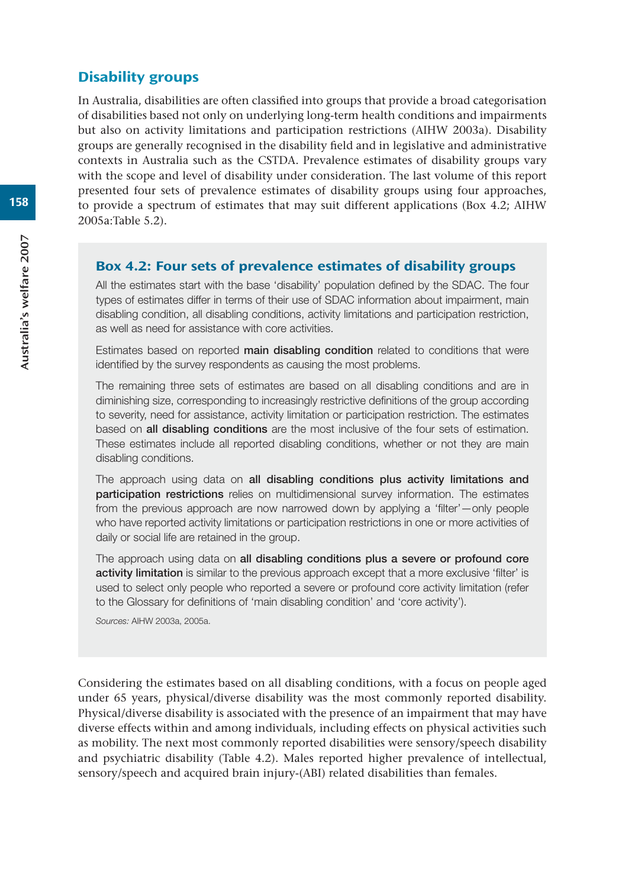## Disability groups

In Australia, disabilities are often classified into groups that provide a broad categorisation of disabilities based not only on underlying long-term health conditions and impairments but also on activity limitations and participation restrictions (AIHW 2003a). Disability groups are generally recognised in the disability field and in legislative and administrative contexts in Australia such as the CSTDA. Prevalence estimates of disability groups vary with the scope and level of disability under consideration. The last volume of this report presented four sets of prevalence estimates of disability groups using four approaches, to provide a spectrum of estimates that may suit different applications (Box 4.2; AIHW 2005a:Table 5.2).

### Box 4.2: Four sets of prevalence estimates of disability groups

All the estimates start with the base 'disability' population defined by the SDAC. The four types of estimates differ in terms of their use of SDAC information about impairment, main disabling condition, all disabling conditions, activity limitations and participation restriction, as well as need for assistance with core activities.

Estimates based on reported **main disabling condition** related to conditions that were identified by the survey respondents as causing the most problems.

The remaining three sets of estimates are based on all disabling conditions and are in diminishing size, corresponding to increasingly restrictive definitions of the group according to severity, need for assistance, activity limitation or participation restriction. The estimates based on **all disabling conditions** are the most inclusive of the four sets of estimation. These estimates include all reported disabling conditions, whether or not they are main disabling conditions.

The approach using data on **all disabling conditions plus activity limitations and participation restrictions** relies on multidimensional survey information. The estimates from the previous approach are now narrowed down by applying a 'filter'—only people who have reported activity limitations or participation restrictions in one or more activities of daily or social life are retained in the group.

The approach using data on **all disabling conditions plus a severe or profound core activity limitation** is similar to the previous approach except that a more exclusive 'filter' is used to select only people who reported a severe or profound core activity limitation (refer to the Glossary for definitions of 'main disabling condition' and 'core activity').

*Sources:* AIHW 2003a, 2005a.

Considering the estimates based on all disabling conditions, with a focus on people aged under 65 years, physical/diverse disability was the most commonly reported disability. Physical/diverse disability is associated with the presence of an impairment that may have diverse effects within and among individuals, including effects on physical activities such as mobility. The next most commonly reported disabilities were sensory/speech disability and psychiatric disability (Table 4.2). Males reported higher prevalence of intellectual, sensory/speech and acquired brain injury-(ABI) related disabilities than females.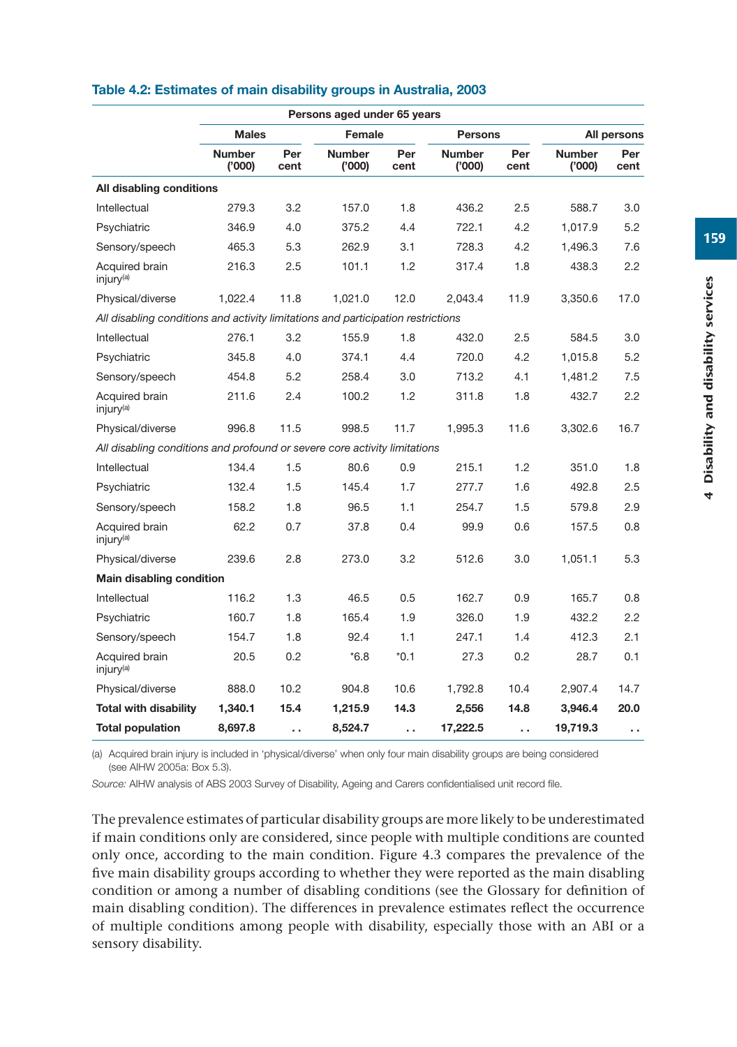**Table 4.2: Estimates of main disability groups in Australia, 2003**

| | Persons aged under 65 years | | | | | | | |
|---|---|---|---|---|---|---|---|---|
| | Males | | Female | | Persons | | All persons | |
| | Number ('000) | Per cent | Number ('000) | Per cent | Number ('000) | Per cent | Number ('000) | Per cent |
| **All disabling conditions** | | | | | | | | |
| Intellectual | 279.3 | 3.2 | 157.0 | 1.8 | 436.2 | 2.5 | 588.7 | 3.0 |
| Psychiatric | 346.9 | 4.0 | 375.2 | 4.4 | 722.1 | 4.2 | 1,017.9 | 5.2 |
| Sensory/speech | 465.3 | 5.3 | 262.9 | 3.1 | 728.3 | 4.2 | 1,496.3 | 7.6 |
| Acquired brain injury[(a)] | 216.3 | 2.5 | 101.1 | 1.2 | 317.4 | 1.8 | 438.3 | 2.2 |
| Physical/diverse | 1,022.4 | 11.8 | 1,021.0 | 12.0 | 2,043.4 | 11.9 | 3,350.6 | 17.0 |
| *All disabling conditions and activity limitations and participation restrictions* | | | | | | | | |
| Intellectual | 276.1 | 3.2 | 155.9 | 1.8 | 432.0 | 2.5 | 584.5 | 3.0 |
| Psychiatric | 345.8 | 4.0 | 374.1 | 4.4 | 720.0 | 4.2 | 1,015.8 | 5.2 |
| Sensory/speech | 454.8 | 5.2 | 258.4 | 3.0 | 713.2 | 4.1 | 1,481.2 | 7.5 |
| Acquired brain injury[(a)] | 211.6 | 2.4 | 100.2 | 1.2 | 311.8 | 1.8 | 432.7 | 2.2 |
| Physical/diverse | 996.8 | 11.5 | 998.5 | 11.7 | 1,995.3 | 11.6 | 3,302.6 | 16.7 |
| *All disabling conditions and profound or severe core activity limitations* | | | | | | | | |
| Intellectual | 134.4 | 1.5 | 80.6 | 0.9 | 215.1 | 1.2 | 351.0 | 1.8 |
| Psychiatric | 132.4 | 1.5 | 145.4 | 1.7 | 277.7 | 1.6 | 492.8 | 2.5 |
| Sensory/speech | 158.2 | 1.8 | 96.5 | 1.1 | 254.7 | 1.5 | 579.8 | 2.9 |
| Acquired brain injury[(a)] | 62.2 | 0.7 | 37.8 | 0.4 | 99.9 | 0.6 | 157.5 | 0.8 |
| Physical/diverse | 239.6 | 2.8 | 273.0 | 3.2 | 512.6 | 3.0 | 1,051.1 | 5.3 |
| **Main disabling condition** | | | | | | | | |
| Intellectual | 116.2 | 1.3 | 46.5 | 0.5 | 162.7 | 0.9 | 165.7 | 0.8 |
| Psychiatric | 160.7 | 1.8 | 165.4 | 1.9 | 326.0 | 1.9 | 432.2 | 2.2 |
| Sensory/speech | 154.7 | 1.8 | 92.4 | 1.1 | 247.1 | 1.4 | 412.3 | 2.1 |
| Acquired brain injury[(a)] | 20.5 | 0.2 | *6.8 | *0.1 | 27.3 | 0.2 | 28.7 | 0.1 |
| Physical/diverse | 888.0 | 10.2 | 904.8 | 10.6 | 1,792.8 | 10.4 | 2,907.4 | 14.7 |
| **Total with disability** | **1,340.1** | **15.4** | **1,215.9** | **14.3** | **2,556** | **14.8** | **3,946.4** | **20.0** |
| **Total population** | **8,697.8** | . . | **8,524.7** | . . | **17,222.5** | . . | **19,719.3** | . . |

(a) Acquired brain injury is included in 'physical/diverse' when only four main disability groups are being considered (see AIHW 2005a: Box 5.3).

*Source:* AIHW analysis of ABS 2003 Survey of Disability, Ageing and Carers confidentialised unit record file.

The prevalence estimates of particular disability groups are more likely to be underestimated if main conditions only are considered, since people with multiple conditions are counted only once, according to the main condition. Figure 4.3 compares the prevalence of the five main disability groups according to whether they were reported as the main disabling condition or among a number of disabling conditions (see the Glossary for definition of main disabling condition). The differences in prevalence estimates reflect the occurrence of multiple conditions among people with disability, especially those with an ABI or a sensory disability.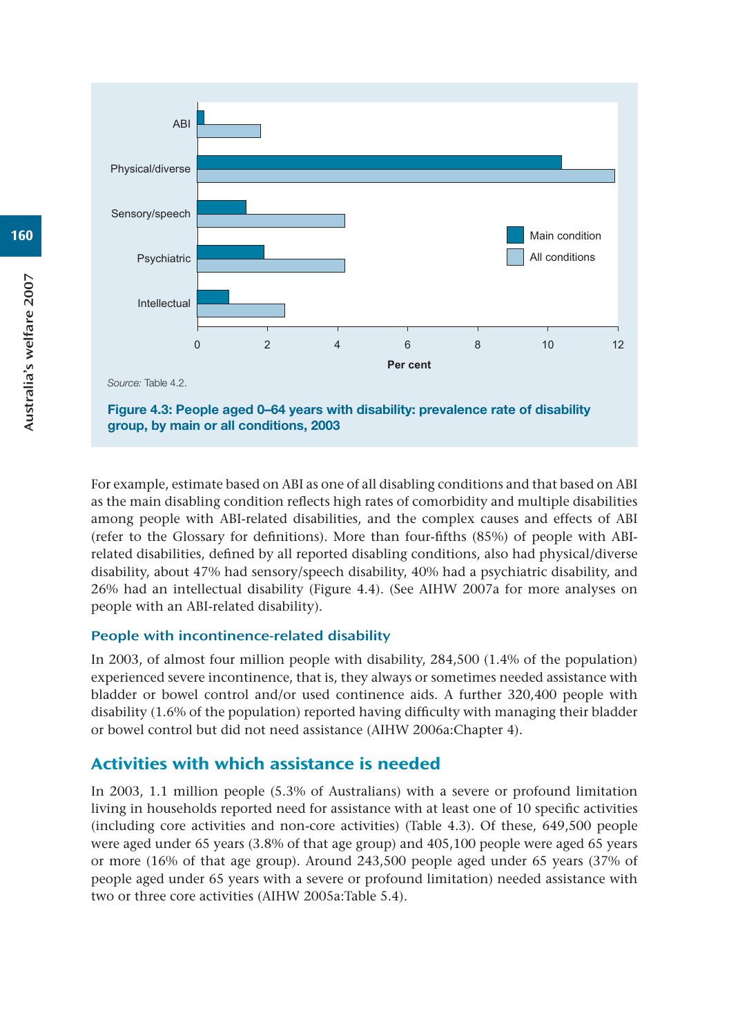Source: Table 4.2.

**Figure 4.3: People aged 0–64 years with disability: prevalence rate of disability group, by main or all conditions, 2003**

For example, estimate based on ABI as one of all disabling conditions and that based on ABI as the main disabling condition reflects high rates of comorbidity and multiple disabilities among people with ABI-related disabilities, and the complex causes and effects of ABI (refer to the Glossary for definitions). More than four-fifths (85%) of people with ABI-related disabilities, defined by all reported disabling conditions, also had physical/diverse disability, about 47% had sensory/speech disability, 40% had a psychiatric disability, and 26% had an intellectual disability (Figure 4.4). (See AIHW 2007a for more analyses on people with an ABI-related disability).

### People with incontinence-related disability

In 2003, of almost four million people with disability, 284,500 (1.4% of the population) experienced severe incontinence, that is, they always or sometimes needed assistance with bladder or bowel control and/or used continence aids. A further 320,400 people with disability (1.6% of the population) reported having difficulty with managing their bladder or bowel control but did not need assistance (AIHW 2006a:Chapter 4).

## Activities with which assistance is needed

In 2003, 1.1 million people (5.3% of Australians) with a severe or profound limitation living in households reported need for assistance with at least one of 10 specific activities (including core activities and non-core activities) (Table 4.3). Of these, 649,500 people were aged under 65 years (3.8% of that age group) and 405,100 people were aged 65 years or more (16% of that age group). Around 243,500 people aged under 65 years (37% of people aged under 65 years with a severe or profound limitation) needed assistance with two or three core activities (AIHW 2005a:Table 5.4).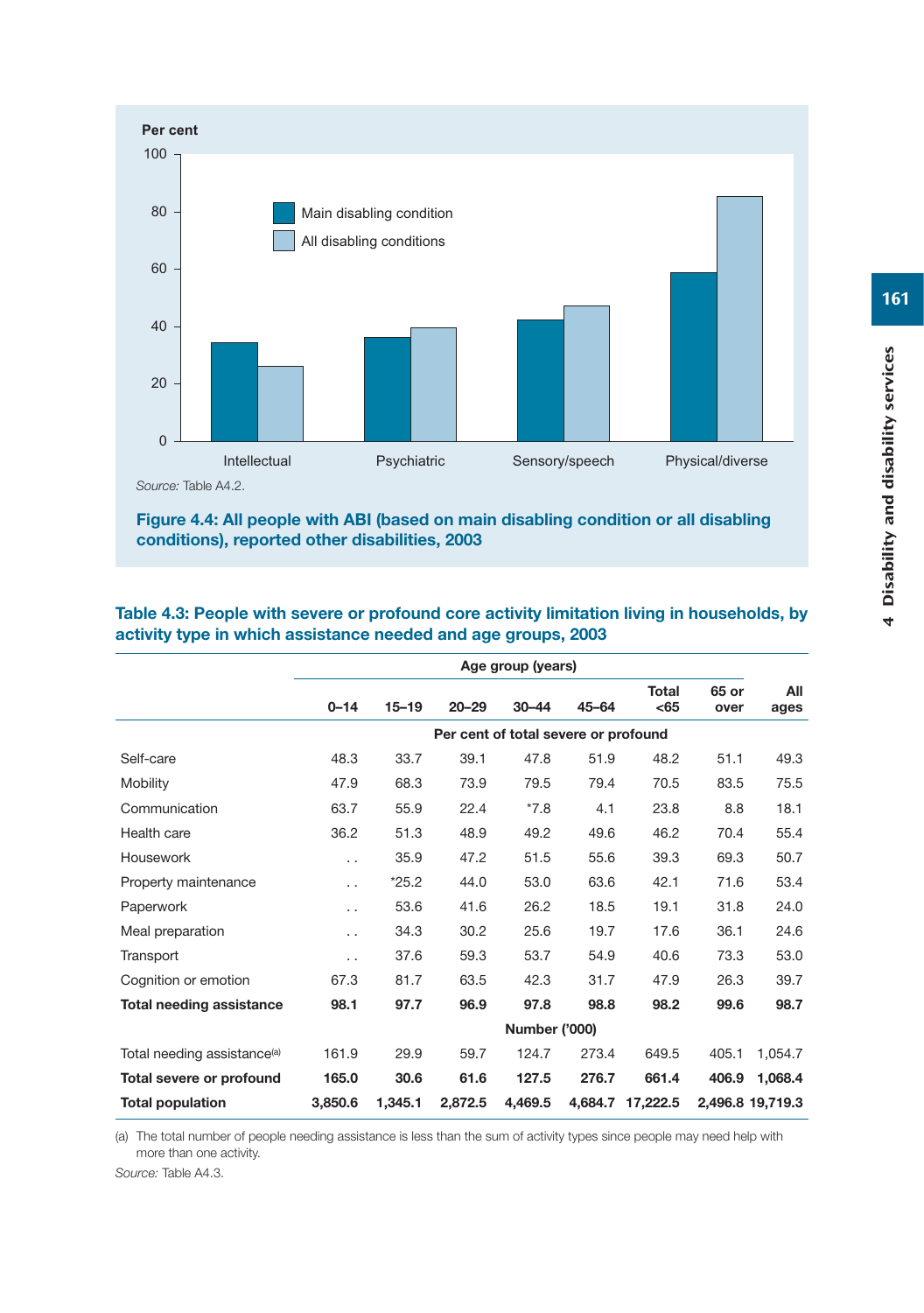Per cent

| | Intellectual | Psychiatric | Sensory/speech | Physical/diverse |
|---|---|---|---|---|
| Main disabling condition | | | | |
| All disabling conditions | | | | |

*Source:* Table A4.2.

**Figure 4.4: All people with ABI (based on main disabling condition or all disabling conditions), reported other disabilities, 2003**

**Table 4.3: People with severe or profound core activity limitation living in households, by activity type in which assistance needed and age groups, 2003**

| | Age group (years) | | | | | | | |
|---|---|---|---|---|---|---|---|---|
| | 0–14 | 15–19 | 20–29 | 30–44 | 45–64 | Total <65 | 65 or over | All ages |
| | Per cent of total severe or profound | | | | | | | |
| Self-care | 48.3 | 33.7 | 39.1 | 47.8 | 51.9 | 48.2 | 51.1 | 49.3 |
| Mobility | 47.9 | 68.3 | 73.9 | 79.5 | 79.4 | 70.5 | 83.5 | 75.5 |
| Communication | 63.7 | 55.9 | 22.4 | *7.8 | 4.1 | 23.8 | 8.8 | 18.1 |
| Health care | 36.2 | 51.3 | 48.9 | 49.2 | 49.6 | 46.2 | 70.4 | 55.4 |
| Housework | . . | 35.9 | 47.2 | 51.5 | 55.6 | 39.3 | 69.3 | 50.7 |
| Property maintenance | . . | *25.2 | 44.0 | 53.0 | 63.6 | 42.1 | 71.6 | 53.4 |
| Paperwork | . . | 53.6 | 41.6 | 26.2 | 18.5 | 19.1 | 31.8 | 24.0 |
| Meal preparation | . . | 34.3 | 30.2 | 25.6 | 19.7 | 17.6 | 36.1 | 24.6 |
| Transport | . . | 37.6 | 59.3 | 53.7 | 54.9 | 40.6 | 73.3 | 53.0 |
| Cognition or emotion | 67.3 | 81.7 | 63.5 | 42.3 | 31.7 | 47.9 | 26.3 | 39.7 |
| **Total needing assistance** | **98.1** | **97.7** | **96.9** | **97.8** | **98.8** | **98.2** | **99.6** | **98.7** |
| | Number ('000) | | | | | | | |
| Total needing assistance[(a)] | 161.9 | 29.9 | 59.7 | 124.7 | 273.4 | 649.5 | 405.1 | 1,054.7 |
| **Total severe or profound** | **165.0** | **30.6** | **61.6** | **127.5** | **276.7** | **661.4** | **406.9** | **1,068.4** |
| **Total population** | **3,850.6** | **1,345.1** | **2,872.5** | **4,469.5** | **4,684.7** | **17,222.5** | **2,496.8** | **19,719.3** |

(a) The total number of people needing assistance is less than the sum of activity types since people may need help with more than one activity.

*Source:* Table A4.3.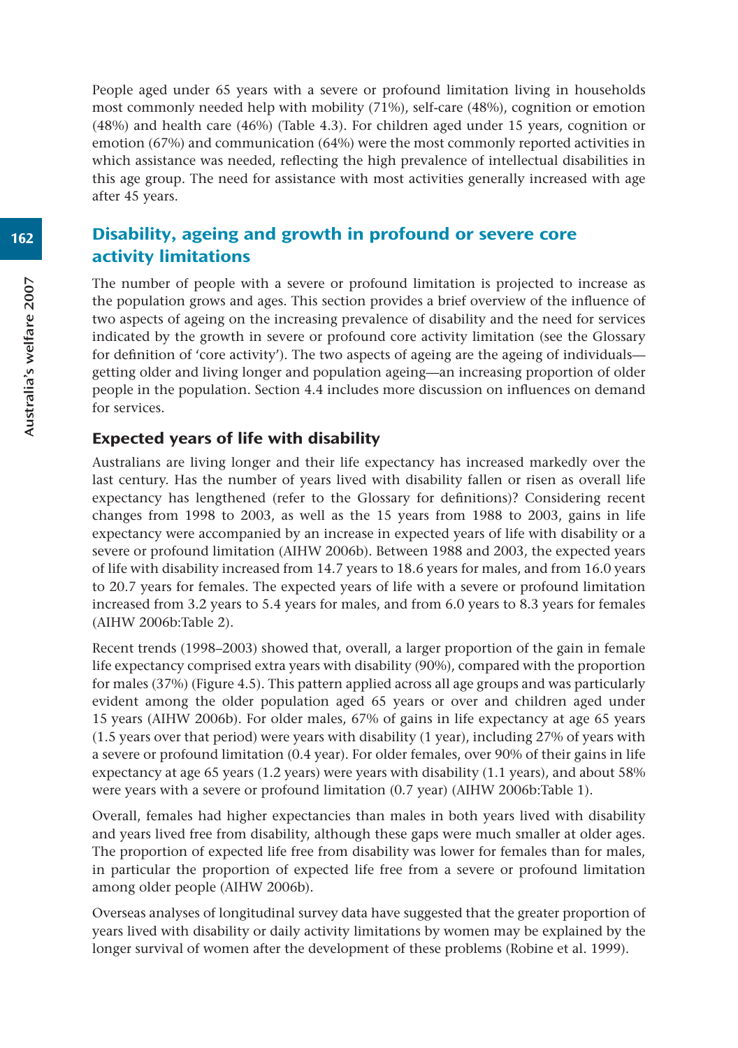People aged under 65 years with a severe or profound limitation living in households most commonly needed help with mobility (71%), self-care (48%), cognition or emotion (48%) and health care (46%) (Table 4.3). For children aged under 15 years, cognition or emotion (67%) and communication (64%) were the most commonly reported activities in which assistance was needed, reflecting the high prevalence of intellectual disabilities in this age group. The need for assistance with most activities generally increased with age after 45 years.

## Disability, ageing and growth in profound or severe core activity limitations

The number of people with a severe or profound limitation is projected to increase as the population grows and ages. This section provides a brief overview of the influence of two aspects of ageing on the increasing prevalence of disability and the need for services indicated by the growth in severe or profound core activity limitation (see the Glossary for definition of 'core activity'). The two aspects of ageing are the ageing of individuals—getting older and living longer and population ageing—an increasing proportion of older people in the population. Section 4.4 includes more discussion on influences on demand for services.

### Expected years of life with disability

Australians are living longer and their life expectancy has increased markedly over the last century. Has the number of years lived with disability fallen or risen as overall life expectancy has lengthened (refer to the Glossary for definitions)? Considering recent changes from 1998 to 2003, as well as the 15 years from 1988 to 2003, gains in life expectancy were accompanied by an increase in expected years of life with disability or a severe or profound limitation (AIHW 2006b). Between 1988 and 2003, the expected years of life with disability increased from 14.7 years to 18.6 years for males, and from 16.0 years to 20.7 years for females. The expected years of life with a severe or profound limitation increased from 3.2 years to 5.4 years for males, and from 6.0 years to 8.3 years for females (AIHW 2006b:Table 2).

Recent trends (1998–2003) showed that, overall, a larger proportion of the gain in female life expectancy comprised extra years with disability (90%), compared with the proportion for males (37%) (Figure 4.5). This pattern applied across all age groups and was particularly evident among the older population aged 65 years or over and children aged under 15 years (AIHW 2006b). For older males, 67% of gains in life expectancy at age 65 years (1.5 years over that period) were years with disability (1 year), including 27% of years with a severe or profound limitation (0.4 year). For older females, over 90% of their gains in life expectancy at age 65 years (1.2 years) were years with disability (1.1 years), and about 58% were years with a severe or profound limitation (0.7 year) (AIHW 2006b:Table 1).

Overall, females had higher expectancies than males in both years lived with disability and years lived free from disability, although these gaps were much smaller at older ages. The proportion of expected life free from disability was lower for females than for males, in particular the proportion of expected life free from a severe or profound limitation among older people (AIHW 2006b).

Overseas analyses of longitudinal survey data have suggested that the greater proportion of years lived with disability or daily activity limitations by women may be explained by the longer survival of women after the development of these problems (Robine et al. 1999).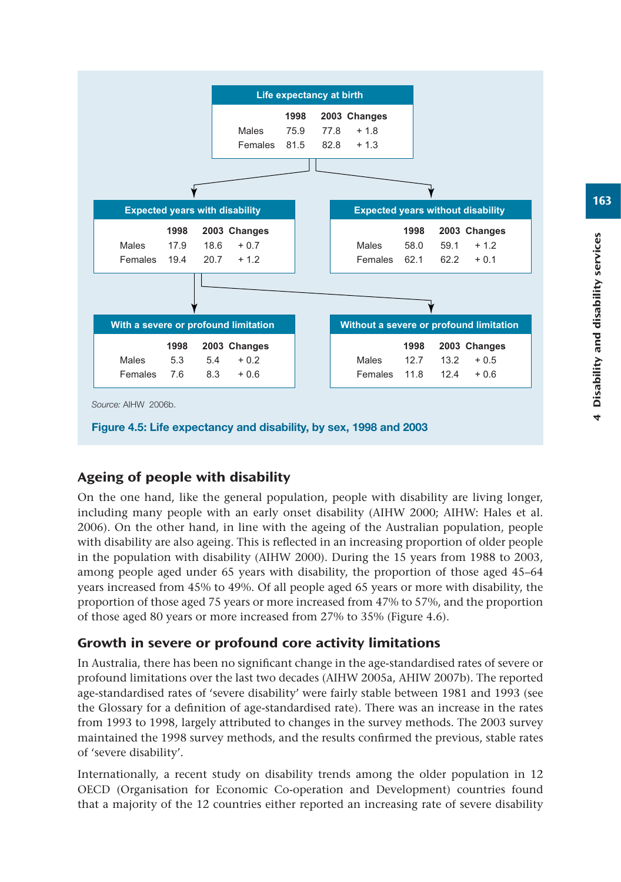**Life expectancy at birth**

| | 1998 | 2003 | Changes |
|---|---|---|---|
| Males | 75.9 | 77.8 | + 1.8 |
| Females | 81.5 | 82.8 | + 1.3 |

**Expected years with disability**

| | 1998 | 2003 | Changes |
|---|---|---|---|
| Males | 17.9 | 18.6 | + 0.7 |
| Females | 19.4 | 20.7 | + 1.2 |

**Expected years without disability**

| | 1998 | 2003 | Changes |
|---|---|---|---|
| Males | 58.0 | 59.1 | + 1.2 |
| Females | 62.1 | 62.2 | + 0.1 |

**With a severe or profound limitation**

| | 1998 | 2003 | Changes |
|---|---|---|---|
| Males | 5.3 | 5.4 | + 0.2 |
| Females | 7.6 | 8.3 | + 0.6 |

**Without a severe or profound limitation**

| | 1998 | 2003 | Changes |
|---|---|---|---|
| Males | 12.7 | 13.2 | + 0.5 |
| Females | 11.8 | 12.4 | + 0.6 |

*Source:* AIHW 2006b.

**Figure 4.5: Life expectancy and disability, by sex, 1998 and 2003**

## Ageing of people with disability

On the one hand, like the general population, people with disability are living longer, including many people with an early onset disability (AIHW 2000; AIHW: Hales et al. 2006). On the other hand, in line with the ageing of the Australian population, people with disability are also ageing. This is reflected in an increasing proportion of older people in the population with disability (AIHW 2000). During the 15 years from 1988 to 2003, among people aged under 65 years with disability, the proportion of those aged 45–64 years increased from 45% to 49%. Of all people aged 65 years or more with disability, the proportion of those aged 75 years or more increased from 47% to 57%, and the proportion of those aged 80 years or more increased from 27% to 35% (Figure 4.6).

## Growth in severe or profound core activity limitations

In Australia, there has been no significant change in the age-standardised rates of severe or profound limitations over the last two decades (AIHW 2005a, AHIW 2007b). The reported age-standardised rates of 'severe disability' were fairly stable between 1981 and 1993 (see the Glossary for a definition of age-standardised rate). There was an increase in the rates from 1993 to 1998, largely attributed to changes in the survey methods. The 2003 survey maintained the 1998 survey methods, and the results confirmed the previous, stable rates of 'severe disability'.

Internationally, a recent study on disability trends among the older population in 12 OECD (Organisation for Economic Co-operation and Development) countries found that a majority of the 12 countries either reported an increasing rate of severe disability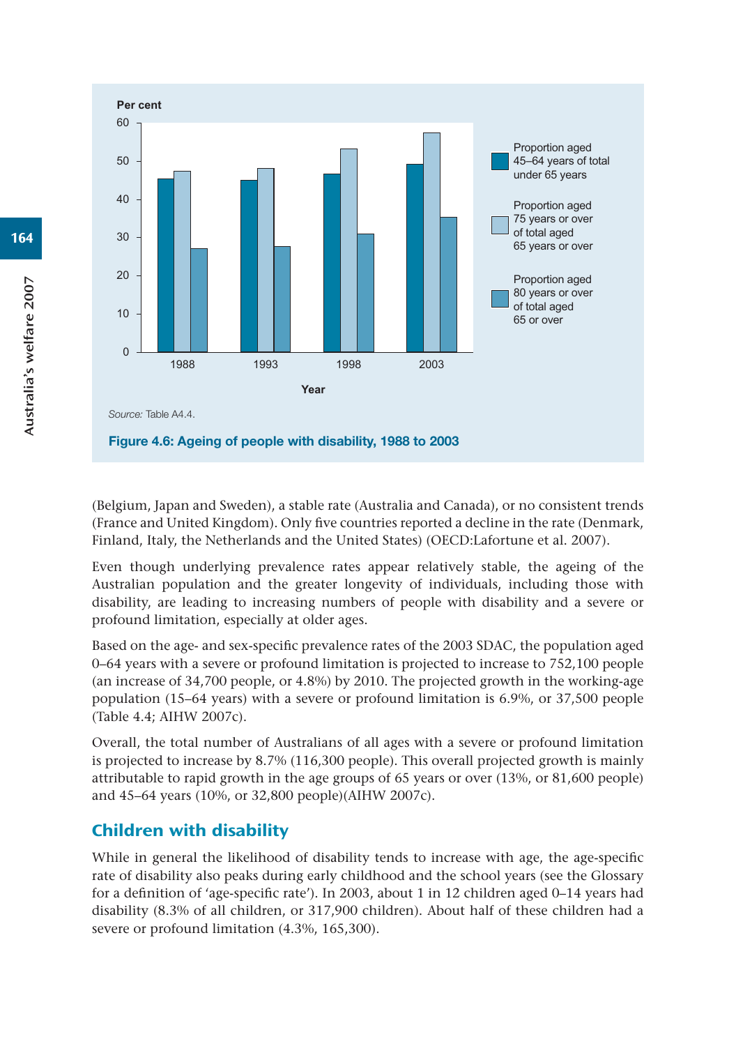Source: Table A4.4.

**Figure 4.6: Ageing of people with disability, 1988 to 2003**

(Belgium, Japan and Sweden), a stable rate (Australia and Canada), or no consistent trends (France and United Kingdom). Only five countries reported a decline in the rate (Denmark, Finland, Italy, the Netherlands and the United States) (OECD:Lafortune et al. 2007).

Even though underlying prevalence rates appear relatively stable, the ageing of the Australian population and the greater longevity of individuals, including those with disability, are leading to increasing numbers of people with disability and a severe or profound limitation, especially at older ages.

Based on the age- and sex-specific prevalence rates of the 2003 SDAC, the population aged 0–64 years with a severe or profound limitation is projected to increase to 752,100 people (an increase of 34,700 people, or 4.8%) by 2010. The projected growth in the working-age population (15–64 years) with a severe or profound limitation is 6.9%, or 37,500 people (Table 4.4; AIHW 2007c).

Overall, the total number of Australians of all ages with a severe or profound limitation is projected to increase by 8.7% (116,300 people). This overall projected growth is mainly attributable to rapid growth in the age groups of 65 years or over (13%, or 81,600 people) and 45–64 years (10%, or 32,800 people)(AIHW 2007c).

## Children with disability

While in general the likelihood of disability tends to increase with age, the age-specific rate of disability also peaks during early childhood and the school years (see the Glossary for a definition of 'age-specific rate'). In 2003, about 1 in 12 children aged 0–14 years had disability (8.3% of all children, or 317,900 children). About half of these children had a severe or profound limitation (4.3%, 165,300).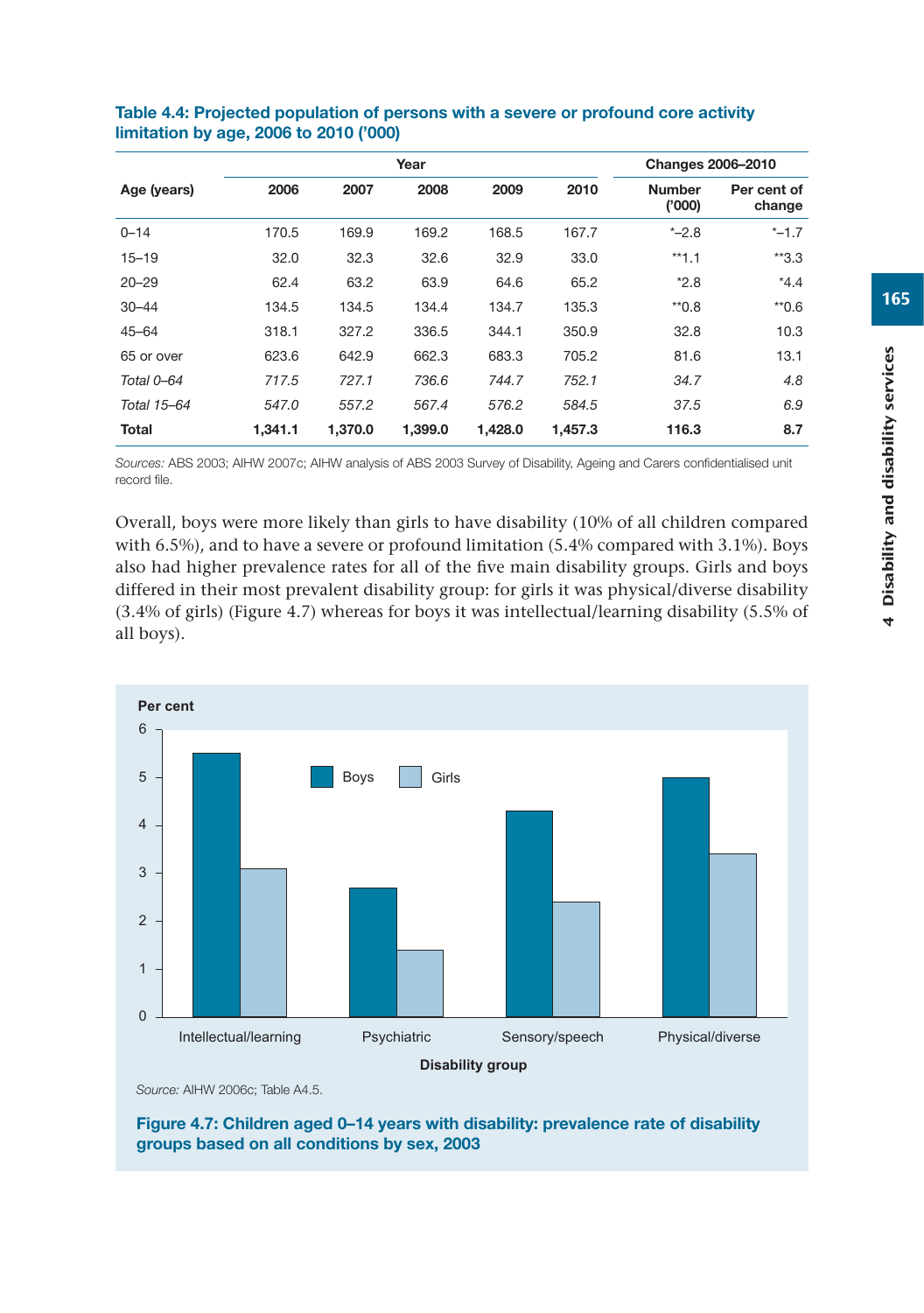**Table 4.4: Projected population of persons with a severe or profound core activity limitation by age, 2006 to 2010 ('000)**

| Age (years) | Year | | | | | Changes 2006–2010 | |
|---|---|---|---|---|---|---|---|
| | 2006 | 2007 | 2008 | 2009 | 2010 | Number ('000) | Per cent of change |
| 0–14 | 170.5 | 169.9 | 169.2 | 168.5 | 167.7 | *–2.8 | *–1.7 |
| 15–19 | 32.0 | 32.3 | 32.6 | 32.9 | 33.0 | **1.1 | **3.3 |
| 20–29 | 62.4 | 63.2 | 63.9 | 64.6 | 65.2 | *2.8 | *4.4 |
| 30–44 | 134.5 | 134.5 | 134.4 | 134.7 | 135.3 | **0.8 | **0.6 |
| 45–64 | 318.1 | 327.2 | 336.5 | 344.1 | 350.9 | 32.8 | 10.3 |
| 65 or over | 623.6 | 642.9 | 662.3 | 683.3 | 705.2 | 81.6 | 13.1 |
| *Total 0–64* | *717.5* | *727.1* | *736.6* | *744.7* | *752.1* | *34.7* | *4.8* |
| *Total 15–64* | *547.0* | *557.2* | *567.4* | *576.2* | *584.5* | *37.5* | *6.9* |
| **Total** | **1,341.1** | **1,370.0** | **1,399.0** | **1,428.0** | **1,457.3** | **116.3** | **8.7** |

*Sources:* ABS 2003; AIHW 2007c; AIHW analysis of ABS 2003 Survey of Disability, Ageing and Carers confidentialised unit record file.

Overall, boys were more likely than girls to have disability (10% of all children compared with 6.5%), and to have a severe or profound limitation (5.4% compared with 3.1%). Boys also had higher prevalence rates for all of the five main disability groups. Girls and boys differed in their most prevalent disability group: for girls it was physical/diverse disability (3.4% of girls) (Figure 4.7) whereas for boys it was intellectual/learning disability (5.5% of all boys).

*Source:* AIHW 2006c; Table A4.5.

**Figure 4.7: Children aged 0–14 years with disability: prevalence rate of disability groups based on all conditions by sex, 2003**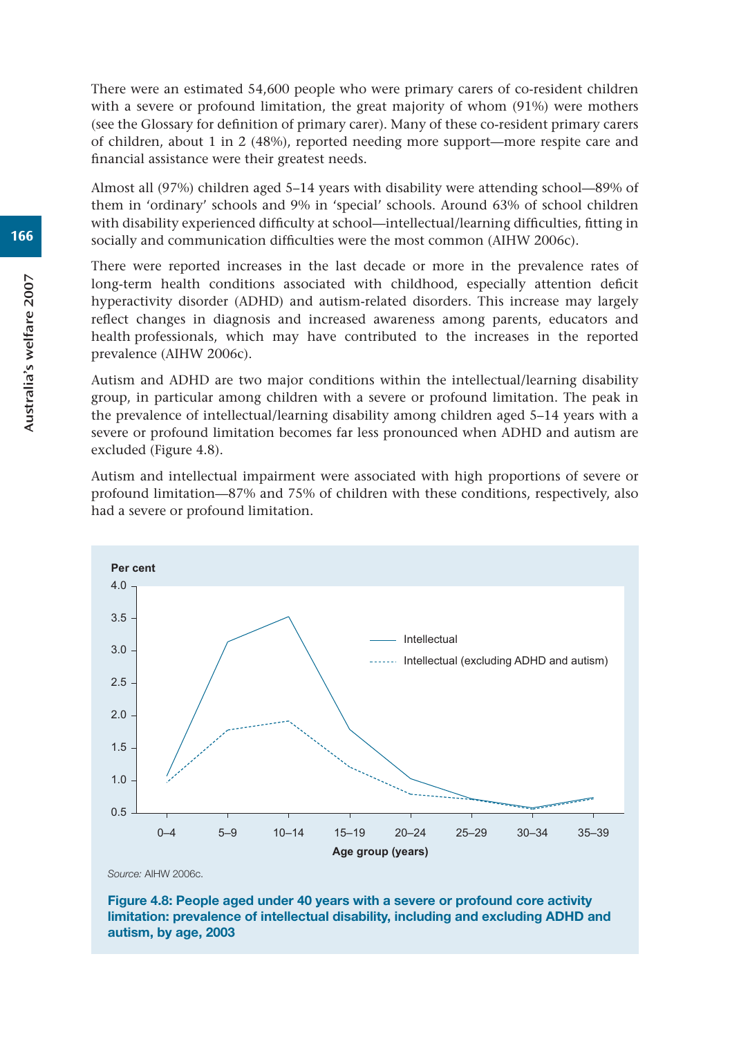There were an estimated 54,600 people who were primary carers of co-resident children with a severe or profound limitation, the great majority of whom (91%) were mothers (see the Glossary for definition of primary carer). Many of these co-resident primary carers of children, about 1 in 2 (48%), reported needing more support—more respite care and financial assistance were their greatest needs.

Almost all (97%) children aged 5–14 years with disability were attending school—89% of them in 'ordinary' schools and 9% in 'special' schools. Around 63% of school children with disability experienced difficulty at school—intellectual/learning difficulties, fitting in socially and communication difficulties were the most common (AIHW 2006c).

There were reported increases in the last decade or more in the prevalence rates of long-term health conditions associated with childhood, especially attention deficit hyperactivity disorder (ADHD) and autism-related disorders. This increase may largely reflect changes in diagnosis and increased awareness among parents, educators and health professionals, which may have contributed to the increases in the reported prevalence (AIHW 2006c).

Autism and ADHD are two major conditions within the intellectual/learning disability group, in particular among children with a severe or profound limitation. The peak in the prevalence of intellectual/learning disability among children aged 5–14 years with a severe or profound limitation becomes far less pronounced when ADHD and autism are excluded (Figure 4.8).

Autism and intellectual impairment were associated with high proportions of severe or profound limitation—87% and 75% of children with these conditions, respectively, also had a severe or profound limitation.

*Source:* AIHW 2006c.

**Figure 4.8: People aged under 40 years with a severe or profound core activity limitation: prevalence of intellectual disability, including and excluding ADHD and autism, by age, 2003**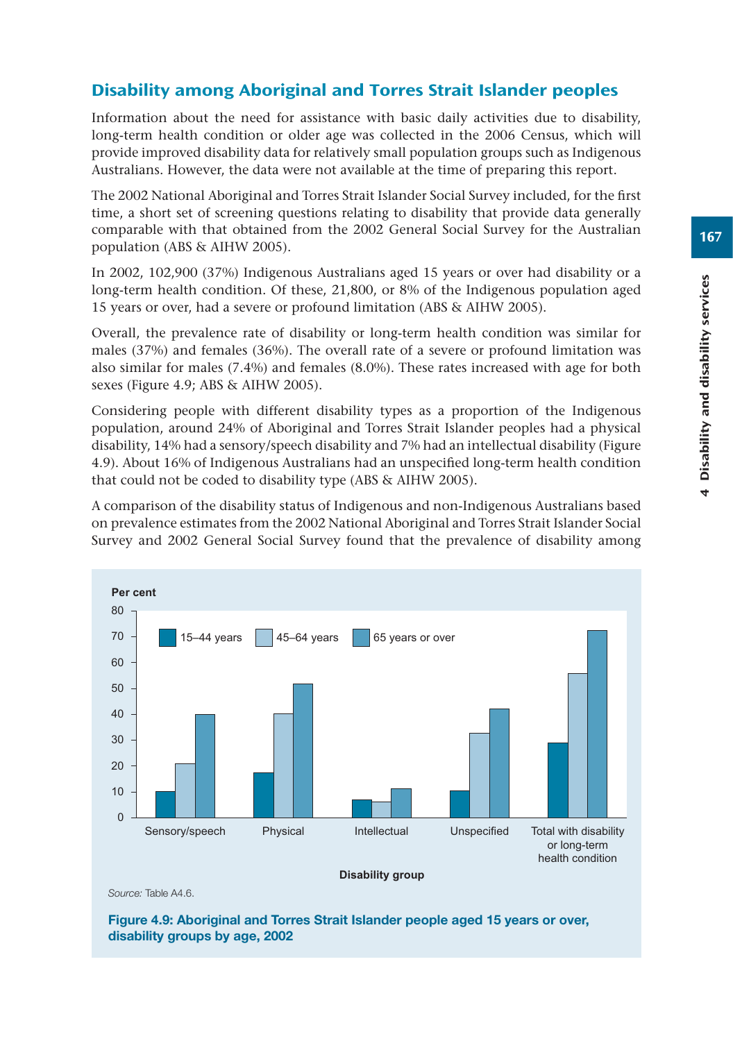## Disability among Aboriginal and Torres Strait Islander peoples

Information about the need for assistance with basic daily activities due to disability, long-term health condition or older age was collected in the 2006 Census, which will provide improved disability data for relatively small population groups such as Indigenous Australians. However, the data were not available at the time of preparing this report.

The 2002 National Aboriginal and Torres Strait Islander Social Survey included, for the first time, a short set of screening questions relating to disability that provide data generally comparable with that obtained from the 2002 General Social Survey for the Australian population (ABS & AIHW 2005).

In 2002, 102,900 (37%) Indigenous Australians aged 15 years or over had disability or a long-term health condition. Of these, 21,800, or 8% of the Indigenous population aged 15 years or over, had a severe or profound limitation (ABS & AIHW 2005).

Overall, the prevalence rate of disability or long-term health condition was similar for males (37%) and females (36%). The overall rate of a severe or profound limitation was also similar for males (7.4%) and females (8.0%). These rates increased with age for both sexes (Figure 4.9; ABS & AIHW 2005).

Considering people with different disability types as a proportion of the Indigenous population, around 24% of Aboriginal and Torres Strait Islander peoples had a physical disability, 14% had a sensory/speech disability and 7% had an intellectual disability (Figure 4.9). About 16% of Indigenous Australians had an unspecified long-term health condition that could not be coded to disability type (ABS & AIHW 2005).

A comparison of the disability status of Indigenous and non-Indigenous Australians based on prevalence estimates from the 2002 National Aboriginal and Torres Strait Islander Social Survey and 2002 General Social Survey found that the prevalence of disability among

*Source:* Table A4.6.

**Figure 4.9: Aboriginal and Torres Strait Islander people aged 15 years or over, disability groups by age, 2002**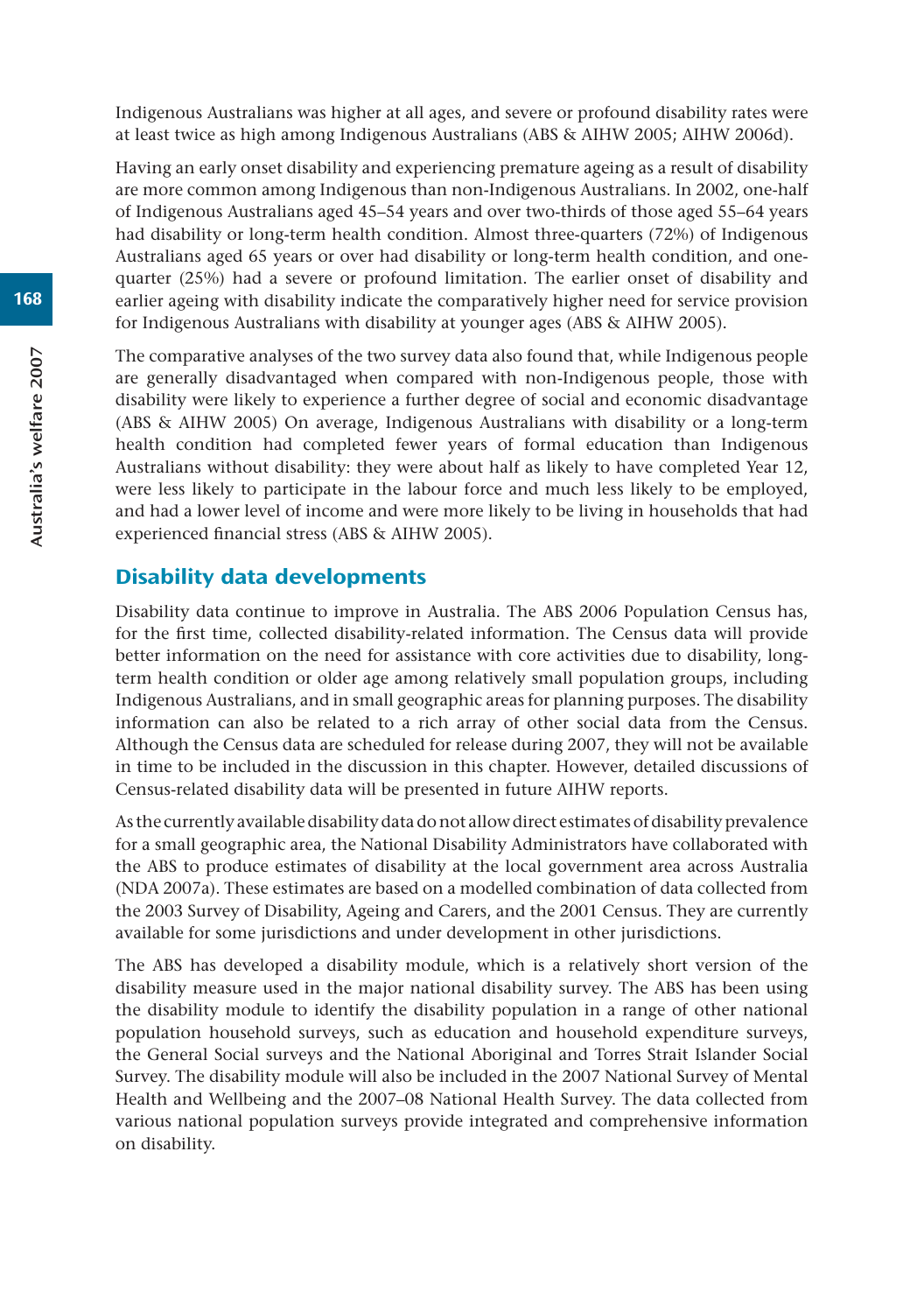Indigenous Australians was higher at all ages, and severe or profound disability rates were at least twice as high among Indigenous Australians (ABS & AIHW 2005; AIHW 2006d).

Having an early onset disability and experiencing premature ageing as a result of disability are more common among Indigenous than non-Indigenous Australians. In 2002, one-half of Indigenous Australians aged 45–54 years and over two-thirds of those aged 55–64 years had disability or long-term health condition. Almost three-quarters (72%) of Indigenous Australians aged 65 years or over had disability or long-term health condition, and one-quarter (25%) had a severe or profound limitation. The earlier onset of disability and earlier ageing with disability indicate the comparatively higher need for service provision for Indigenous Australians with disability at younger ages (ABS & AIHW 2005).

The comparative analyses of the two survey data also found that, while Indigenous people are generally disadvantaged when compared with non-Indigenous people, those with disability were likely to experience a further degree of social and economic disadvantage (ABS & AIHW 2005) On average, Indigenous Australians with disability or a long-term health condition had completed fewer years of formal education than Indigenous Australians without disability: they were about half as likely to have completed Year 12, were less likely to participate in the labour force and much less likely to be employed, and had a lower level of income and were more likely to be living in households that had experienced financial stress (ABS & AIHW 2005).

## Disability data developments

Disability data continue to improve in Australia. The ABS 2006 Population Census has, for the first time, collected disability-related information. The Census data will provide better information on the need for assistance with core activities due to disability, long-term health condition or older age among relatively small population groups, including Indigenous Australians, and in small geographic areas for planning purposes. The disability information can also be related to a rich array of other social data from the Census. Although the Census data are scheduled for release during 2007, they will not be available in time to be included in the discussion in this chapter. However, detailed discussions of Census-related disability data will be presented in future AIHW reports.

As the currently available disability data do not allow direct estimates of disability prevalence for a small geographic area, the National Disability Administrators have collaborated with the ABS to produce estimates of disability at the local government area across Australia (NDA 2007a). These estimates are based on a modelled combination of data collected from the 2003 Survey of Disability, Ageing and Carers, and the 2001 Census. They are currently available for some jurisdictions and under development in other jurisdictions.

The ABS has developed a disability module, which is a relatively short version of the disability measure used in the major national disability survey. The ABS has been using the disability module to identify the disability population in a range of other national population household surveys, such as education and household expenditure surveys, the General Social surveys and the National Aboriginal and Torres Strait Islander Social Survey. The disability module will also be included in the 2007 National Survey of Mental Health and Wellbeing and the 2007–08 National Health Survey. The data collected from various national population surveys provide integrated and comprehensive information on disability.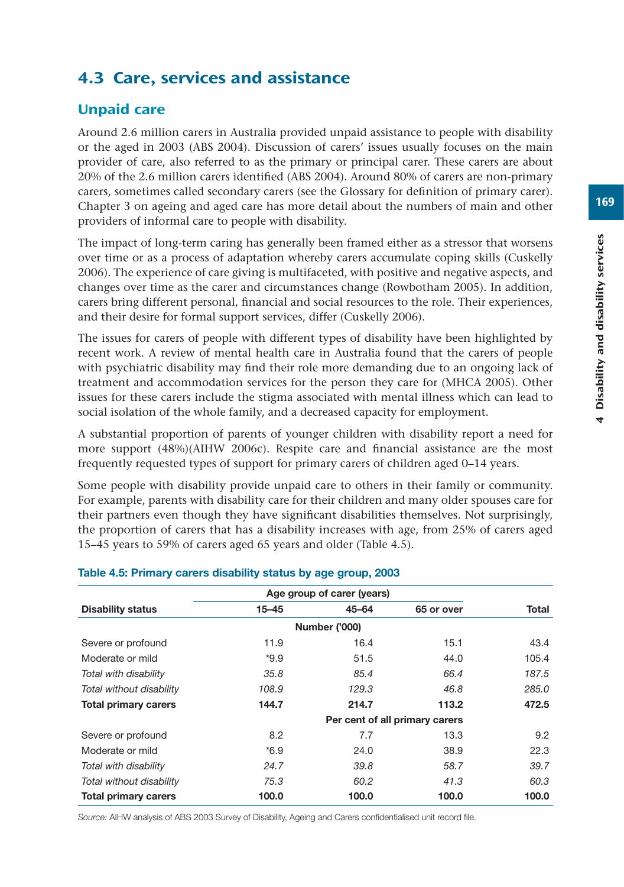## 4.3 Care, services and assistance

### Unpaid care

Around 2.6 million carers in Australia provided unpaid assistance to people with disability or the aged in 2003 (ABS 2004). Discussion of carers' issues usually focuses on the main provider of care, also referred to as the primary or principal carer. These carers are about 20% of the 2.6 million carers identified (ABS 2004). Around 80% of carers are non-primary carers, sometimes called secondary carers (see the Glossary for definition of primary carer). Chapter 3 on ageing and aged care has more detail about the numbers of main and other providers of informal care to people with disability.

The impact of long-term caring has generally been framed either as a stressor that worsens over time or as a process of adaptation whereby carers accumulate coping skills (Cuskelly 2006). The experience of care giving is multifaceted, with positive and negative aspects, and changes over time as the carer and circumstances change (Rowbotham 2005). In addition, carers bring different personal, financial and social resources to the role. Their experiences, and their desire for formal support services, differ (Cuskelly 2006).

The issues for carers of people with different types of disability have been highlighted by recent work. A review of mental health care in Australia found that the carers of people with psychiatric disability may find their role more demanding due to an ongoing lack of treatment and accommodation services for the person they care for (MHCA 2005). Other issues for these carers include the stigma associated with mental illness which can lead to social isolation of the whole family, and a decreased capacity for employment.

A substantial proportion of parents of younger children with disability report a need for more support (48%)(AIHW 2006c). Respite care and financial assistance are the most frequently requested types of support for primary carers of children aged 0–14 years.

Some people with disability provide unpaid care to others in their family or community. For example, parents with disability care for their children and many older spouses care for their partners even though they have significant disabilities themselves. Not surprisingly, the proportion of carers that has a disability increases with age, from 25% of carers aged 15–45 years to 59% of carers aged 65 years and older (Table 4.5).

**Table 4.5: Primary carers disability status by age group, 2003**

| | Age group of carer (years) | | | |
|---|---|---|---|---|
| **Disability status** | **15–45** | **45–64** | **65 or over** | **Total** |
| | | **Number ('000)** | | |
| Severe or profound | 11.9 | 16.4 | 15.1 | 43.4 |
| Moderate or mild | *9.9 | 51.5 | 44.0 | 105.4 |
| *Total with disability* | *35.8* | *85.4* | *66.4* | *187.5* |
| *Total without disability* | *108.9* | *129.3* | *46.8* | *285.0* |
| **Total primary carers** | **144.7** | **214.7** | **113.2** | **472.5** |
| | | **Per cent of all primary carers** | | |
| Severe or profound | 8.2 | 7.7 | 13.3 | 9.2 |
| Moderate or mild | *6.9 | 24.0 | 38.9 | 22.3 |
| *Total with disability* | *24.7* | *39.8* | *58.7* | *39.7* |
| *Total without disability* | *75.3* | *60.2* | *41.3* | *60.3* |
| **Total primary carers** | **100.0** | **100.0** | **100.0** | **100.0** |

*Source:* AIHW analysis of ABS 2003 Survey of Disability, Ageing and Carers confidentialised unit record file.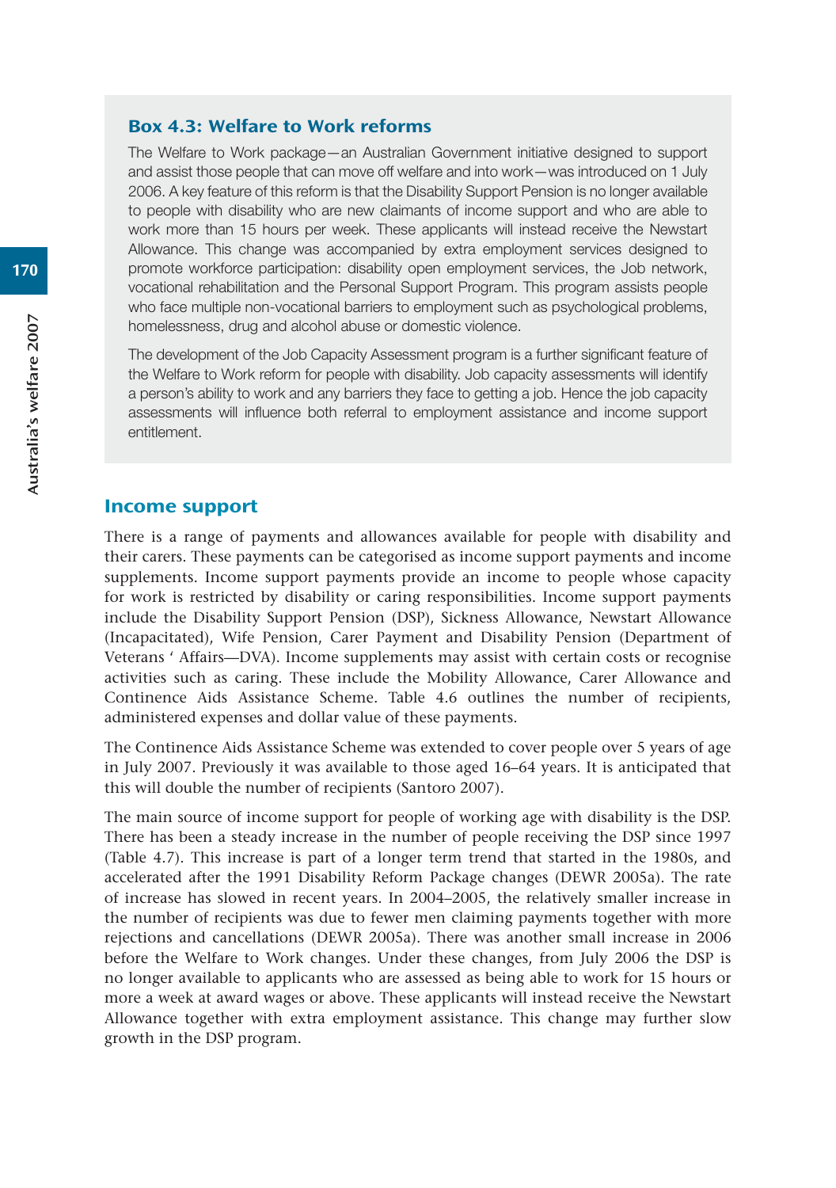### Box 4.3: Welfare to Work reforms

The Welfare to Work package—an Australian Government initiative designed to support and assist those people that can move off welfare and into work—was introduced on 1 July 2006. A key feature of this reform is that the Disability Support Pension is no longer available to people with disability who are new claimants of income support and who are able to work more than 15 hours per week. These applicants will instead receive the Newstart Allowance. This change was accompanied by extra employment services designed to promote workforce participation: disability open employment services, the Job network, vocational rehabilitation and the Personal Support Program. This program assists people who face multiple non-vocational barriers to employment such as psychological problems, homelessness, drug and alcohol abuse or domestic violence.

The development of the Job Capacity Assessment program is a further significant feature of the Welfare to Work reform for people with disability. Job capacity assessments will identify a person's ability to work and any barriers they face to getting a job. Hence the job capacity assessments will influence both referral to employment assistance and income support entitlement.

## Income support

There is a range of payments and allowances available for people with disability and their carers. These payments can be categorised as income support payments and income supplements. Income support payments provide an income to people whose capacity for work is restricted by disability or caring responsibilities. Income support payments include the Disability Support Pension (DSP), Sickness Allowance, Newstart Allowance (Incapacitated), Wife Pension, Carer Payment and Disability Pension (Department of Veterans ' Affairs—DVA). Income supplements may assist with certain costs or recognise activities such as caring. These include the Mobility Allowance, Carer Allowance and Continence Aids Assistance Scheme. Table 4.6 outlines the number of recipients, administered expenses and dollar value of these payments.

The Continence Aids Assistance Scheme was extended to cover people over 5 years of age in July 2007. Previously it was available to those aged 16–64 years. It is anticipated that this will double the number of recipients (Santoro 2007).

The main source of income support for people of working age with disability is the DSP. There has been a steady increase in the number of people receiving the DSP since 1997 (Table 4.7). This increase is part of a longer term trend that started in the 1980s, and accelerated after the 1991 Disability Reform Package changes (DEWR 2005a). The rate of increase has slowed in recent years. In 2004–2005, the relatively smaller increase in the number of recipients was due to fewer men claiming payments together with more rejections and cancellations (DEWR 2005a). There was another small increase in 2006 before the Welfare to Work changes. Under these changes, from July 2006 the DSP is no longer available to applicants who are assessed as being able to work for 15 hours or more a week at award wages or above. These applicants will instead receive the Newstart Allowance together with extra employment assistance. This change may further slow growth in the DSP program.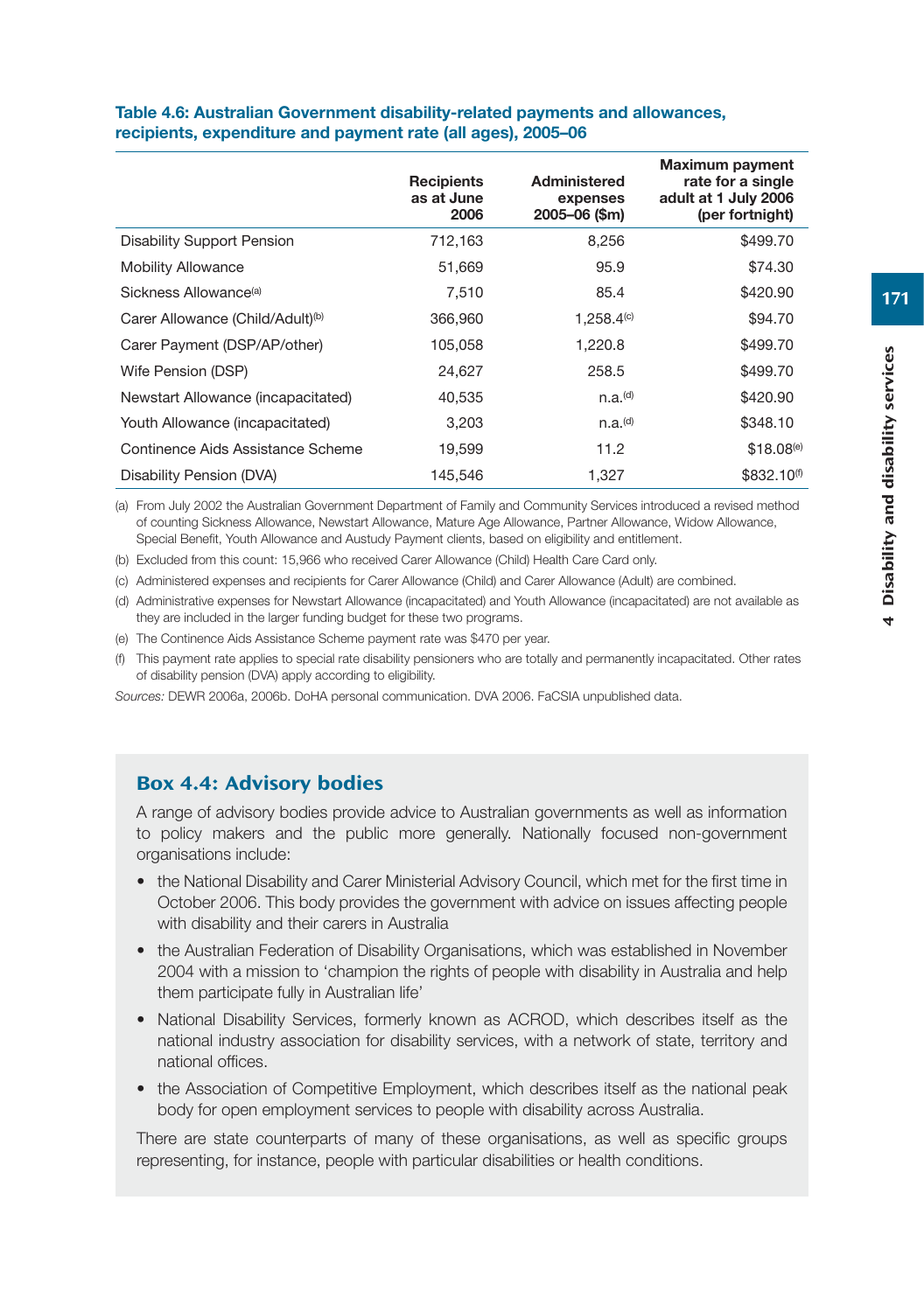**Table 4.6: Australian Government disability-related payments and allowances, recipients, expenditure and payment rate (all ages), 2005–06**

| | Recipients as at June 2006 | Administered expenses 2005–06 ($m) | Maximum payment rate for a single adult at 1 July 2006 (per fortnight) |
|---|---|---|---|
| Disability Support Pension | 712,163 | 8,256 | $499.70 |
| Mobility Allowance | 51,669 | 95.9 | $74.30 |
| Sickness Allowance[(a)] | 7,510 | 85.4 | $420.90 |
| Carer Allowance (Child/Adult)[(b)] | 366,960 | 1,258.4[(c)] | $94.70 |
| Carer Payment (DSP/AP/other) | 105,058 | 1,220.8 | $499.70 |
| Wife Pension (DSP) | 24,627 | 258.5 | $499.70 |
| Newstart Allowance (incapacitated) | 40,535 | n.a.[(d)] | $420.90 |
| Youth Allowance (incapacitated) | 3,203 | n.a.[(d)] | $348.10 |
| Continence Aids Assistance Scheme | 19,599 | 11.2 | $18.08[(e)] |
| Disability Pension (DVA) | 145,546 | 1,327 | $832.10[(f)] |

(a) From July 2002 the Australian Government Department of Family and Community Services introduced a revised method of counting Sickness Allowance, Newstart Allowance, Mature Age Allowance, Partner Allowance, Widow Allowance, Special Benefit, Youth Allowance and Austudy Payment clients, based on eligibility and entitlement.

(b) Excluded from this count: 15,966 who received Carer Allowance (Child) Health Care Card only.

(c) Administered expenses and recipients for Carer Allowance (Child) and Carer Allowance (Adult) are combined.

(d) Administrative expenses for Newstart Allowance (incapacitated) and Youth Allowance (incapacitated) are not available as they are included in the larger funding budget for these two programs.

(e) The Continence Aids Assistance Scheme payment rate was $470 per year.

(f) This payment rate applies to special rate disability pensioners who are totally and permanently incapacitated. Other rates of disability pension (DVA) apply according to eligibility.

*Sources:* DEWR 2006a, 2006b. DoHA personal communication. DVA 2006. FaCSIA unpublished data.

## Box 4.4: Advisory bodies

A range of advisory bodies provide advice to Australian governments as well as information to policy makers and the public more generally. Nationally focused non-government organisations include:

- the National Disability and Carer Ministerial Advisory Council, which met for the first time in October 2006. This body provides the government with advice on issues affecting people with disability and their carers in Australia
- the Australian Federation of Disability Organisations, which was established in November 2004 with a mission to 'champion the rights of people with disability in Australia and help them participate fully in Australian life'
- National Disability Services, formerly known as ACROD, which describes itself as the national industry association for disability services, with a network of state, territory and national offices.
- the Association of Competitive Employment, which describes itself as the national peak body for open employment services to people with disability across Australia.

There are state counterparts of many of these organisations, as well as specific groups representing, for instance, people with particular disabilities or health conditions.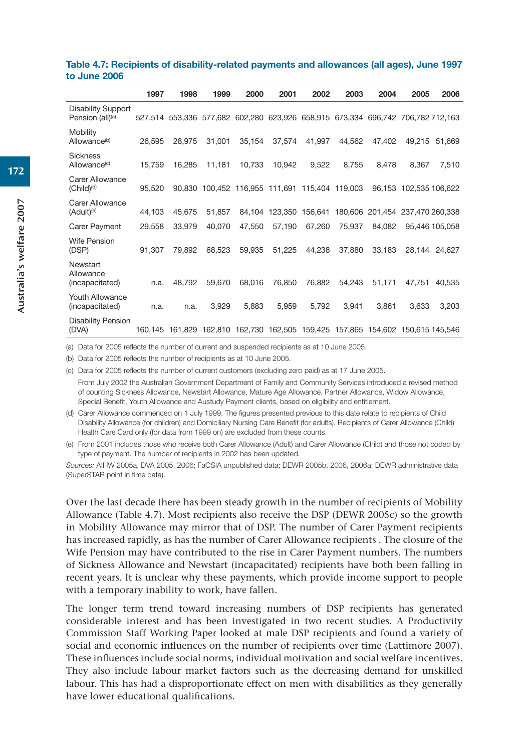**Table 4.7: Recipients of disability-related payments and allowances (all ages), June 1997 to June 2006**

| | 1997 | 1998 | 1999 | 2000 | 2001 | 2002 | 2003 | 2004 | 2005 | 2006 |
|---|---|---|---|---|---|---|---|---|---|---|
| Disability Support Pension (all)[(a)] | 527,514 | 553,336 | 577,682 | 602,280 | 623,926 | 658,915 | 673,334 | 696,742 | 706,782 | 712,163 |
| Mobility Allowance[(b)] | 26,595 | 28,975 | 31,001 | 35,154 | 37,574 | 41,997 | 44,562 | 47,402 | 49,215 | 51,669 |
| Sickness Allowance[(c)] | 15,759 | 16,285 | 11,181 | 10,733 | 10,942 | 9,522 | 8,755 | 8,478 | 8,367 | 7,510 |
| Carer Allowance (Child)[(d)] | 95,520 | 90,830 | 100,452 | 116,955 | 111,691 | 115,404 | 119,003 | 96,153 | 102,535 | 106,622 |
| Carer Allowance (Adult)[(e)] | 44,103 | 45,675 | 51,857 | 84,104 | 123,350 | 156,641 | 180,606 | 201,454 | 237,470 | 260,338 |
| Carer Payment | 29,558 | 33,979 | 40,070 | 47,550 | 57,190 | 67,260 | 75,937 | 84,082 | 95,446 | 105,058 |
| Wife Pension (DSP) | 91,307 | 79,892 | 68,523 | 59,935 | 51,225 | 44,238 | 37,880 | 33,183 | 28,144 | 24,627 |
| Newstart Allowance (incapacitated) | n.a. | 48,792 | 59,670 | 68,016 | 76,850 | 76,882 | 54,243 | 51,171 | 47,751 | 40,535 |
| Youth Allowance (incapacitated) | n.a. | n.a. | 3,929 | 5,883 | 5,959 | 5,792 | 3,941 | 3,861 | 3,633 | 3,203 |
| Disability Pension (DVA) | 160,145 | 161,829 | 162,810 | 162,730 | 162,505 | 159,425 | 157,865 | 154,602 | 150,615 | 145,546 |

(a) Data for 2005 reflects the number of current and suspended recipients as at 10 June 2005.

(b) Data for 2005 reflects the number of recipients as at 10 June 2005.

(c) Data for 2005 reflects the number of current customers (excluding zero paid) as at 17 June 2005.
From July 2002 the Australian Government Department of Family and Community Services introduced a revised method of counting Sickness Allowance, Newstart Allowance, Mature Age Allowance, Partner Allowance, Widow Allowance, Special Benefit, Youth Allowance and Austudy Payment clients, based on eligibility and entitlement.

(d) Carer Allowance commenced on 1 July 1999. The figures presented previous to this date relate to recipients of Child Disability Allowance (for children) and Domiciliary Nursing Care Benefit (for adults). Recipients of Carer Allowance (Child) Health Care Card only (for data from 1999 on) are excluded from these counts.

(e) From 2001 includes those who receive both Carer Allowance (Adult) and Carer Allowance (Child) and those not coded by type of payment. The number of recipients in 2002 has been updated.

*Sources:* AIHW 2005a, DVA 2005, 2006; FaCSIA unpublished data; DEWR 2005b, 2006, 2006a; DEWR administrative data (SuperSTAR point in time data).

Over the last decade there has been steady growth in the number of recipients of Mobility Allowance (Table 4.7). Most recipients also receive the DSP (DEWR 2005c) so the growth in Mobility Allowance may mirror that of DSP. The number of Carer Payment recipients has increased rapidly, as has the number of Carer Allowance recipients . The closure of the Wife Pension may have contributed to the rise in Carer Payment numbers. The numbers of Sickness Allowance and Newstart (incapacitated) recipients have both been falling in recent years. It is unclear why these payments, which provide income support to people with a temporary inability to work, have fallen.

The longer term trend toward increasing numbers of DSP recipients has generated considerable interest and has been investigated in two recent studies. A Productivity Commission Staff Working Paper looked at male DSP recipients and found a variety of social and economic influences on the number of recipients over time (Lattimore 2007). These influences include social norms, individual motivation and social welfare incentives. They also include labour market factors such as the decreasing demand for unskilled labour. This has had a disproportionate effect on men with disabilities as they generally have lower educational qualifications.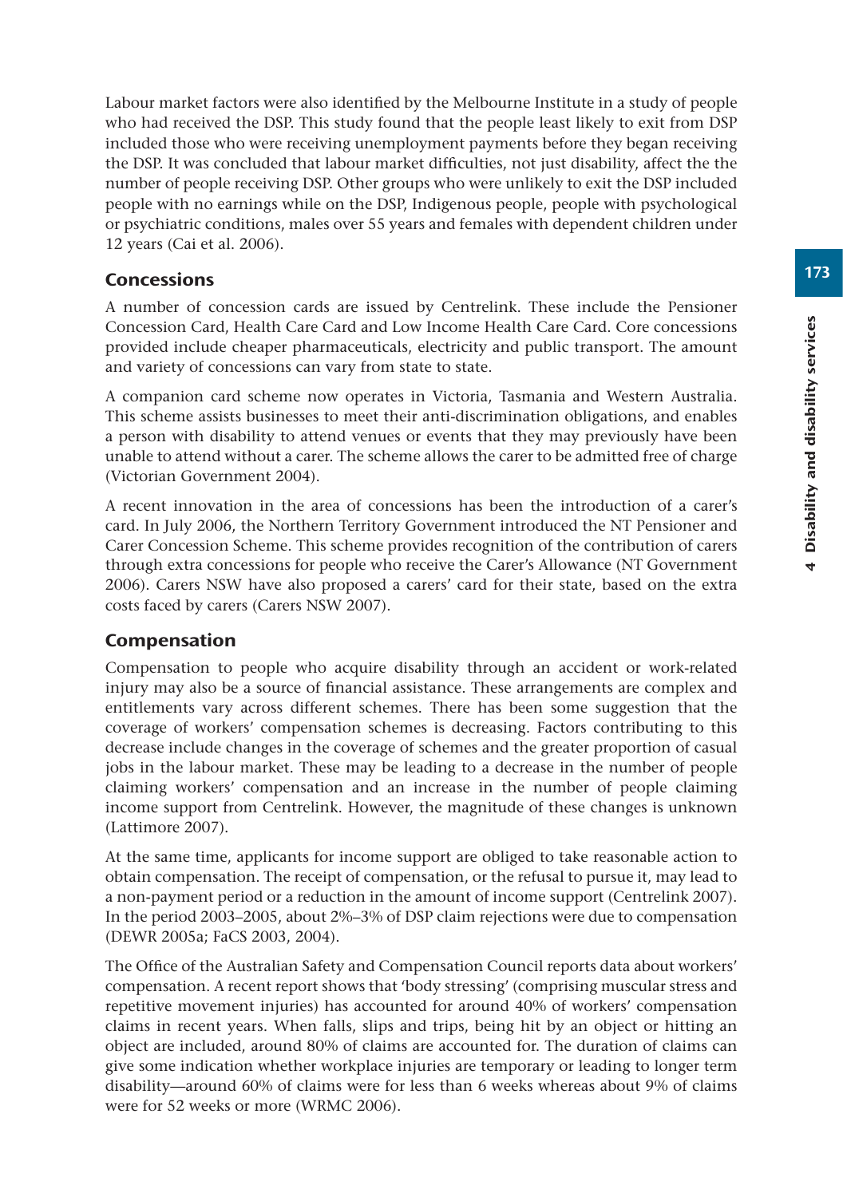Labour market factors were also identified by the Melbourne Institute in a study of people who had received the DSP. This study found that the people least likely to exit from DSP included those who were receiving unemployment payments before they began receiving the DSP. It was concluded that labour market difficulties, not just disability, affect the the number of people receiving DSP. Other groups who were unlikely to exit the DSP included people with no earnings while on the DSP, Indigenous people, people with psychological or psychiatric conditions, males over 55 years and females with dependent children under 12 years (Cai et al. 2006).

### Concessions

A number of concession cards are issued by Centrelink. These include the Pensioner Concession Card, Health Care Card and Low Income Health Care Card. Core concessions provided include cheaper pharmaceuticals, electricity and public transport. The amount and variety of concessions can vary from state to state.

A companion card scheme now operates in Victoria, Tasmania and Western Australia. This scheme assists businesses to meet their anti-discrimination obligations, and enables a person with disability to attend venues or events that they may previously have been unable to attend without a carer. The scheme allows the carer to be admitted free of charge (Victorian Government 2004).

A recent innovation in the area of concessions has been the introduction of a carer's card. In July 2006, the Northern Territory Government introduced the NT Pensioner and Carer Concession Scheme. This scheme provides recognition of the contribution of carers through extra concessions for people who receive the Carer's Allowance (NT Government 2006). Carers NSW have also proposed a carers' card for their state, based on the extra costs faced by carers (Carers NSW 2007).

### Compensation

Compensation to people who acquire disability through an accident or work-related injury may also be a source of financial assistance. These arrangements are complex and entitlements vary across different schemes. There has been some suggestion that the coverage of workers' compensation schemes is decreasing. Factors contributing to this decrease include changes in the coverage of schemes and the greater proportion of casual jobs in the labour market. These may be leading to a decrease in the number of people claiming workers' compensation and an increase in the number of people claiming income support from Centrelink. However, the magnitude of these changes is unknown (Lattimore 2007).

At the same time, applicants for income support are obliged to take reasonable action to obtain compensation. The receipt of compensation, or the refusal to pursue it, may lead to a non-payment period or a reduction in the amount of income support (Centrelink 2007). In the period 2003–2005, about 2%–3% of DSP claim rejections were due to compensation (DEWR 2005a; FaCS 2003, 2004).

The Office of the Australian Safety and Compensation Council reports data about workers' compensation. A recent report shows that 'body stressing' (comprising muscular stress and repetitive movement injuries) has accounted for around 40% of workers' compensation claims in recent years. When falls, slips and trips, being hit by an object or hitting an object are included, around 80% of claims are accounted for. The duration of claims can give some indication whether workplace injuries are temporary or leading to longer term disability—around 60% of claims were for less than 6 weeks whereas about 9% of claims were for 52 weeks or more (WRMC 2006).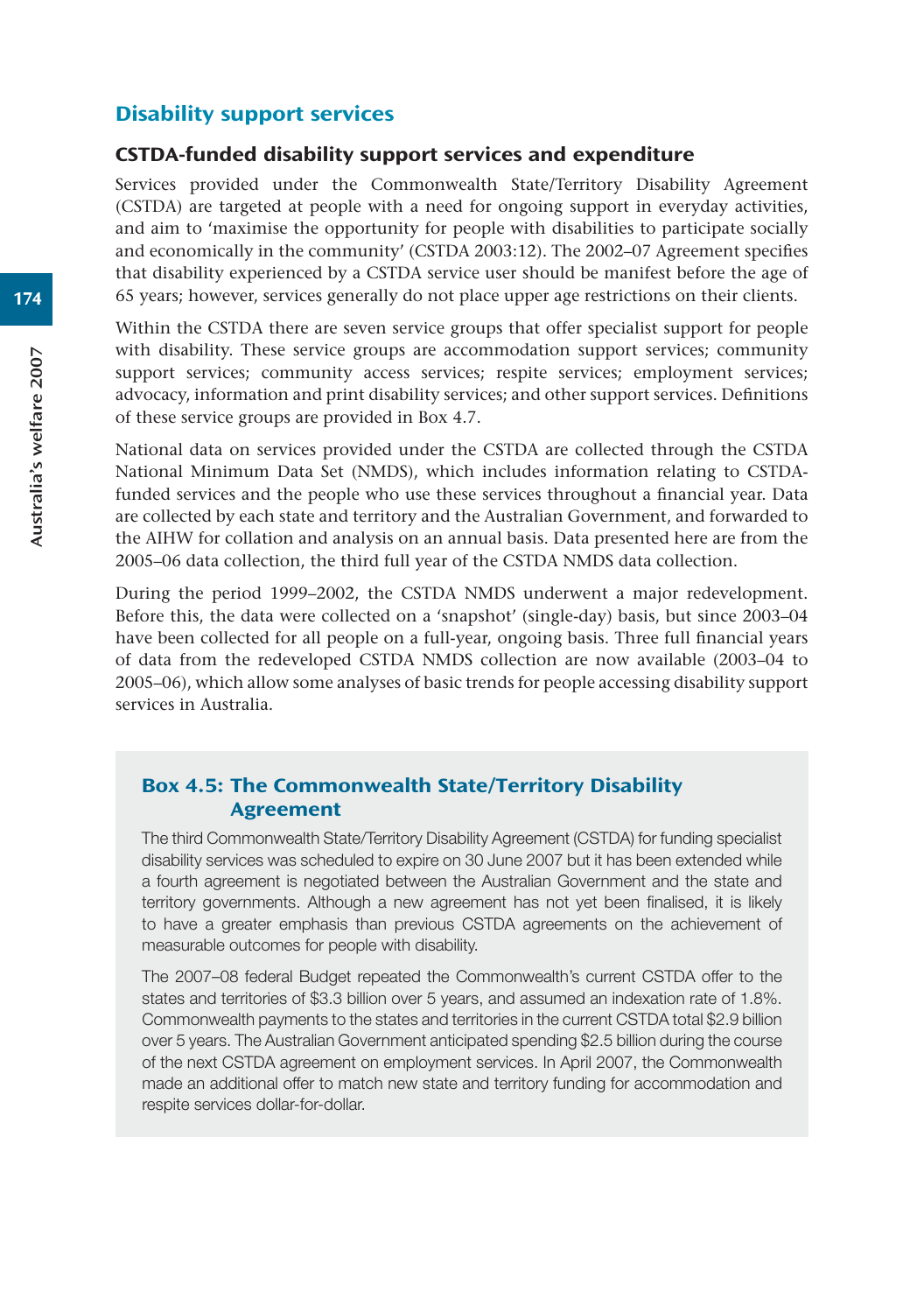## Disability support services

### CSTDA-funded disability support services and expenditure

Services provided under the Commonwealth State/Territory Disability Agreement (CSTDA) are targeted at people with a need for ongoing support in everyday activities, and aim to 'maximise the opportunity for people with disabilities to participate socially and economically in the community' (CSTDA 2003:12). The 2002–07 Agreement specifies that disability experienced by a CSTDA service user should be manifest before the age of 65 years; however, services generally do not place upper age restrictions on their clients.

Within the CSTDA there are seven service groups that offer specialist support for people with disability. These service groups are accommodation support services; community support services; community access services; respite services; employment services; advocacy, information and print disability services; and other support services. Definitions of these service groups are provided in Box 4.7.

National data on services provided under the CSTDA are collected through the CSTDA National Minimum Data Set (NMDS), which includes information relating to CSTDA-funded services and the people who use these services throughout a financial year. Data are collected by each state and territory and the Australian Government, and forwarded to the AIHW for collation and analysis on an annual basis. Data presented here are from the 2005–06 data collection, the third full year of the CSTDA NMDS data collection.

During the period 1999–2002, the CSTDA NMDS underwent a major redevelopment. Before this, the data were collected on a 'snapshot' (single-day) basis, but since 2003–04 have been collected for all people on a full-year, ongoing basis. Three full financial years of data from the redeveloped CSTDA NMDS collection are now available (2003–04 to 2005–06), which allow some analyses of basic trends for people accessing disability support services in Australia.

#### Box 4.5: The Commonwealth State/Territory Disability Agreement

The third Commonwealth State/Territory Disability Agreement (CSTDA) for funding specialist disability services was scheduled to expire on 30 June 2007 but it has been extended while a fourth agreement is negotiated between the Australian Government and the state and territory governments. Although a new agreement has not yet been finalised, it is likely to have a greater emphasis than previous CSTDA agreements on the achievement of measurable outcomes for people with disability.

The 2007–08 federal Budget repeated the Commonwealth's current CSTDA offer to the states and territories of $3.3 billion over 5 years, and assumed an indexation rate of 1.8%. Commonwealth payments to the states and territories in the current CSTDA total $2.9 billion over 5 years. The Australian Government anticipated spending $2.5 billion during the course of the next CSTDA agreement on employment services. In April 2007, the Commonwealth made an additional offer to match new state and territory funding for accommodation and respite services dollar-for-dollar.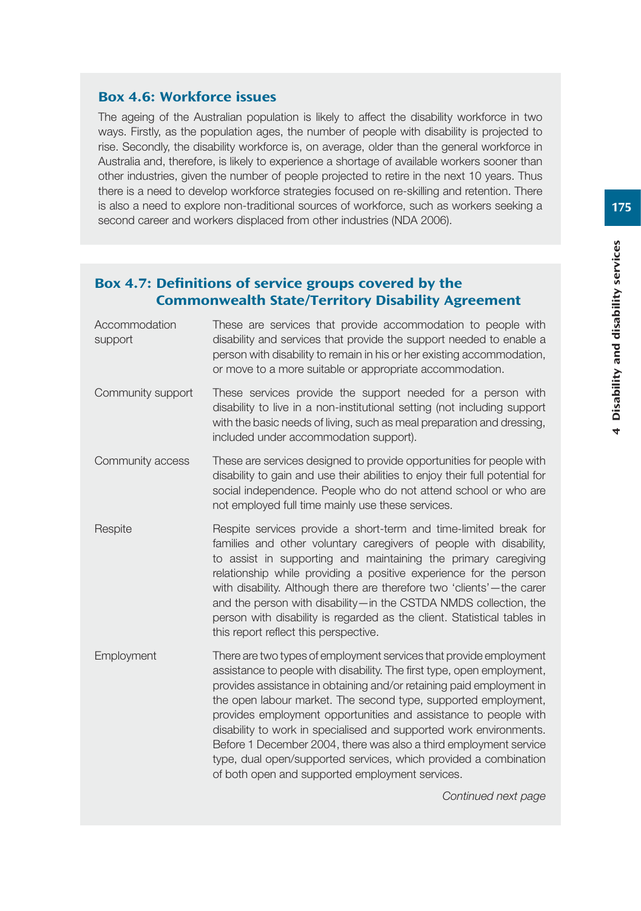### Box 4.6: Workforce issues

The ageing of the Australian population is likely to affect the disability workforce in two ways. Firstly, as the population ages, the number of people with disability is projected to rise. Secondly, the disability workforce is, on average, older than the general workforce in Australia and, therefore, is likely to experience a shortage of available workers sooner than other industries, given the number of people projected to retire in the next 10 years. Thus there is a need to develop workforce strategies focused on re-skilling and retention. There is also a need to explore non-traditional sources of workforce, such as workers seeking a second career and workers displaced from other industries (NDA 2006).

### Box 4.7: Definitions of service groups covered by the Commonwealth State/Territory Disability Agreement

| | |
|---|---|
| Accommodation support | These are services that provide accommodation to people with disability and services that provide the support needed to enable a person with disability to remain in his or her existing accommodation, or move to a more suitable or appropriate accommodation. |
| Community support | These services provide the support needed for a person with disability to live in a non-institutional setting (not including support with the basic needs of living, such as meal preparation and dressing, included under accommodation support). |
| Community access | These are services designed to provide opportunities for people with disability to gain and use their abilities to enjoy their full potential for social independence. People who do not attend school or who are not employed full time mainly use these services. |
| Respite | Respite services provide a short-term and time-limited break for families and other voluntary caregivers of people with disability, to assist in supporting and maintaining the primary caregiving relationship while providing a positive experience for the person with disability. Although there are therefore two 'clients'—the carer and the person with disability—in the CSTDA NMDS collection, the person with disability is regarded as the client. Statistical tables in this report reflect this perspective. |
| Employment | There are two types of employment services that provide employment assistance to people with disability. The first type, open employment, provides assistance in obtaining and/or retaining paid employment in the open labour market. The second type, supported employment, provides employment opportunities and assistance to people with disability to work in specialised and supported work environments. Before 1 December 2004, there was also a third employment service type, dual open/supported services, which provided a combination of both open and supported employment services. |

*Continued next page*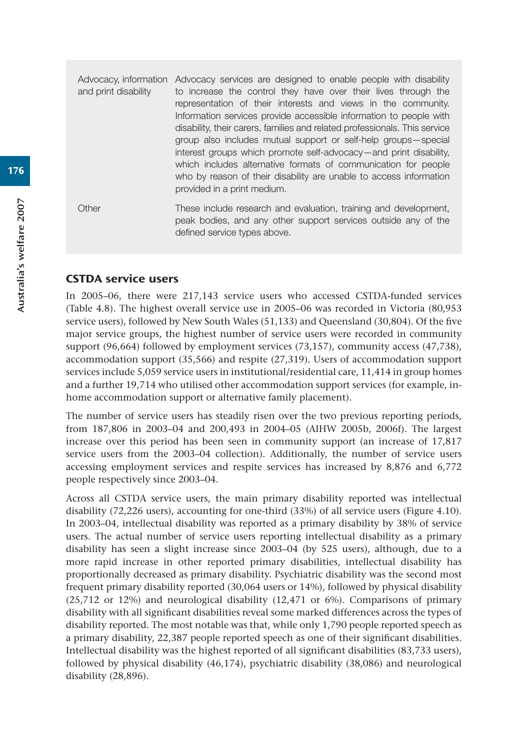| | |
|---|---|
| Advocacy, information and print disability | Advocacy services are designed to enable people with disability to increase the control they have over their lives through the representation of their interests and views in the community. Information services provide accessible information to people with disability, their carers, families and related professionals. This service group also includes mutual support or self-help groups—special interest groups which promote self-advocacy—and print disability, which includes alternative formats of communication for people who by reason of their disability are unable to access information provided in a print medium. |
| Other | These include research and evaluation, training and development, peak bodies, and any other support services outside any of the defined service types above. |

### CSTDA service users

In 2005–06, there were 217,143 service users who accessed CSTDA-funded services (Table 4.8). The highest overall service use in 2005–06 was recorded in Victoria (80,953 service users), followed by New South Wales (51,133) and Queensland (30,804). Of the five major service groups, the highest number of service users were recorded in community support (96,664) followed by employment services (73,157), community access (47,738), accommodation support (35,566) and respite (27,319). Users of accommodation support services include 5,059 service users in institutional/residential care, 11,414 in group homes and a further 19,714 who utilised other accommodation support services (for example, in-home accommodation support or alternative family placement).

The number of service users has steadily risen over the two previous reporting periods, from 187,806 in 2003–04 and 200,493 in 2004–05 (AIHW 2005b, 2006f). The largest increase over this period has been seen in community support (an increase of 17,817 service users from the 2003–04 collection). Additionally, the number of service users accessing employment services and respite services has increased by 8,876 and 6,772 people respectively since 2003–04.

Across all CSTDA service users, the main primary disability reported was intellectual disability (72,226 users), accounting for one-third (33%) of all service users (Figure 4.10). In 2003–04, intellectual disability was reported as a primary disability by 38% of service users. The actual number of service users reporting intellectual disability as a primary disability has seen a slight increase since 2003–04 (by 525 users), although, due to a more rapid increase in other reported primary disabilities, intellectual disability has proportionally decreased as primary disability. Psychiatric disability was the second most frequent primary disability reported (30,064 users or 14%), followed by physical disability (25,712 or 12%) and neurological disability (12,471 or 6%). Comparisons of primary disability with all significant disabilities reveal some marked differences across the types of disability reported. The most notable was that, while only 1,790 people reported speech as a primary disability, 22,387 people reported speech as one of their significant disabilities. Intellectual disability was the highest reported of all significant disabilities (83,733 users), followed by physical disability (46,174), psychiatric disability (38,086) and neurological disability (28,896).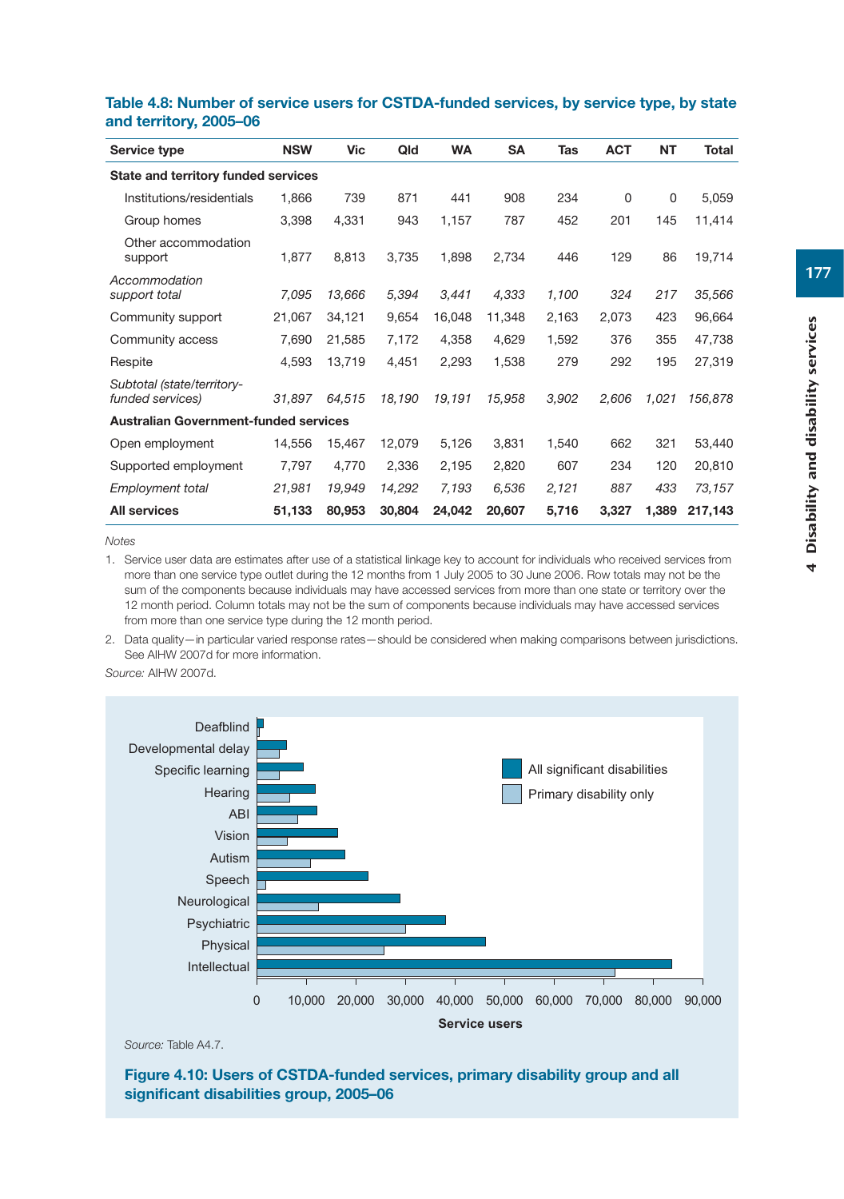**Table 4.8: Number of service users for CSTDA-funded services, by service type, by state and territory, 2005–06**

| Service type | NSW | Vic | Qld | WA | SA | Tas | ACT | NT | Total |
|---|---|---|---|---|---|---|---|---|---|
| **State and territory funded services** | | | | | | | | | |
| Institutions/residentials | 1,866 | 739 | 871 | 441 | 908 | 234 | 0 | 0 | 5,059 |
| Group homes | 3,398 | 4,331 | 943 | 1,157 | 787 | 452 | 201 | 145 | 11,414 |
| Other accommodation support | 1,877 | 8,813 | 3,735 | 1,898 | 2,734 | 446 | 129 | 86 | 19,714 |
| *Accommodation support total* | *7,095* | *13,666* | *5,394* | *3,441* | *4,333* | *1,100* | *324* | *217* | *35,566* |
| Community support | 21,067 | 34,121 | 9,654 | 16,048 | 11,348 | 2,163 | 2,073 | 423 | 96,664 |
| Community access | 7,690 | 21,585 | 7,172 | 4,358 | 4,629 | 1,592 | 376 | 355 | 47,738 |
| Respite | 4,593 | 13,719 | 4,451 | 2,293 | 1,538 | 279 | 292 | 195 | 27,319 |
| *Subtotal (state/territory-funded services)* | *31,897* | *64,515* | *18,190* | *19,191* | *15,958* | *3,902* | *2,606* | *1,021* | *156,878* |
| **Australian Government-funded services** | | | | | | | | | |
| Open employment | 14,556 | 15,467 | 12,079 | 5,126 | 3,831 | 1,540 | 662 | 321 | 53,440 |
| Supported employment | 7,797 | 4,770 | 2,336 | 2,195 | 2,820 | 607 | 234 | 120 | 20,810 |
| *Employment total* | *21,981* | *19,949* | *14,292* | *7,193* | *6,536* | *2,121* | *887* | *433* | *73,157* |
| **All services** | **51,133** | **80,953** | **30,804** | **24,042** | **20,607** | **5,716** | **3,327** | **1,389** | **217,143** |

*Notes*

1. Service user data are estimates after use of a statistical linkage key to account for individuals who received services from more than one service type outlet during the 12 months from 1 July 2005 to 30 June 2006. Row totals may not be the sum of the components because individuals may have accessed services from more than one state or territory over the 12 month period. Column totals may not be the sum of components because individuals may have accessed services from more than one service type during the 12 month period.
2. Data quality—in particular varied response rates—should be considered when making comparisons between jurisdictions. See AIHW 2007d for more information.

*Source:* AIHW 2007d.

*Source:* Table A4.7.

**Figure 4.10: Users of CSTDA-funded services, primary disability group and all significant disabilities group, 2005–06**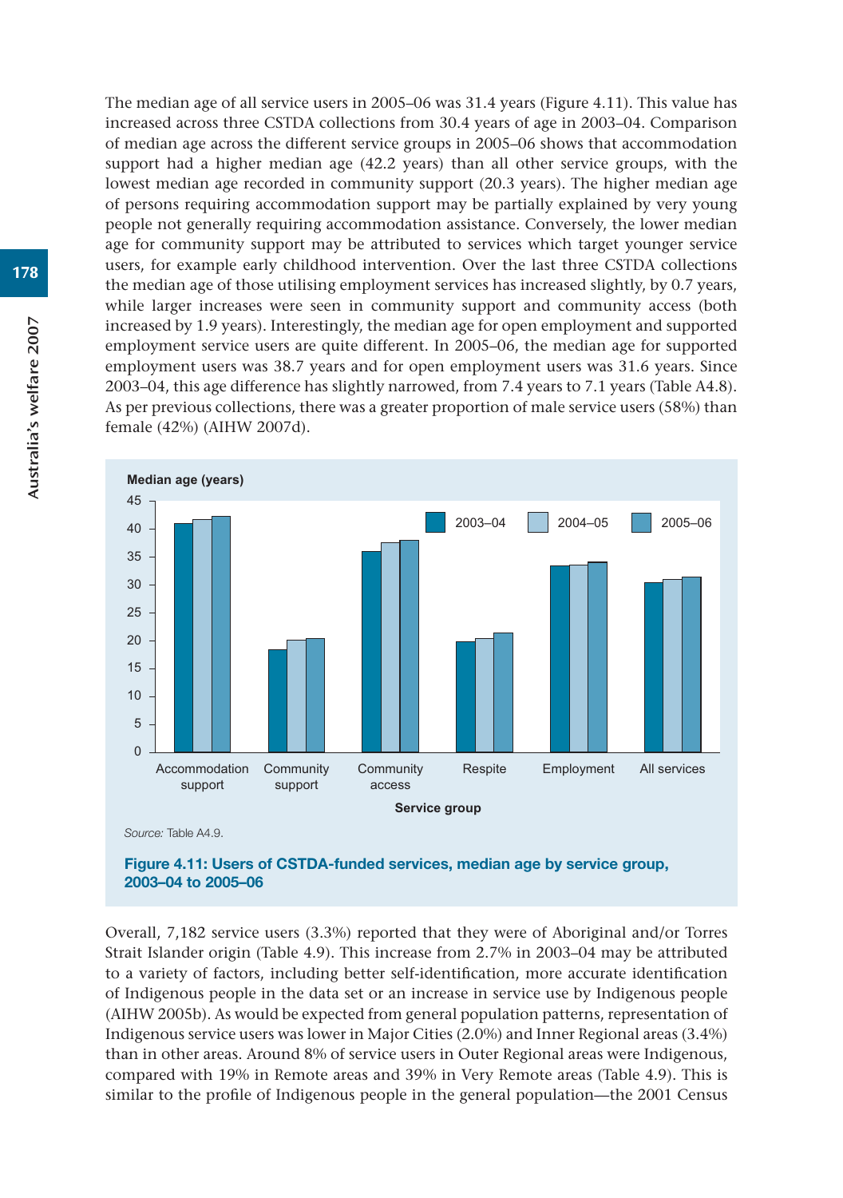The median age of all service users in 2005–06 was 31.4 years (Figure 4.11). This value has increased across three CSTDA collections from 30.4 years of age in 2003–04. Comparison of median age across the different service groups in 2005–06 shows that accommodation support had a higher median age (42.2 years) than all other service groups, with the lowest median age recorded in community support (20.3 years). The higher median age of persons requiring accommodation support may be partially explained by very young people not generally requiring accommodation assistance. Conversely, the lower median age for community support may be attributed to services which target younger service users, for example early childhood intervention. Over the last three CSTDA collections the median age of those utilising employment services has increased slightly, by 0.7 years, while larger increases were seen in community support and community access (both increased by 1.9 years). Interestingly, the median age for open employment and supported employment service users are quite different. In 2005–06, the median age for supported employment users was 38.7 years and for open employment users was 31.6 years. Since 2003–04, this age difference has slightly narrowed, from 7.4 years to 7.1 years (Table A4.8). As per previous collections, there was a greater proportion of male service users (58%) than female (42%) (AIHW 2007d).

*Source:* Table A4.9.

**Figure 4.11: Users of CSTDA-funded services, median age by service group, 2003–04 to 2005–06**

Overall, 7,182 service users (3.3%) reported that they were of Aboriginal and/or Torres Strait Islander origin (Table 4.9). This increase from 2.7% in 2003–04 may be attributed to a variety of factors, including better self-identification, more accurate identification of Indigenous people in the data set or an increase in service use by Indigenous people (AIHW 2005b). As would be expected from general population patterns, representation of Indigenous service users was lower in Major Cities (2.0%) and Inner Regional areas (3.4%) than in other areas. Around 8% of service users in Outer Regional areas were Indigenous, compared with 19% in Remote areas and 39% in Very Remote areas (Table 4.9). This is similar to the profile of Indigenous people in the general population—the 2001 Census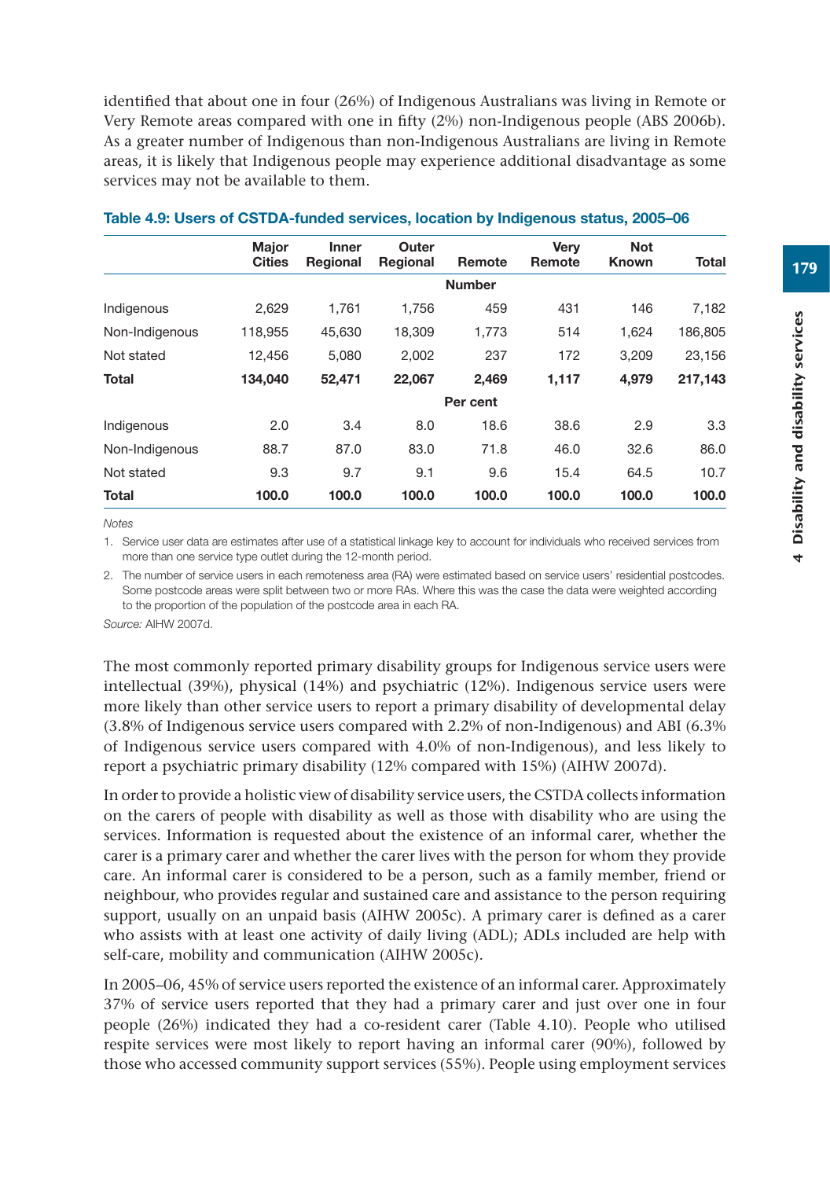identified that about one in four (26%) of Indigenous Australians was living in Remote or Very Remote areas compared with one in fifty (2%) non-Indigenous people (ABS 2006b). As a greater number of Indigenous than non-Indigenous Australians are living in Remote areas, it is likely that Indigenous people may experience additional disadvantage as some services may not be available to them.

**Table 4.9: Users of CSTDA-funded services, location by Indigenous status, 2005–06**

| | Major Cities | Inner Regional | Outer Regional | Remote | Very Remote | Not Known | Total |
|---|---|---|---|---|---|---|---|
| | | | | **Number** | | | |
| Indigenous | 2,629 | 1,761 | 1,756 | 459 | 431 | 146 | 7,182 |
| Non-Indigenous | 118,955 | 45,630 | 18,309 | 1,773 | 514 | 1,624 | 186,805 |
| Not stated | 12,456 | 5,080 | 2,002 | 237 | 172 | 3,209 | 23,156 |
| **Total** | **134,040** | **52,471** | **22,067** | **2,469** | **1,117** | **4,979** | **217,143** |
| | | | | **Per cent** | | | |
| Indigenous | 2.0 | 3.4 | 8.0 | 18.6 | 38.6 | 2.9 | 3.3 |
| Non-Indigenous | 88.7 | 87.0 | 83.0 | 71.8 | 46.0 | 32.6 | 86.0 |
| Not stated | 9.3 | 9.7 | 9.1 | 9.6 | 15.4 | 64.5 | 10.7 |
| **Total** | **100.0** | **100.0** | **100.0** | **100.0** | **100.0** | **100.0** | **100.0** |

*Notes*

1. Service user data are estimates after use of a statistical linkage key to account for individuals who received services from more than one service type outlet during the 12-month period.
2. The number of service users in each remoteness area (RA) were estimated based on service users' residential postcodes. Some postcode areas were split between two or more RAs. Where this was the case the data were weighted according to the proportion of the population of the postcode area in each RA.

*Source:* AIHW 2007d.

The most commonly reported primary disability groups for Indigenous service users were intellectual (39%), physical (14%) and psychiatric (12%). Indigenous service users were more likely than other service users to report a primary disability of developmental delay (3.8% of Indigenous service users compared with 2.2% of non-Indigenous) and ABI (6.3% of Indigenous service users compared with 4.0% of non-Indigenous), and less likely to report a psychiatric primary disability (12% compared with 15%) (AIHW 2007d).

In order to provide a holistic view of disability service users, the CSTDA collects information on the carers of people with disability as well as those with disability who are using the services. Information is requested about the existence of an informal carer, whether the carer is a primary carer and whether the carer lives with the person for whom they provide care. An informal carer is considered to be a person, such as a family member, friend or neighbour, who provides regular and sustained care and assistance to the person requiring support, usually on an unpaid basis (AIHW 2005c). A primary carer is defined as a carer who assists with at least one activity of daily living (ADL); ADLs included are help with self-care, mobility and communication (AIHW 2005c).

In 2005–06, 45% of service users reported the existence of an informal carer. Approximately 37% of service users reported that they had a primary carer and just over one in four people (26%) indicated they had a co-resident carer (Table 4.10). People who utilised respite services were most likely to report having an informal carer (90%), followed by those who accessed community support services (55%). People using employment services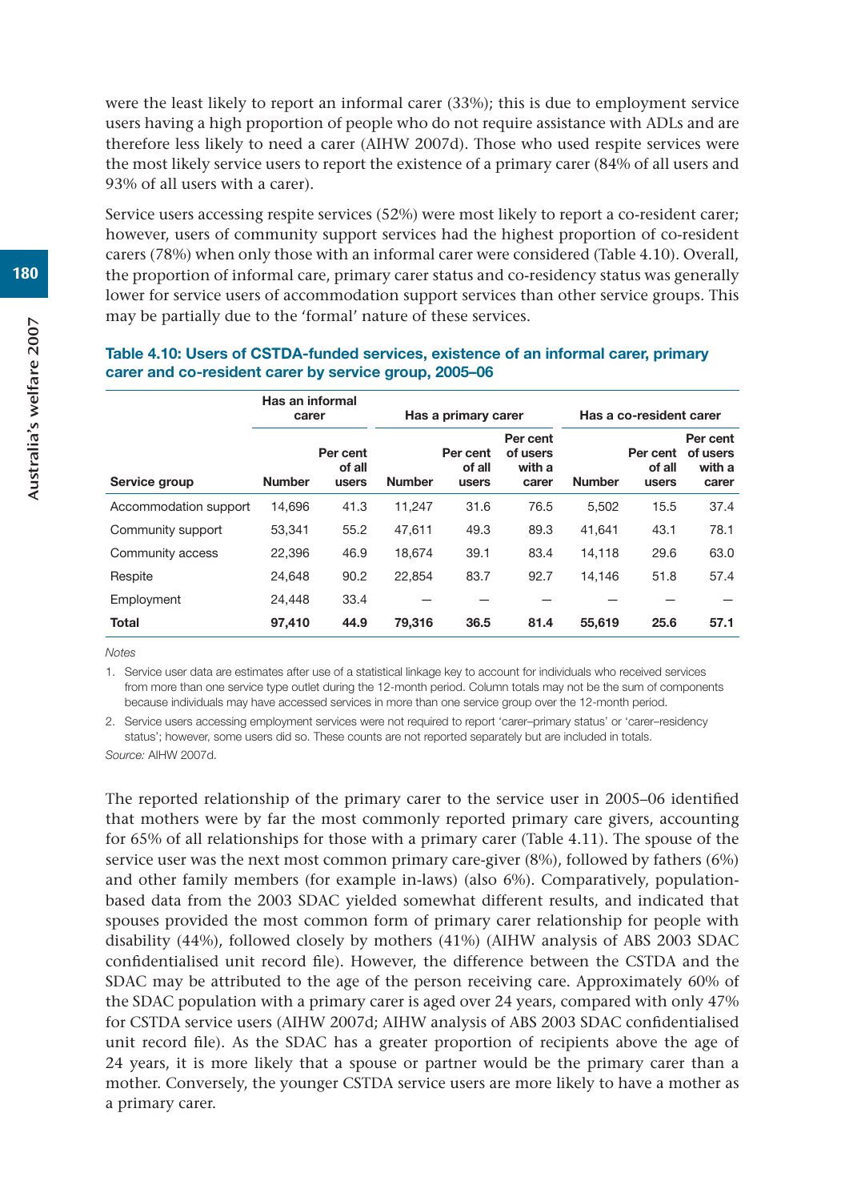were the least likely to report an informal carer (33%); this is due to employment service users having a high proportion of people who do not require assistance with ADLs and are therefore less likely to need a carer (AIHW 2007d). Those who used respite services were the most likely service users to report the existence of a primary carer (84% of all users and 93% of all users with a carer).

Service users accessing respite services (52%) were most likely to report a co-resident carer; however, users of community support services had the highest proportion of co-resident carers (78%) when only those with an informal carer were considered (Table 4.10). Overall, the proportion of informal care, primary carer status and co-residency status was generally lower for service users of accommodation support services than other service groups. This may be partially due to the 'formal' nature of these services.

**Table 4.10: Users of CSTDA-funded services, existence of an informal carer, primary carer and co-resident carer by service group, 2005–06**

| | Has an informal carer | | Has a primary carer | | | Has a co-resident carer | | |
|---|---|---|---|---|---|---|---|---|
| Service group | Number | Per cent of all users | Number | Per cent of all users | Per cent of users with a carer | Number | Per cent of all users | Per cent of users with a carer |
| Accommodation support | 14,696 | 41.3 | 11,247 | 31.6 | 76.5 | 5,502 | 15.5 | 37.4 |
| Community support | 53,341 | 55.2 | 47,611 | 49.3 | 89.3 | 41,641 | 43.1 | 78.1 |
| Community access | 22,396 | 46.9 | 18,674 | 39.1 | 83.4 | 14,118 | 29.6 | 63.0 |
| Respite | 24,648 | 90.2 | 22,854 | 83.7 | 92.7 | 14,146 | 51.8 | 57.4 |
| Employment | 24,448 | 33.4 | — | — | — | — | — | — |
| **Total** | **97,410** | **44.9** | **79,316** | **36.5** | **81.4** | **55,619** | **25.6** | **57.1** |

*Notes*

1. Service user data are estimates after use of a statistical linkage key to account for individuals who received services from more than one service type outlet during the 12-month period. Column totals may not be the sum of components because individuals may have accessed services in more than one service group over the 12-month period.
2. Service users accessing employment services were not required to report 'carer–primary status' or 'carer–residency status'; however, some users did so. These counts are not reported separately but are included in totals.

*Source:* AIHW 2007d.

The reported relationship of the primary carer to the service user in 2005–06 identified that mothers were by far the most commonly reported primary care givers, accounting for 65% of all relationships for those with a primary carer (Table 4.11). The spouse of the service user was the next most common primary care-giver (8%), followed by fathers (6%) and other family members (for example in-laws) (also 6%). Comparatively, population-based data from the 2003 SDAC yielded somewhat different results, and indicated that spouses provided the most common form of primary carer relationship for people with disability (44%), followed closely by mothers (41%) (AIHW analysis of ABS 2003 SDAC confidentialised unit record file). However, the difference between the CSTDA and the SDAC may be attributed to the age of the person receiving care. Approximately 60% of the SDAC population with a primary carer is aged over 24 years, compared with only 47% for CSTDA service users (AIHW 2007d; AIHW analysis of ABS 2003 SDAC confidentialised unit record file). As the SDAC has a greater proportion of recipients above the age of 24 years, it is more likely that a spouse or partner would be the primary carer than a mother. Conversely, the younger CSTDA service users are more likely to have a mother as a primary carer.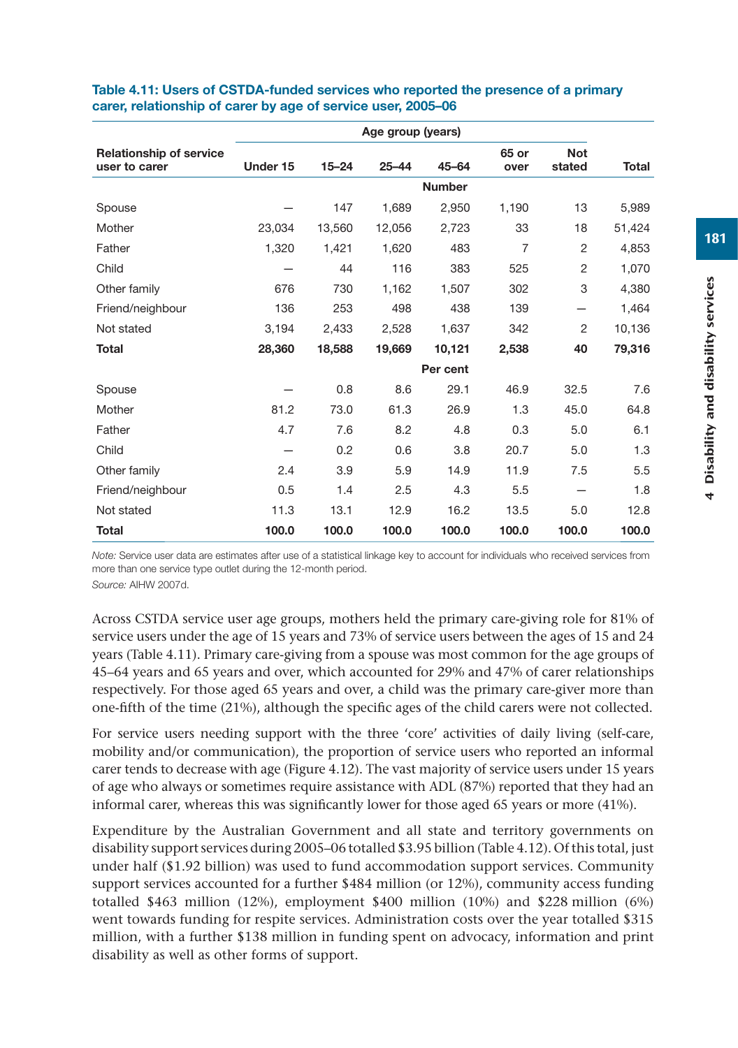**Table 4.11: Users of CSTDA-funded services who reported the presence of a primary carer, relationship of carer by age of service user, 2005–06**

| Relationship of service user to carer | Age group (years) | | | | | | |
|---|---|---|---|---|---|---|---|
| | Under 15 | 15–24 | 25–44 | 45–64 | 65 or over | Not stated | Total |
| | | | | Number | | | |
| Spouse | — | 147 | 1,689 | 2,950 | 1,190 | 13 | 5,989 |
| Mother | 23,034 | 13,560 | 12,056 | 2,723 | 33 | 18 | 51,424 |
| Father | 1,320 | 1,421 | 1,620 | 483 | 7 | 2 | 4,853 |
| Child | — | 44 | 116 | 383 | 525 | 2 | 1,070 |
| Other family | 676 | 730 | 1,162 | 1,507 | 302 | 3 | 4,380 |
| Friend/neighbour | 136 | 253 | 498 | 438 | 139 | — | 1,464 |
| Not stated | 3,194 | 2,433 | 2,528 | 1,637 | 342 | 2 | 10,136 |
| **Total** | **28,360** | **18,588** | **19,669** | **10,121** | **2,538** | **40** | **79,316** |
| | | | | Per cent | | | |
| Spouse | — | 0.8 | 8.6 | 29.1 | 46.9 | 32.5 | 7.6 |
| Mother | 81.2 | 73.0 | 61.3 | 26.9 | 1.3 | 45.0 | 64.8 |
| Father | 4.7 | 7.6 | 8.2 | 4.8 | 0.3 | 5.0 | 6.1 |
| Child | — | 0.2 | 0.6 | 3.8 | 20.7 | 5.0 | 1.3 |
| Other family | 2.4 | 3.9 | 5.9 | 14.9 | 11.9 | 7.5 | 5.5 |
| Friend/neighbour | 0.5 | 1.4 | 2.5 | 4.3 | 5.5 | — | 1.8 |
| Not stated | 11.3 | 13.1 | 12.9 | 16.2 | 13.5 | 5.0 | 12.8 |
| **Total** | **100.0** | **100.0** | **100.0** | **100.0** | **100.0** | **100.0** | **100.0** |

*Note:* Service user data are estimates after use of a statistical linkage key to account for individuals who received services from more than one service type outlet during the 12-month period.

*Source:* AIHW 2007d.

Across CSTDA service user age groups, mothers held the primary care-giving role for 81% of service users under the age of 15 years and 73% of service users between the ages of 15 and 24 years (Table 4.11). Primary care-giving from a spouse was most common for the age groups of 45–64 years and 65 years and over, which accounted for 29% and 47% of carer relationships respectively. For those aged 65 years and over, a child was the primary care-giver more than one-fifth of the time (21%), although the specific ages of the child carers were not collected.

For service users needing support with the three 'core' activities of daily living (self-care, mobility and/or communication), the proportion of service users who reported an informal carer tends to decrease with age (Figure 4.12). The vast majority of service users under 15 years of age who always or sometimes require assistance with ADL (87%) reported that they had an informal carer, whereas this was significantly lower for those aged 65 years or more (41%).

Expenditure by the Australian Government and all state and territory governments on disability support services during 2005–06 totalled $3.95 billion (Table 4.12). Of this total, just under half ($1.92 billion) was used to fund accommodation support services. Community support services accounted for a further $484 million (or 12%), community access funding totalled $463 million (12%), employment $400 million (10%) and $228 million (6%) went towards funding for respite services. Administration costs over the year totalled $315 million, with a further $138 million in funding spent on advocacy, information and print disability as well as other forms of support.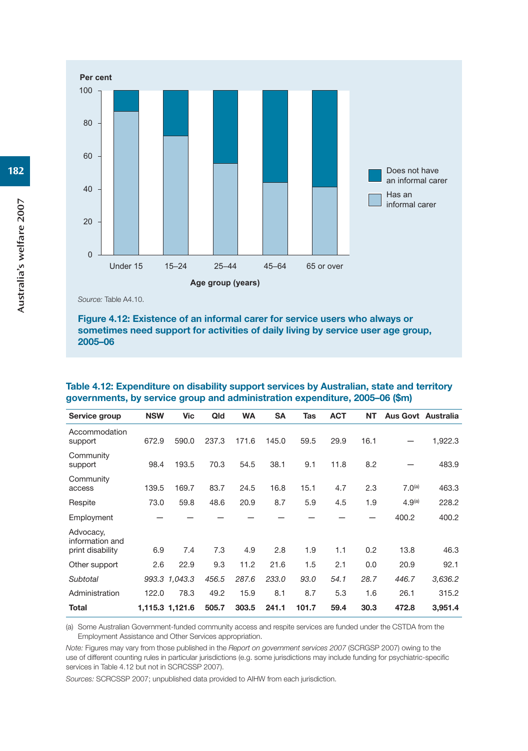Per cent

Source: Table A4.10.

**Figure 4.12: Existence of an informal carer for service users who always or sometimes need support for activities of daily living by service user age group, 2005–06**

**Table 4.12: Expenditure on disability support services by Australian, state and territory governments, by service group and administration expenditure, 2005–06 ($m)**

| Service group | NSW | Vic | Qld | WA | SA | Tas | ACT | NT | Aus Govt | Australia |
|---|---|---|---|---|---|---|---|---|---|---|
| Accommodation support | 672.9 | 590.0 | 237.3 | 171.6 | 145.0 | 59.5 | 29.9 | 16.1 | — | 1,922.3 |
| Community support | 98.4 | 193.5 | 70.3 | 54.5 | 38.1 | 9.1 | 11.8 | 8.2 | — | 483.9 |
| Community access | 139.5 | 169.7 | 83.7 | 24.5 | 16.8 | 15.1 | 4.7 | 2.3 | 7.0[(a)] | 463.3 |
| Respite | 73.0 | 59.8 | 48.6 | 20.9 | 8.7 | 5.9 | 4.5 | 1.9 | 4.9[(a)] | 228.2 |
| Employment | — | — | — | — | — | — | — | — | 400.2 | 400.2 |
| Advocacy, information and print disability | 6.9 | 7.4 | 7.3 | 4.9 | 2.8 | 1.9 | 1.1 | 0.2 | 13.8 | 46.3 |
| Other support | 2.6 | 22.9 | 9.3 | 11.2 | 21.6 | 1.5 | 2.1 | 0.0 | 20.9 | 92.1 |
| *Subtotal* | *993.3* | *1,043.3* | *456.5* | *287.6* | *233.0* | *93.0* | *54.1* | *28.7* | *446.7* | *3,636.2* |
| Administration | 122.0 | 78.3 | 49.2 | 15.9 | 8.1 | 8.7 | 5.3 | 1.6 | 26.1 | 315.2 |
| **Total** | **1,115.3** | **1,121.6** | **505.7** | **303.5** | **241.1** | **101.7** | **59.4** | **30.3** | **472.8** | **3,951.4** |

(a) Some Australian Government-funded community access and respite services are funded under the CSTDA from the Employment Assistance and Other Services appropriation.

*Note:* Figures may vary from those published in the *Report on government services 2007* (SCRGSP 2007) owing to the use of different counting rules in particular jurisdictions (e.g. some jurisdictions may include funding for psychiatric-specific services in Table 4.12 but not in SCRCSSP 2007).

*Sources:* SCRCSSP 2007; unpublished data provided to AIHW from each jurisdiction.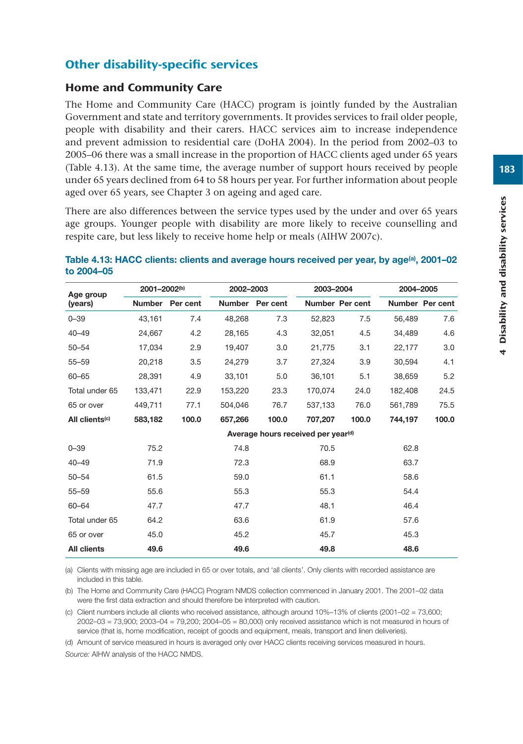## Other disability-specific services

### Home and Community Care

The Home and Community Care (HACC) program is jointly funded by the Australian Government and state and territory governments. It provides services to frail older people, people with disability and their carers. HACC services aim to increase independence and prevent admission to residential care (DoHA 2004). In the period from 2002–03 to 2005–06 there was a small increase in the proportion of HACC clients aged under 65 years (Table 4.13). At the same time, the average number of support hours received by people under 65 years declined from 64 to 58 hours per year. For further information about people aged over 65 years, see Chapter 3 on ageing and aged care.

There are also differences between the service types used by the under and over 65 years age groups. Younger people with disability are more likely to receive counselling and respite care, but less likely to receive home help or meals (AIHW 2007c).

**Table 4.13: HACC clients: clients and average hours received per year, by age[(a)], 2001–02 to 2004–05**

| Age group (years) | 2001–2002[(b)] | | 2002–2003 | | 2003–2004 | | 2004–2005 | |
|---|---|---|---|---|---|---|---|---|
| | Number | Per cent | Number | Per cent | Number | Per cent | Number | Per cent |
| 0–39 | 43,161 | 7.4 | 48,268 | 7.3 | 52,823 | 7.5 | 56,489 | 7.6 |
| 40–49 | 24,667 | 4.2 | 28,165 | 4.3 | 32,051 | 4.5 | 34,489 | 4.6 |
| 50–54 | 17,034 | 2.9 | 19,407 | 3.0 | 21,775 | 3.1 | 22,177 | 3.0 |
| 55–59 | 20,218 | 3.5 | 24,279 | 3.7 | 27,324 | 3.9 | 30,594 | 4.1 |
| 60–65 | 28,391 | 4.9 | 33,101 | 5.0 | 36,101 | 5.1 | 38,659 | 5.2 |
| Total under 65 | 133,471 | 22.9 | 153,220 | 23.3 | 170,074 | 24.0 | 182,408 | 24.5 |
| 65 or over | 449,711 | 77.1 | 504,046 | 76.7 | 537,133 | 76.0 | 561,789 | 75.5 |
| **All clients[(c)]** | **583,182** | **100.0** | **657,266** | **100.0** | **707,207** | **100.0** | **744,197** | **100.0** |
| | Average hours received per year[(d)] | | | | | | | |
| 0–39 | 75.2 | | 74.8 | | 70.5 | | 62.8 | |
| 40–49 | 71.9 | | 72.3 | | 68.9 | | 63.7 | |
| 50–54 | 61.5 | | 59.0 | | 61.1 | | 58.6 | |
| 55–59 | 55.6 | | 55.3 | | 55.3 | | 54.4 | |
| 60–64 | 47.7 | | 47.7 | | 48.1 | | 46.4 | |
| Total under 65 | 64.2 | | 63.6 | | 61.9 | | 57.6 | |
| 65 or over | 45.0 | | 45.2 | | 45.7 | | 45.3 | |
| **All clients** | **49.6** | | **49.6** | | **49.8** | | **48.6** | |

(a) Clients with missing age are included in 65 or over totals, and 'all clients'. Only clients with recorded assistance are included in this table.

(b) The Home and Community Care (HACC) Program NMDS collection commenced in January 2001. The 2001–02 data were the first data extraction and should therefore be interpreted with caution.

(c) Client numbers include all clients who received assistance, although around 10%–13% of clients (2001–02 = 73,600; 2002–03 = 73,900; 2003–04 = 79,200; 2004–05 = 80,000) only received assistance which is not measured in hours of service (that is, home modification, receipt of goods and equipment, meals, transport and linen deliveries).

(d) Amount of service measured in hours is averaged only over HACC clients receiving services measured in hours.

*Source:* AIHW analysis of the HACC NMDS.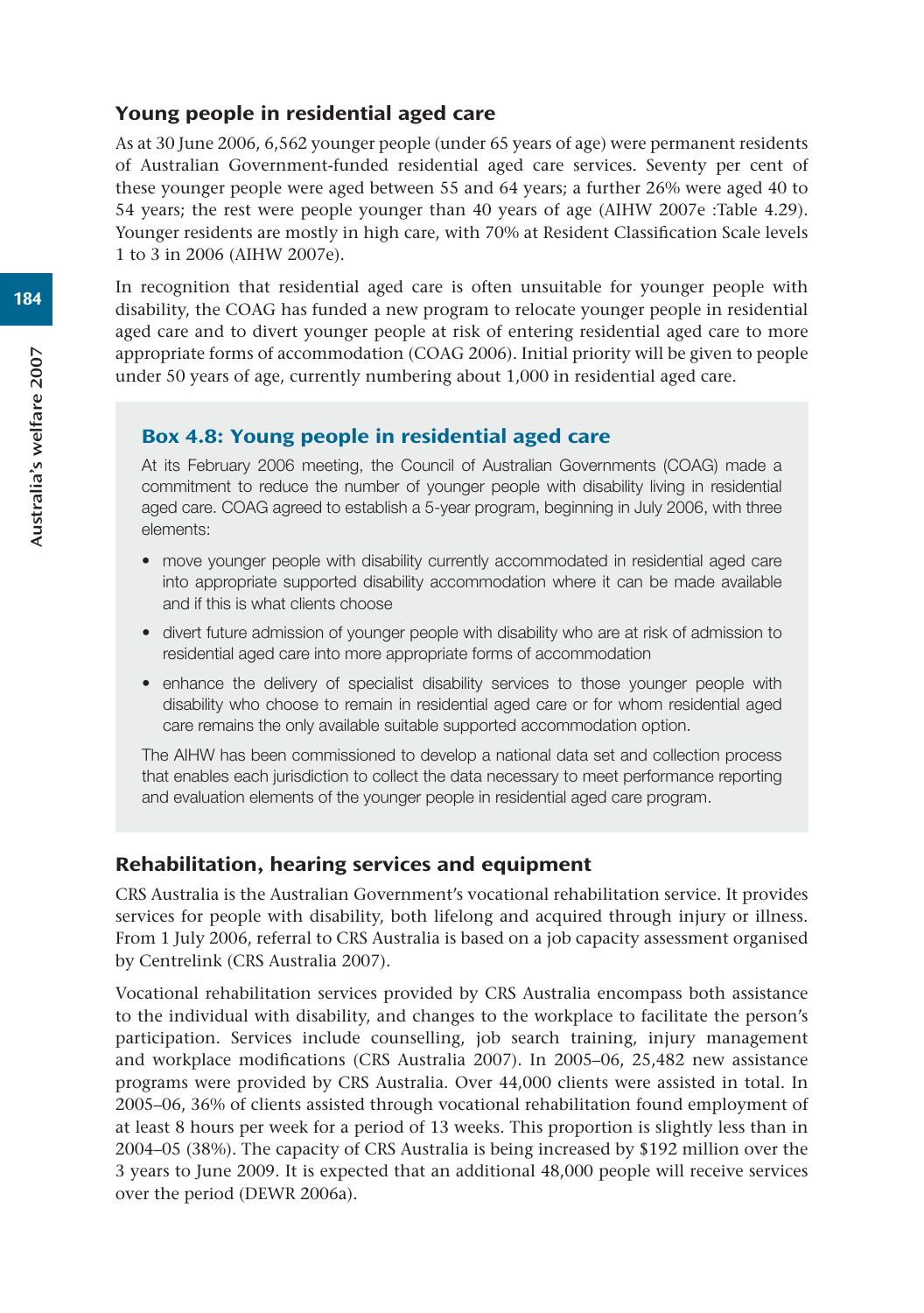### Young people in residential aged care

As at 30 June 2006, 6,562 younger people (under 65 years of age) were permanent residents of Australian Government-funded residential aged care services. Seventy per cent of these younger people were aged between 55 and 64 years; a further 26% were aged 40 to 54 years; the rest were people younger than 40 years of age (AIHW 2007e :Table 4.29). Younger residents are mostly in high care, with 70% at Resident Classification Scale levels 1 to 3 in 2006 (AIHW 2007e).

In recognition that residential aged care is often unsuitable for younger people with disability, the COAG has funded a new program to relocate younger people in residential aged care and to divert younger people at risk of entering residential aged care to more appropriate forms of accommodation (COAG 2006). Initial priority will be given to people under 50 years of age, currently numbering about 1,000 in residential aged care.

#### Box 4.8: Young people in residential aged care

At its February 2006 meeting, the Council of Australian Governments (COAG) made a commitment to reduce the number of younger people with disability living in residential aged care. COAG agreed to establish a 5-year program, beginning in July 2006, with three elements:

- move younger people with disability currently accommodated in residential aged care into appropriate supported disability accommodation where it can be made available and if this is what clients choose
- divert future admission of younger people with disability who are at risk of admission to residential aged care into more appropriate forms of accommodation
- enhance the delivery of specialist disability services to those younger people with disability who choose to remain in residential aged care or for whom residential aged care remains the only available suitable supported accommodation option.

The AIHW has been commissioned to develop a national data set and collection process that enables each jurisdiction to collect the data necessary to meet performance reporting and evaluation elements of the younger people in residential aged care program.

### Rehabilitation, hearing services and equipment

CRS Australia is the Australian Government's vocational rehabilitation service. It provides services for people with disability, both lifelong and acquired through injury or illness. From 1 July 2006, referral to CRS Australia is based on a job capacity assessment organised by Centrelink (CRS Australia 2007).

Vocational rehabilitation services provided by CRS Australia encompass both assistance to the individual with disability, and changes to the workplace to facilitate the person's participation. Services include counselling, job search training, injury management and workplace modifications (CRS Australia 2007). In 2005–06, 25,482 new assistance programs were provided by CRS Australia. Over 44,000 clients were assisted in total. In 2005–06, 36% of clients assisted through vocational rehabilitation found employment of at least 8 hours per week for a period of 13 weeks. This proportion is slightly less than in 2004–05 (38%). The capacity of CRS Australia is being increased by $192 million over the 3 years to June 2009. It is expected that an additional 48,000 people will receive services over the period (DEWR 2006a).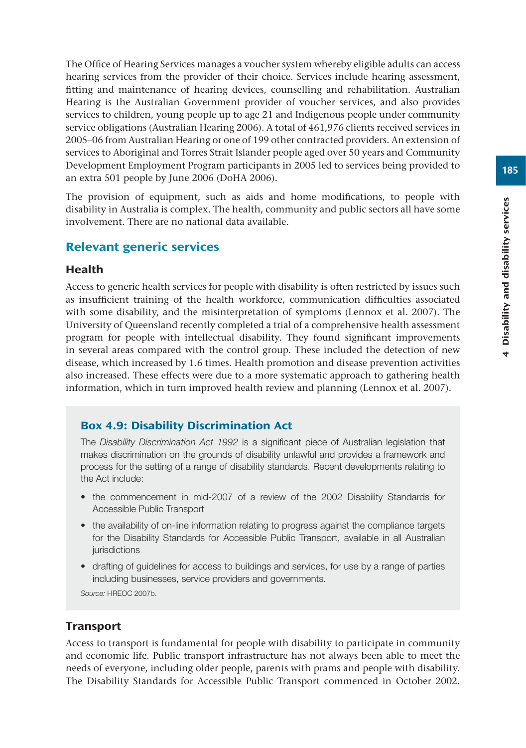The Office of Hearing Services manages a voucher system whereby eligible adults can access hearing services from the provider of their choice. Services include hearing assessment, fitting and maintenance of hearing devices, counselling and rehabilitation. Australian Hearing is the Australian Government provider of voucher services, and also provides services to children, young people up to age 21 and Indigenous people under community service obligations (Australian Hearing 2006). A total of 461,976 clients received services in 2005–06 from Australian Hearing or one of 199 other contracted providers. An extension of services to Aboriginal and Torres Strait Islander people aged over 50 years and Community Development Employment Program participants in 2005 led to services being provided to an extra 501 people by June 2006 (DoHA 2006).

The provision of equipment, such as aids and home modifications, to people with disability in Australia is complex. The health, community and public sectors all have some involvement. There are no national data available.

## Relevant generic services

### Health

Access to generic health services for people with disability is often restricted by issues such as insufficient training of the health workforce, communication difficulties associated with some disability, and the misinterpretation of symptoms (Lennox et al. 2007). The University of Queensland recently completed a trial of a comprehensive health assessment program for people with intellectual disability. They found significant improvements in several areas compared with the control group. These included the detection of new disease, which increased by 1.6 times. Health promotion and disease prevention activities also increased. These effects were due to a more systematic approach to gathering health information, which in turn improved health review and planning (Lennox et al. 2007).

#### Box 4.9: Disability Discrimination Act

The *Disability Discrimination Act 1992* is a significant piece of Australian legislation that makes discrimination on the grounds of disability unlawful and provides a framework and process for the setting of a range of disability standards. Recent developments relating to the Act include:

- the commencement in mid-2007 of a review of the 2002 Disability Standards for Accessible Public Transport
- the availability of on-line information relating to progress against the compliance targets for the Disability Standards for Accessible Public Transport, available in all Australian jurisdictions
- drafting of guidelines for access to buildings and services, for use by a range of parties including businesses, service providers and governments.

*Source:* HREOC 2007b.

### Transport

Access to transport is fundamental for people with disability to participate in community and economic life. Public transport infrastructure has not always been able to meet the needs of everyone, including older people, parents with prams and people with disability. The Disability Standards for Accessible Public Transport commenced in October 2002.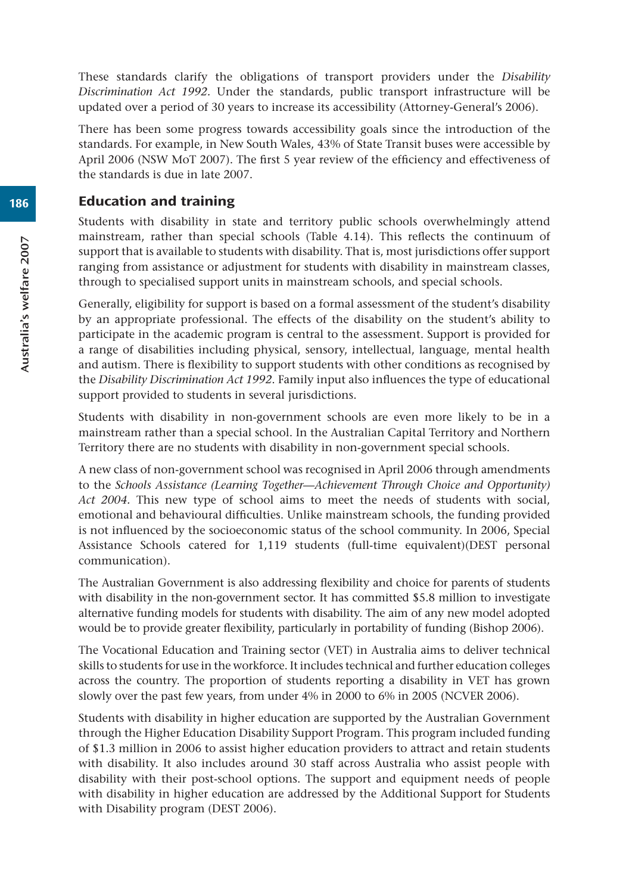These standards clarify the obligations of transport providers under the *Disability Discrimination Act 1992*. Under the standards, public transport infrastructure will be updated over a period of 30 years to increase its accessibility (Attorney-General's 2006).

There has been some progress towards accessibility goals since the introduction of the standards. For example, in New South Wales, 43% of State Transit buses were accessible by April 2006 (NSW MoT 2007). The first 5 year review of the efficiency and effectiveness of the standards is due in late 2007.

## Education and training

Students with disability in state and territory public schools overwhelmingly attend mainstream, rather than special schools (Table 4.14). This reflects the continuum of support that is available to students with disability. That is, most jurisdictions offer support ranging from assistance or adjustment for students with disability in mainstream classes, through to specialised support units in mainstream schools, and special schools.

Generally, eligibility for support is based on a formal assessment of the student's disability by an appropriate professional. The effects of the disability on the student's ability to participate in the academic program is central to the assessment. Support is provided for a range of disabilities including physical, sensory, intellectual, language, mental health and autism. There is flexibility to support students with other conditions as recognised by the *Disability Discrimination Act 1992*. Family input also influences the type of educational support provided to students in several jurisdictions.

Students with disability in non-government schools are even more likely to be in a mainstream rather than a special school. In the Australian Capital Territory and Northern Territory there are no students with disability in non-government special schools.

A new class of non-government school was recognised in April 2006 through amendments to the *Schools Assistance (Learning Together—Achievement Through Choice and Opportunity) Act 2004*. This new type of school aims to meet the needs of students with social, emotional and behavioural difficulties. Unlike mainstream schools, the funding provided is not influenced by the socioeconomic status of the school community. In 2006, Special Assistance Schools catered for 1,119 students (full-time equivalent)(DEST personal communication).

The Australian Government is also addressing flexibility and choice for parents of students with disability in the non-government sector. It has committed $5.8 million to investigate alternative funding models for students with disability. The aim of any new model adopted would be to provide greater flexibility, particularly in portability of funding (Bishop 2006).

The Vocational Education and Training sector (VET) in Australia aims to deliver technical skills to students for use in the workforce. It includes technical and further education colleges across the country. The proportion of students reporting a disability in VET has grown slowly over the past few years, from under 4% in 2000 to 6% in 2005 (NCVER 2006).

Students with disability in higher education are supported by the Australian Government through the Higher Education Disability Support Program. This program included funding of $1.3 million in 2006 to assist higher education providers to attract and retain students with disability. It also includes around 30 staff across Australia who assist people with disability with their post-school options. The support and equipment needs of people with disability in higher education are addressed by the Additional Support for Students with Disability program (DEST 2006).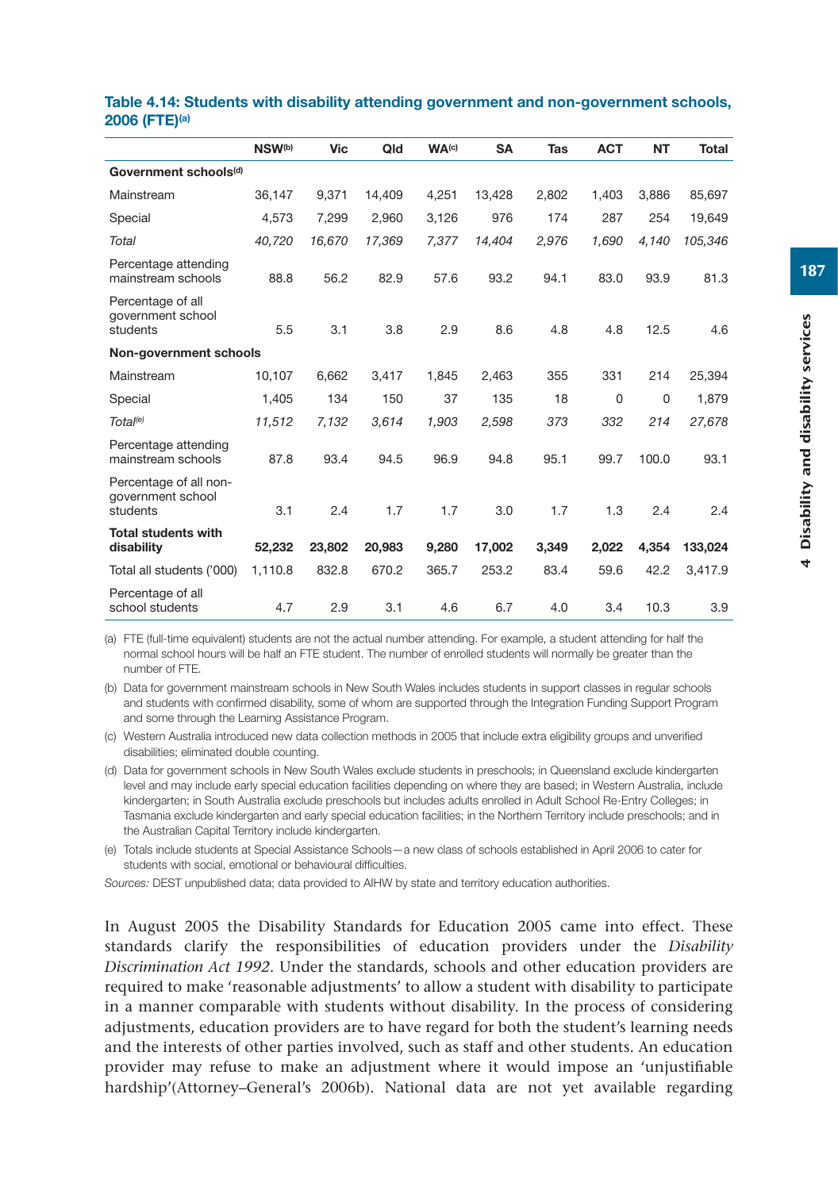**Table 4.14: Students with disability attending government and non-government schools, 2006 (FTE)[(a)]**

| | NSW[(b)] | Vic | Qld | WA[(c)] | SA | Tas | ACT | NT | Total |
|---|---|---|---|---|---|---|---|---|---|
| **Government schools[(d)]** | | | | | | | | | |
| Mainstream | 36,147 | 9,371 | 14,409 | 4,251 | 13,428 | 2,802 | 1,403 | 3,886 | 85,697 |
| Special | 4,573 | 7,299 | 2,960 | 3,126 | 976 | 174 | 287 | 254 | 19,649 |
| *Total* | *40,720* | *16,670* | *17,369* | *7,377* | *14,404* | *2,976* | *1,690* | *4,140* | *105,346* |
| Percentage attending mainstream schools | 88.8 | 56.2 | 82.9 | 57.6 | 93.2 | 94.1 | 83.0 | 93.9 | 81.3 |
| Percentage of all government school students | 5.5 | 3.1 | 3.8 | 2.9 | 8.6 | 4.8 | 4.8 | 12.5 | 4.6 |
| **Non-government schools** | | | | | | | | | |
| Mainstream | 10,107 | 6,662 | 3,417 | 1,845 | 2,463 | 355 | 331 | 214 | 25,394 |
| Special | 1,405 | 134 | 150 | 37 | 135 | 18 | 0 | 0 | 1,879 |
| *Total[(e)]* | *11,512* | *7,132* | *3,614* | *1,903* | *2,598* | *373* | *332* | *214* | *27,678* |
| Percentage attending mainstream schools | 87.8 | 93.4 | 94.5 | 96.9 | 94.8 | 95.1 | 99.7 | 100.0 | 93.1 |
| Percentage of all non-government school students | 3.1 | 2.4 | 1.7 | 1.7 | 3.0 | 1.7 | 1.3 | 2.4 | 2.4 |
| **Total students with disability** | **52,232** | **23,802** | **20,983** | **9,280** | **17,002** | **3,349** | **2,022** | **4,354** | **133,024** |
| Total all students ('000) | 1,110.8 | 832.8 | 670.2 | 365.7 | 253.2 | 83.4 | 59.6 | 42.2 | 3,417.9 |
| Percentage of all school students | 4.7 | 2.9 | 3.1 | 4.6 | 6.7 | 4.0 | 3.4 | 10.3 | 3.9 |

(a) FTE (full-time equivalent) students are not the actual number attending. For example, a student attending for half the normal school hours will be half an FTE student. The number of enrolled students will normally be greater than the number of FTE.

(b) Data for government mainstream schools in New South Wales includes students in support classes in regular schools and students with confirmed disability, some of whom are supported through the Integration Funding Support Program and some through the Learning Assistance Program.

(c) Western Australia introduced new data collection methods in 2005 that include extra eligibility groups and unverified disabilities; eliminated double counting.

(d) Data for government schools in New South Wales exclude students in preschools; in Queensland exclude kindergarten level and may include early special education facilities depending on where they are based; in Western Australia, include kindergarten; in South Australia exclude preschools but includes adults enrolled in Adult School Re-Entry Colleges; in Tasmania exclude kindergarten and early special education facilities; in the Northern Territory include preschools; and in the Australian Capital Territory include kindergarten.

(e) Totals include students at Special Assistance Schools—a new class of schools established in April 2006 to cater for students with social, emotional or behavioural difficulties.

*Sources:* DEST unpublished data; data provided to AIHW by state and territory education authorities.

In August 2005 the Disability Standards for Education 2005 came into effect. These standards clarify the responsibilities of education providers under the *Disability Discrimination Act 1992*. Under the standards, schools and other education providers are required to make 'reasonable adjustments' to allow a student with disability to participate in a manner comparable with students without disability. In the process of considering adjustments, education providers are to have regard for both the student's learning needs and the interests of other parties involved, such as staff and other students. An education provider may refuse to make an adjustment where it would impose an 'unjustifiable hardship'(Attorney–General's 2006b). National data are not yet available regarding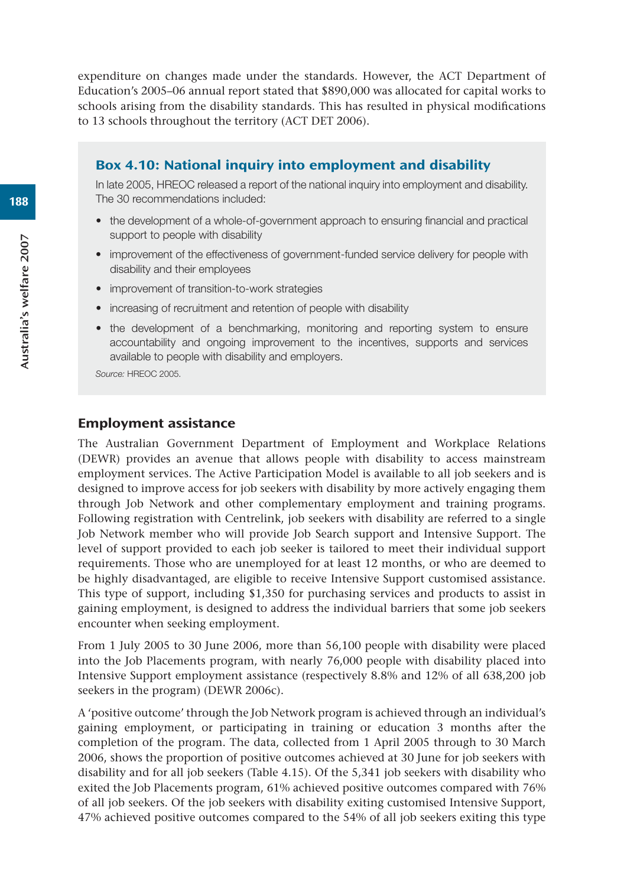expenditure on changes made under the standards. However, the ACT Department of Education's 2005–06 annual report stated that $890,000 was allocated for capital works to schools arising from the disability standards. This has resulted in physical modifications to 13 schools throughout the territory (ACT DET 2006).

### Box 4.10: National inquiry into employment and disability

In late 2005, HREOC released a report of the national inquiry into employment and disability. The 30 recommendations included:

- the development of a whole-of-government approach to ensuring financial and practical support to people with disability
- improvement of the effectiveness of government-funded service delivery for people with disability and their employees
- improvement of transition-to-work strategies
- increasing of recruitment and retention of people with disability
- the development of a benchmarking, monitoring and reporting system to ensure accountability and ongoing improvement to the incentives, supports and services available to people with disability and employers.

*Source:* HREOC 2005.

### Employment assistance

The Australian Government Department of Employment and Workplace Relations (DEWR) provides an avenue that allows people with disability to access mainstream employment services. The Active Participation Model is available to all job seekers and is designed to improve access for job seekers with disability by more actively engaging them through Job Network and other complementary employment and training programs. Following registration with Centrelink, job seekers with disability are referred to a single Job Network member who will provide Job Search support and Intensive Support. The level of support provided to each job seeker is tailored to meet their individual support requirements. Those who are unemployed for at least 12 months, or who are deemed to be highly disadvantaged, are eligible to receive Intensive Support customised assistance. This type of support, including $1,350 for purchasing services and products to assist in gaining employment, is designed to address the individual barriers that some job seekers encounter when seeking employment.

From 1 July 2005 to 30 June 2006, more than 56,100 people with disability were placed into the Job Placements program, with nearly 76,000 people with disability placed into Intensive Support employment assistance (respectively 8.8% and 12% of all 638,200 job seekers in the program) (DEWR 2006c).

A 'positive outcome' through the Job Network program is achieved through an individual's gaining employment, or participating in training or education 3 months after the completion of the program. The data, collected from 1 April 2005 through to 30 March 2006, shows the proportion of positive outcomes achieved at 30 June for job seekers with disability and for all job seekers (Table 4.15). Of the 5,341 job seekers with disability who exited the Job Placements program, 61% achieved positive outcomes compared with 76% of all job seekers. Of the job seekers with disability exiting customised Intensive Support, 47% achieved positive outcomes compared to the 54% of all job seekers exiting this type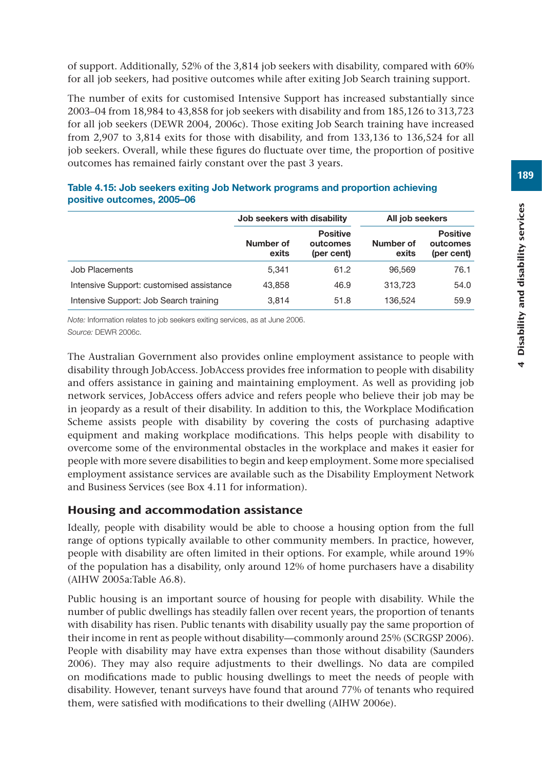of support. Additionally, 52% of the 3,814 job seekers with disability, compared with 60% for all job seekers, had positive outcomes while after exiting Job Search training support.

The number of exits for customised Intensive Support has increased substantially since 2003–04 from 18,984 to 43,858 for job seekers with disability and from 185,126 to 313,723 for all job seekers (DEWR 2004, 2006c). Those exiting Job Search training have increased from 2,907 to 3,814 exits for those with disability, and from 133,136 to 136,524 for all job seekers. Overall, while these figures do fluctuate over time, the proportion of positive outcomes has remained fairly constant over the past 3 years.

**Table 4.15: Job seekers exiting Job Network programs and proportion achieving positive outcomes, 2005–06**

| | Job seekers with disability | | All job seekers | |
|---|---|---|---|---|
| | Number of exits | Positive outcomes (per cent) | Number of exits | Positive outcomes (per cent) |
| Job Placements | 5,341 | 61.2 | 96,569 | 76.1 |
| Intensive Support: customised assistance | 43,858 | 46.9 | 313,723 | 54.0 |
| Intensive Support: Job Search training | 3,814 | 51.8 | 136,524 | 59.9 |

*Note:* Information relates to job seekers exiting services, as at June 2006.

*Source:* DEWR 2006c.

The Australian Government also provides online employment assistance to people with disability through JobAccess. JobAccess provides free information to people with disability and offers assistance in gaining and maintaining employment. As well as providing job network services, JobAccess offers advice and refers people who believe their job may be in jeopardy as a result of their disability. In addition to this, the Workplace Modification Scheme assists people with disability by covering the costs of purchasing adaptive equipment and making workplace modifications. This helps people with disability to overcome some of the environmental obstacles in the workplace and makes it easier for people with more severe disabilities to begin and keep employment. Some more specialised employment assistance services are available such as the Disability Employment Network and Business Services (see Box 4.11 for information).

## Housing and accommodation assistance

Ideally, people with disability would be able to choose a housing option from the full range of options typically available to other community members. In practice, however, people with disability are often limited in their options. For example, while around 19% of the population has a disability, only around 12% of home purchasers have a disability (AIHW 2005a:Table A6.8).

Public housing is an important source of housing for people with disability. While the number of public dwellings has steadily fallen over recent years, the proportion of tenants with disability has risen. Public tenants with disability usually pay the same proportion of their income in rent as people without disability—commonly around 25% (SCRGSP 2006). People with disability may have extra expenses than those without disability (Saunders 2006). They may also require adjustments to their dwellings. No data are compiled on modifications made to public housing dwellings to meet the needs of people with disability. However, tenant surveys have found that around 77% of tenants who required them, were satisfied with modifications to their dwelling (AIHW 2006e).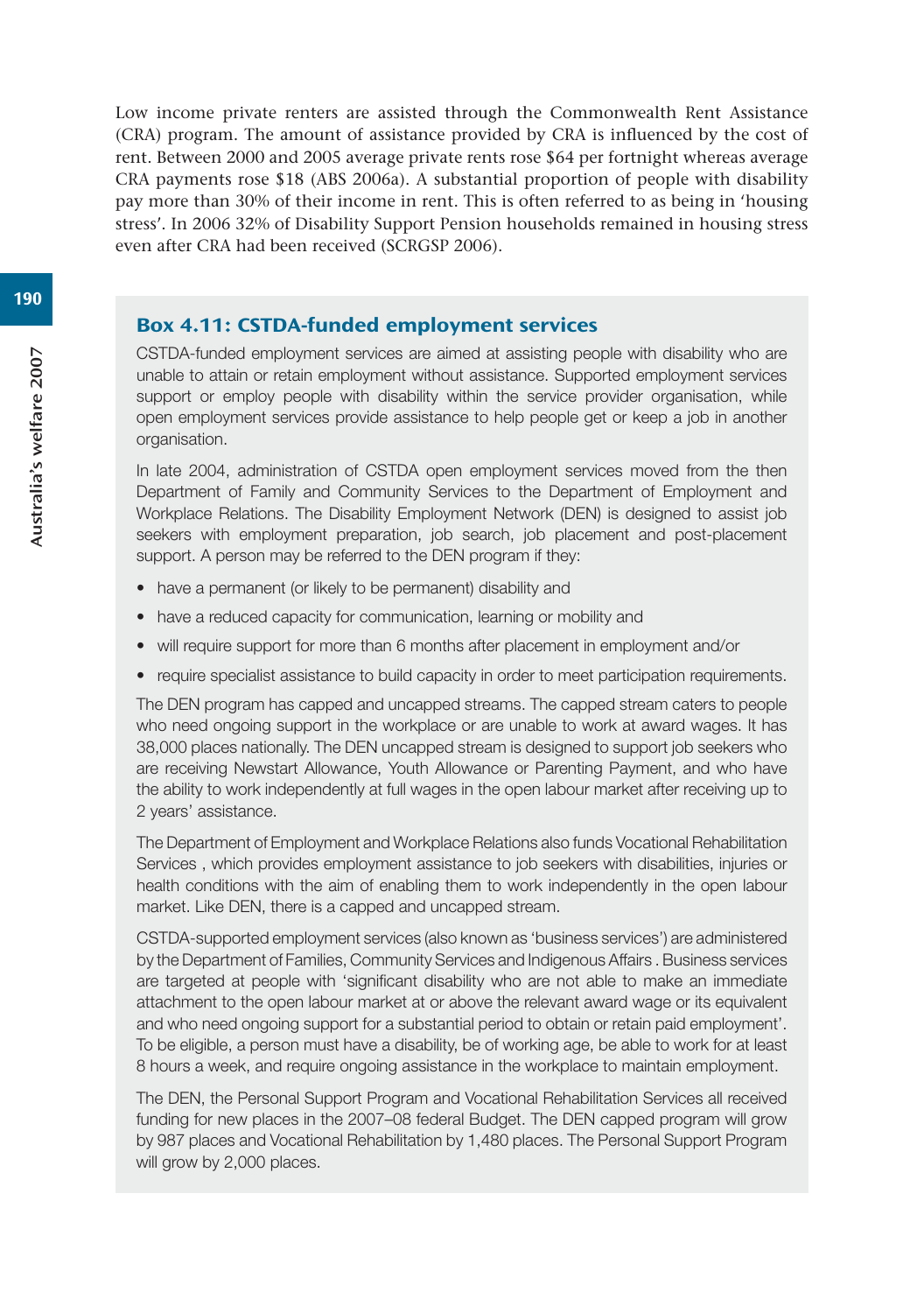Low income private renters are assisted through the Commonwealth Rent Assistance (CRA) program. The amount of assistance provided by CRA is influenced by the cost of rent. Between 2000 and 2005 average private rents rose $64 per fortnight whereas average CRA payments rose $18 (ABS 2006a). A substantial proportion of people with disability pay more than 30% of their income in rent. This is often referred to as being in 'housing stress'. In 2006 32% of Disability Support Pension households remained in housing stress even after CRA had been received (SCRGSP 2006).

### Box 4.11: CSTDA-funded employment services

CSTDA-funded employment services are aimed at assisting people with disability who are unable to attain or retain employment without assistance. Supported employment services support or employ people with disability within the service provider organisation, while open employment services provide assistance to help people get or keep a job in another organisation.

In late 2004, administration of CSTDA open employment services moved from the then Department of Family and Community Services to the Department of Employment and Workplace Relations. The Disability Employment Network (DEN) is designed to assist job seekers with employment preparation, job search, job placement and post-placement support. A person may be referred to the DEN program if they:

- have a permanent (or likely to be permanent) disability and
- have a reduced capacity for communication, learning or mobility and
- will require support for more than 6 months after placement in employment and/or
- require specialist assistance to build capacity in order to meet participation requirements.

The DEN program has capped and uncapped streams. The capped stream caters to people who need ongoing support in the workplace or are unable to work at award wages. It has 38,000 places nationally. The DEN uncapped stream is designed to support job seekers who are receiving Newstart Allowance, Youth Allowance or Parenting Payment, and who have the ability to work independently at full wages in the open labour market after receiving up to 2 years' assistance.

The Department of Employment and Workplace Relations also funds Vocational Rehabilitation Services , which provides employment assistance to job seekers with disabilities, injuries or health conditions with the aim of enabling them to work independently in the open labour market. Like DEN, there is a capped and uncapped stream.

CSTDA-supported employment services (also known as 'business services') are administered by the Department of Families, Community Services and Indigenous Affairs . Business services are targeted at people with 'significant disability who are not able to make an immediate attachment to the open labour market at or above the relevant award wage or its equivalent and who need ongoing support for a substantial period to obtain or retain paid employment'. To be eligible, a person must have a disability, be of working age, be able to work for at least 8 hours a week, and require ongoing assistance in the workplace to maintain employment.

The DEN, the Personal Support Program and Vocational Rehabilitation Services all received funding for new places in the 2007–08 federal Budget. The DEN capped program will grow by 987 places and Vocational Rehabilitation by 1,480 places. The Personal Support Program will grow by 2,000 places.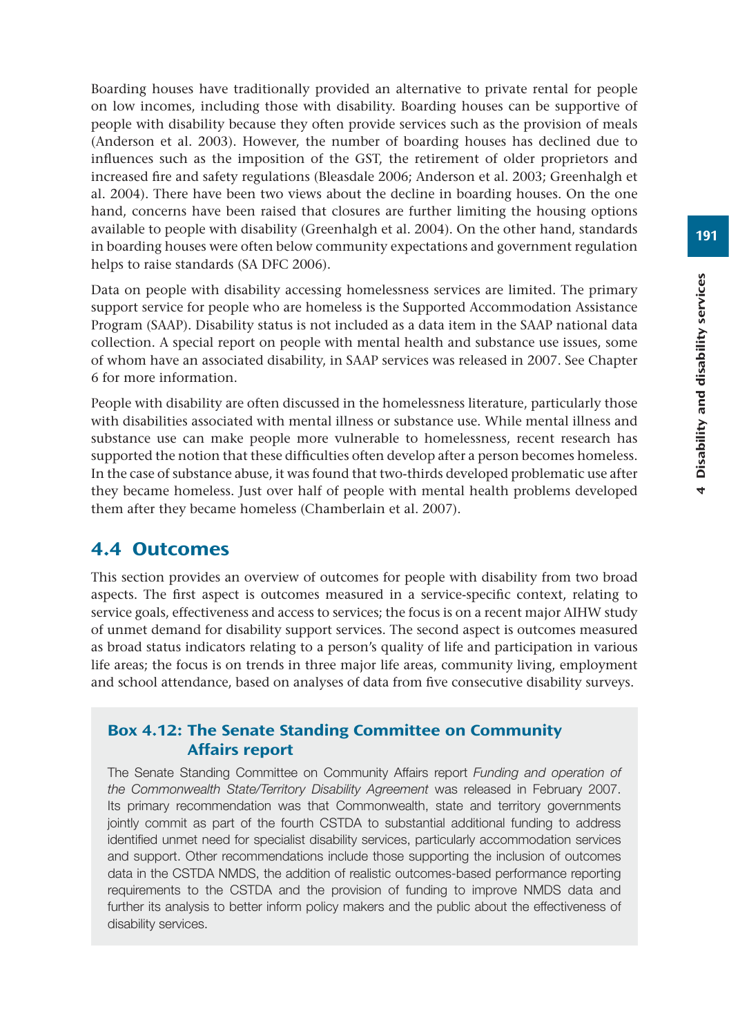Boarding houses have traditionally provided an alternative to private rental for people on low incomes, including those with disability. Boarding houses can be supportive of people with disability because they often provide services such as the provision of meals (Anderson et al. 2003). However, the number of boarding houses has declined due to influences such as the imposition of the GST, the retirement of older proprietors and increased fire and safety regulations (Bleasdale 2006; Anderson et al. 2003; Greenhalgh et al. 2004). There have been two views about the decline in boarding houses. On the one hand, concerns have been raised that closures are further limiting the housing options available to people with disability (Greenhalgh et al. 2004). On the other hand, standards in boarding houses were often below community expectations and government regulation helps to raise standards (SA DFC 2006).

Data on people with disability accessing homelessness services are limited. The primary support service for people who are homeless is the Supported Accommodation Assistance Program (SAAP). Disability status is not included as a data item in the SAAP national data collection. A special report on people with mental health and substance use issues, some of whom have an associated disability, in SAAP services was released in 2007. See Chapter 6 for more information.

People with disability are often discussed in the homelessness literature, particularly those with disabilities associated with mental illness or substance use. While mental illness and substance use can make people more vulnerable to homelessness, recent research has supported the notion that these difficulties often develop after a person becomes homeless. In the case of substance abuse, it was found that two-thirds developed problematic use after they became homeless. Just over half of people with mental health problems developed them after they became homeless (Chamberlain et al. 2007).

## 4.4 Outcomes

This section provides an overview of outcomes for people with disability from two broad aspects. The first aspect is outcomes measured in a service-specific context, relating to service goals, effectiveness and access to services; the focus is on a recent major AIHW study of unmet demand for disability support services. The second aspect is outcomes measured as broad status indicators relating to a person's quality of life and participation in various life areas; the focus is on trends in three major life areas, community living, employment and school attendance, based on analyses of data from five consecutive disability surveys.

### Box 4.12: The Senate Standing Committee on Community Affairs report

The Senate Standing Committee on Community Affairs report *Funding and operation of the Commonwealth State/Territory Disability Agreement* was released in February 2007. Its primary recommendation was that Commonwealth, state and territory governments jointly commit as part of the fourth CSTDA to substantial additional funding to address identified unmet need for specialist disability services, particularly accommodation services and support. Other recommendations include those supporting the inclusion of outcomes data in the CSTDA NMDS, the addition of realistic outcomes-based performance reporting requirements to the CSTDA and the provision of funding to improve NMDS data and further its analysis to better inform policy makers and the public about the effectiveness of disability services.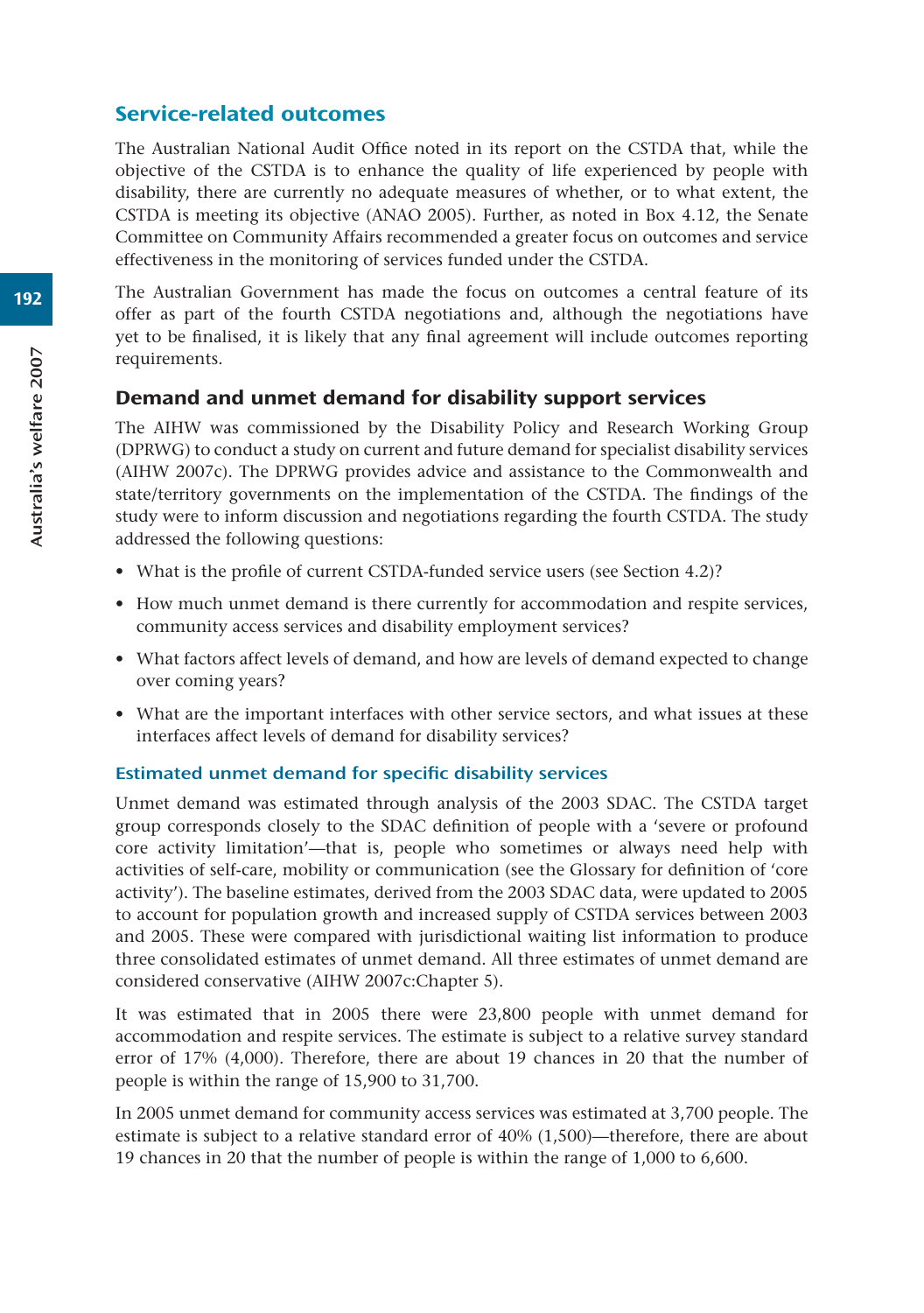## Service-related outcomes

The Australian National Audit Office noted in its report on the CSTDA that, while the objective of the CSTDA is to enhance the quality of life experienced by people with disability, there are currently no adequate measures of whether, or to what extent, the CSTDA is meeting its objective (ANAO 2005). Further, as noted in Box 4.12, the Senate Committee on Community Affairs recommended a greater focus on outcomes and service effectiveness in the monitoring of services funded under the CSTDA.

The Australian Government has made the focus on outcomes a central feature of its offer as part of the fourth CSTDA negotiations and, although the negotiations have yet to be finalised, it is likely that any final agreement will include outcomes reporting requirements.

### Demand and unmet demand for disability support services

The AIHW was commissioned by the Disability Policy and Research Working Group (DPRWG) to conduct a study on current and future demand for specialist disability services (AIHW 2007c). The DPRWG provides advice and assistance to the Commonwealth and state/territory governments on the implementation of the CSTDA. The findings of the study were to inform discussion and negotiations regarding the fourth CSTDA. The study addressed the following questions:

- What is the profile of current CSTDA-funded service users (see Section 4.2)?
- How much unmet demand is there currently for accommodation and respite services, community access services and disability employment services?
- What factors affect levels of demand, and how are levels of demand expected to change over coming years?
- What are the important interfaces with other service sectors, and what issues at these interfaces affect levels of demand for disability services?

#### Estimated unmet demand for specific disability services

Unmet demand was estimated through analysis of the 2003 SDAC. The CSTDA target group corresponds closely to the SDAC definition of people with a 'severe or profound core activity limitation'—that is, people who sometimes or always need help with activities of self-care, mobility or communication (see the Glossary for definition of 'core activity'). The baseline estimates, derived from the 2003 SDAC data, were updated to 2005 to account for population growth and increased supply of CSTDA services between 2003 and 2005. These were compared with jurisdictional waiting list information to produce three consolidated estimates of unmet demand. All three estimates of unmet demand are considered conservative (AIHW 2007c:Chapter 5).

It was estimated that in 2005 there were 23,800 people with unmet demand for accommodation and respite services. The estimate is subject to a relative survey standard error of 17% (4,000). Therefore, there are about 19 chances in 20 that the number of people is within the range of 15,900 to 31,700.

In 2005 unmet demand for community access services was estimated at 3,700 people. The estimate is subject to a relative standard error of 40% (1,500)—therefore, there are about 19 chances in 20 that the number of people is within the range of 1,000 to 6,600.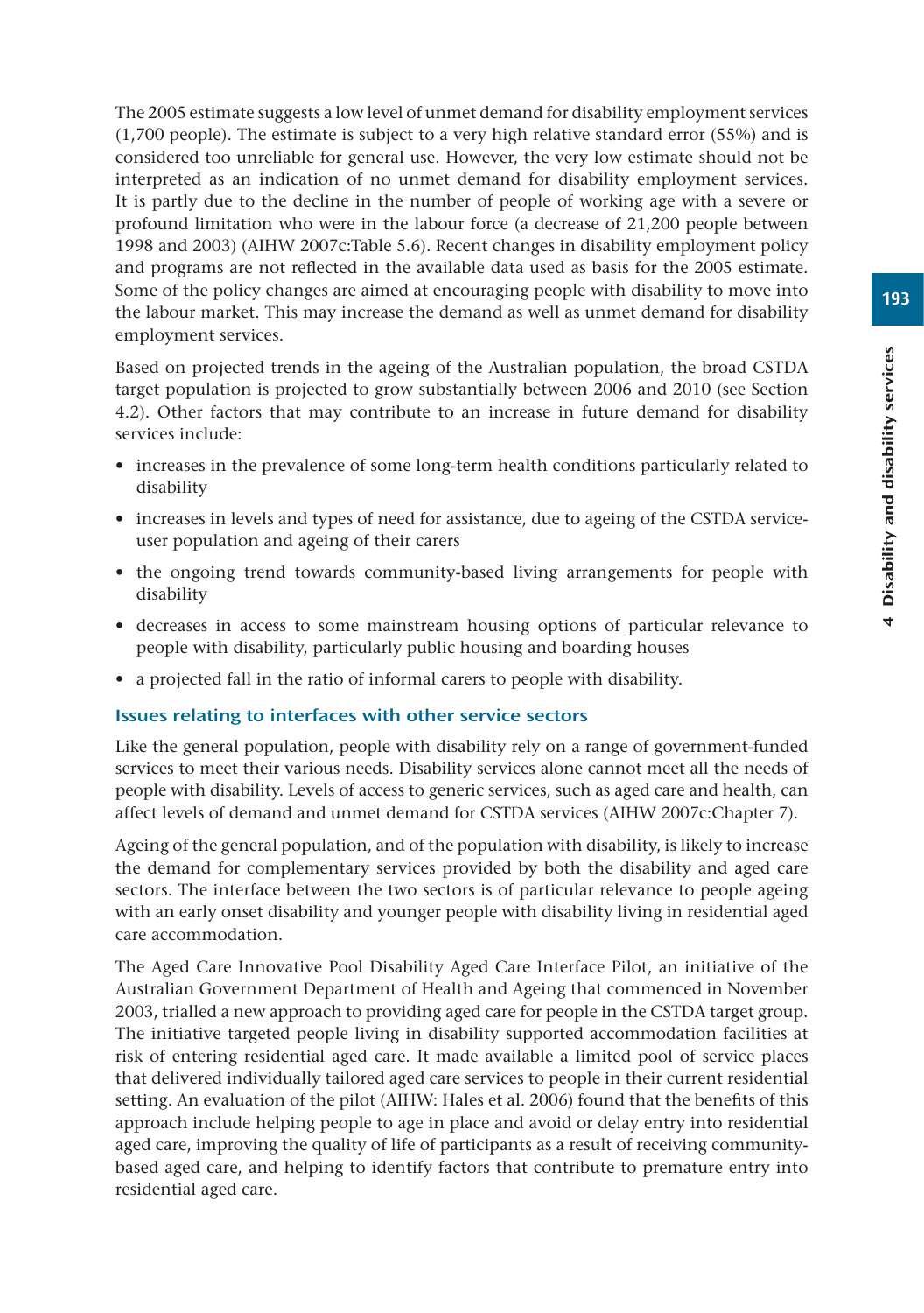The 2005 estimate suggests a low level of unmet demand for disability employment services (1,700 people). The estimate is subject to a very high relative standard error (55%) and is considered too unreliable for general use. However, the very low estimate should not be interpreted as an indication of no unmet demand for disability employment services. It is partly due to the decline in the number of people of working age with a severe or profound limitation who were in the labour force (a decrease of 21,200 people between 1998 and 2003) (AIHW 2007c:Table 5.6). Recent changes in disability employment policy and programs are not reflected in the available data used as basis for the 2005 estimate. Some of the policy changes are aimed at encouraging people with disability to move into the labour market. This may increase the demand as well as unmet demand for disability employment services.

Based on projected trends in the ageing of the Australian population, the broad CSTDA target population is projected to grow substantially between 2006 and 2010 (see Section 4.2). Other factors that may contribute to an increase in future demand for disability services include:

- increases in the prevalence of some long-term health conditions particularly related to disability
- increases in levels and types of need for assistance, due to ageing of the CSTDA service-user population and ageing of their carers
- the ongoing trend towards community-based living arrangements for people with disability
- decreases in access to some mainstream housing options of particular relevance to people with disability, particularly public housing and boarding houses
- a projected fall in the ratio of informal carers to people with disability.

### Issues relating to interfaces with other service sectors

Like the general population, people with disability rely on a range of government-funded services to meet their various needs. Disability services alone cannot meet all the needs of people with disability. Levels of access to generic services, such as aged care and health, can affect levels of demand and unmet demand for CSTDA services (AIHW 2007c:Chapter 7).

Ageing of the general population, and of the population with disability, is likely to increase the demand for complementary services provided by both the disability and aged care sectors. The interface between the two sectors is of particular relevance to people ageing with an early onset disability and younger people with disability living in residential aged care accommodation.

The Aged Care Innovative Pool Disability Aged Care Interface Pilot, an initiative of the Australian Government Department of Health and Ageing that commenced in November 2003, trialled a new approach to providing aged care for people in the CSTDA target group. The initiative targeted people living in disability supported accommodation facilities at risk of entering residential aged care. It made available a limited pool of service places that delivered individually tailored aged care services to people in their current residential setting. An evaluation of the pilot (AIHW: Hales et al. 2006) found that the benefits of this approach include helping people to age in place and avoid or delay entry into residential aged care, improving the quality of life of participants as a result of receiving community-based aged care, and helping to identify factors that contribute to premature entry into residential aged care.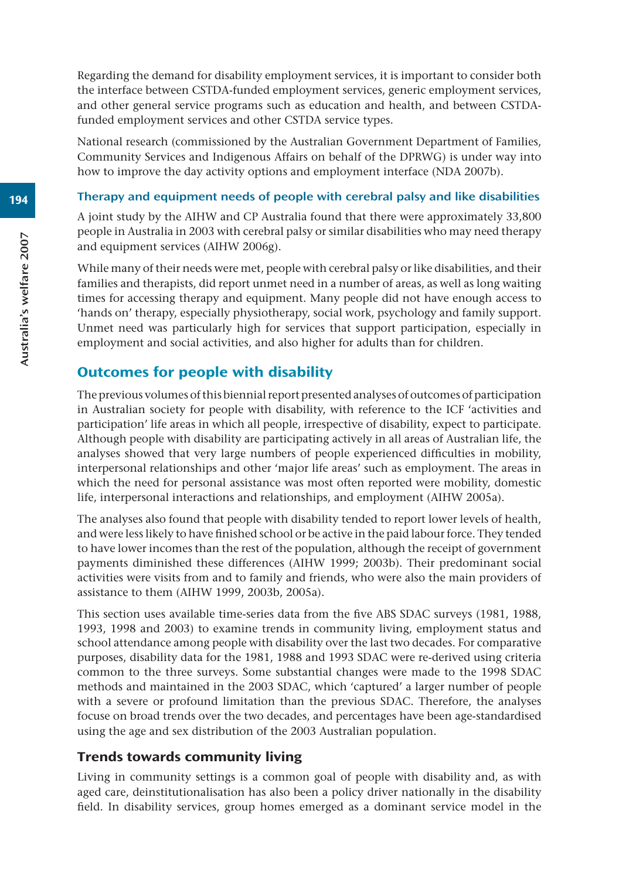Regarding the demand for disability employment services, it is important to consider both the interface between CSTDA-funded employment services, generic employment services, and other general service programs such as education and health, and between CSTDA-funded employment services and other CSTDA service types.

National research (commissioned by the Australian Government Department of Families, Community Services and Indigenous Affairs on behalf of the DPRWG) is under way into how to improve the day activity options and employment interface (NDA 2007b).

### Therapy and equipment needs of people with cerebral palsy and like disabilities

A joint study by the AIHW and CP Australia found that there were approximately 33,800 people in Australia in 2003 with cerebral palsy or similar disabilities who may need therapy and equipment services (AIHW 2006g).

While many of their needs were met, people with cerebral palsy or like disabilities, and their families and therapists, did report unmet need in a number of areas, as well as long waiting times for accessing therapy and equipment. Many people did not have enough access to 'hands on' therapy, especially physiotherapy, social work, psychology and family support. Unmet need was particularly high for services that support participation, especially in employment and social activities, and also higher for adults than for children.

## Outcomes for people with disability

The previous volumes of this biennial report presented analyses of outcomes of participation in Australian society for people with disability, with reference to the ICF 'activities and participation' life areas in which all people, irrespective of disability, expect to participate. Although people with disability are participating actively in all areas of Australian life, the analyses showed that very large numbers of people experienced difficulties in mobility, interpersonal relationships and other 'major life areas' such as employment. The areas in which the need for personal assistance was most often reported were mobility, domestic life, interpersonal interactions and relationships, and employment (AIHW 2005a).

The analyses also found that people with disability tended to report lower levels of health, and were less likely to have finished school or be active in the paid labour force. They tended to have lower incomes than the rest of the population, although the receipt of government payments diminished these differences (AIHW 1999; 2003b). Their predominant social activities were visits from and to family and friends, who were also the main providers of assistance to them (AIHW 1999, 2003b, 2005a).

This section uses available time-series data from the five ABS SDAC surveys (1981, 1988, 1993, 1998 and 2003) to examine trends in community living, employment status and school attendance among people with disability over the last two decades. For comparative purposes, disability data for the 1981, 1988 and 1993 SDAC were re-derived using criteria common to the three surveys. Some substantial changes were made to the 1998 SDAC methods and maintained in the 2003 SDAC, which 'captured' a larger number of people with a severe or profound limitation than the previous SDAC. Therefore, the analyses focuse on broad trends over the two decades, and percentages have been age-standardised using the age and sex distribution of the 2003 Australian population.

### Trends towards community living

Living in community settings is a common goal of people with disability and, as with aged care, deinstitutionalisation has also been a policy driver nationally in the disability field. In disability services, group homes emerged as a dominant service model in the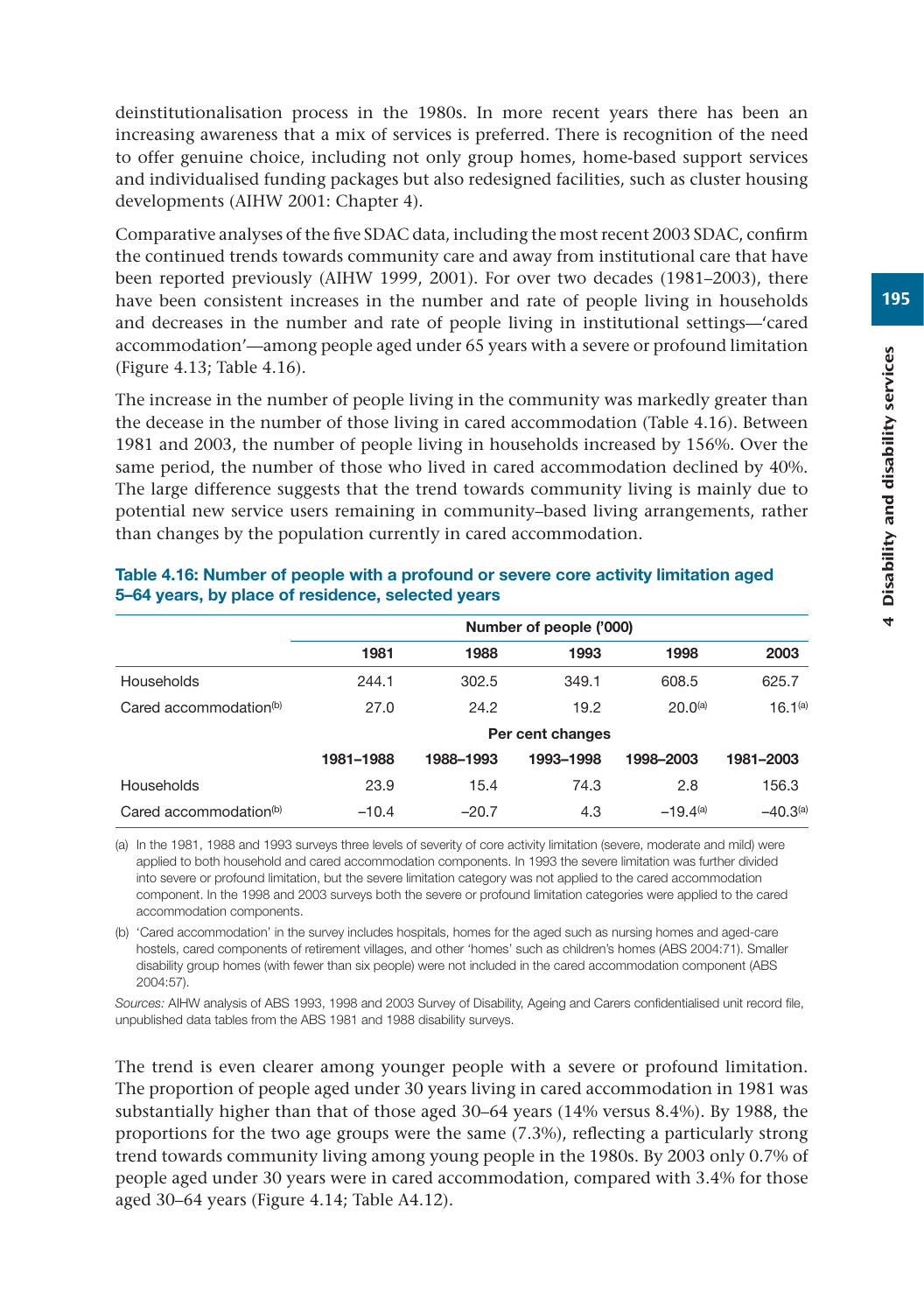deinstitutionalisation process in the 1980s. In more recent years there has been an increasing awareness that a mix of services is preferred. There is recognition of the need to offer genuine choice, including not only group homes, home-based support services and individualised funding packages but also redesigned facilities, such as cluster housing developments (AIHW 2001: Chapter 4).

Comparative analyses of the five SDAC data, including the most recent 2003 SDAC, confirm the continued trends towards community care and away from institutional care that have been reported previously (AIHW 1999, 2001). For over two decades (1981–2003), there have been consistent increases in the number and rate of people living in households and decreases in the number and rate of people living in institutional settings—'cared accommodation'—among people aged under 65 years with a severe or profound limitation (Figure 4.13; Table 4.16).

The increase in the number of people living in the community was markedly greater than the decease in the number of those living in cared accommodation (Table 4.16). Between 1981 and 2003, the number of people living in households increased by 156%. Over the same period, the number of those who lived in cared accommodation declined by 40%. The large difference suggests that the trend towards community living is mainly due to potential new service users remaining in community–based living arrangements, rather than changes by the population currently in cared accommodation.

**Table 4.16: Number of people with a profound or severe core activity limitation aged 5–64 years, by place of residence, selected years**

| | Number of people ('000) | | | | |
|---|---|---|---|---|---|
| | 1981 | 1988 | 1993 | 1998 | 2003 |
| Households | 244.1 | 302.5 | 349.1 | 608.5 | 625.7 |
| Cared accommodation[(b)] | 27.0 | 24.2 | 19.2 | 20.0[(a)] | 16.1[(a)] |
| | Per cent changes | | | | |
| | 1981–1988 | 1988–1993 | 1993–1998 | 1998–2003 | 1981–2003 |
| Households | 23.9 | 15.4 | 74.3 | 2.8 | 156.3 |
| Cared accommodation[(b)] | −10.4 | −20.7 | 4.3 | −19.4[(a)] | −40.3[(a)] |

(a) In the 1981, 1988 and 1993 surveys three levels of severity of core activity limitation (severe, moderate and mild) were applied to both household and cared accommodation components. In 1993 the severe limitation was further divided into severe or profound limitation, but the severe limitation category was not applied to the cared accommodation component. In the 1998 and 2003 surveys both the severe or profound limitation categories were applied to the cared accommodation components.

(b) 'Cared accommodation' in the survey includes hospitals, homes for the aged such as nursing homes and aged-care hostels, cared components of retirement villages, and other 'homes' such as children's homes (ABS 2004:71). Smaller disability group homes (with fewer than six people) were not included in the cared accommodation component (ABS 2004:57).

*Sources:* AIHW analysis of ABS 1993, 1998 and 2003 Survey of Disability, Ageing and Carers confidentialised unit record file, unpublished data tables from the ABS 1981 and 1988 disability surveys.

The trend is even clearer among younger people with a severe or profound limitation. The proportion of people aged under 30 years living in cared accommodation in 1981 was substantially higher than that of those aged 30–64 years (14% versus 8.4%). By 1988, the proportions for the two age groups were the same (7.3%), reflecting a particularly strong trend towards community living among young people in the 1980s. By 2003 only 0.7% of people aged under 30 years were in cared accommodation, compared with 3.4% for those aged 30–64 years (Figure 4.14; Table A4.12).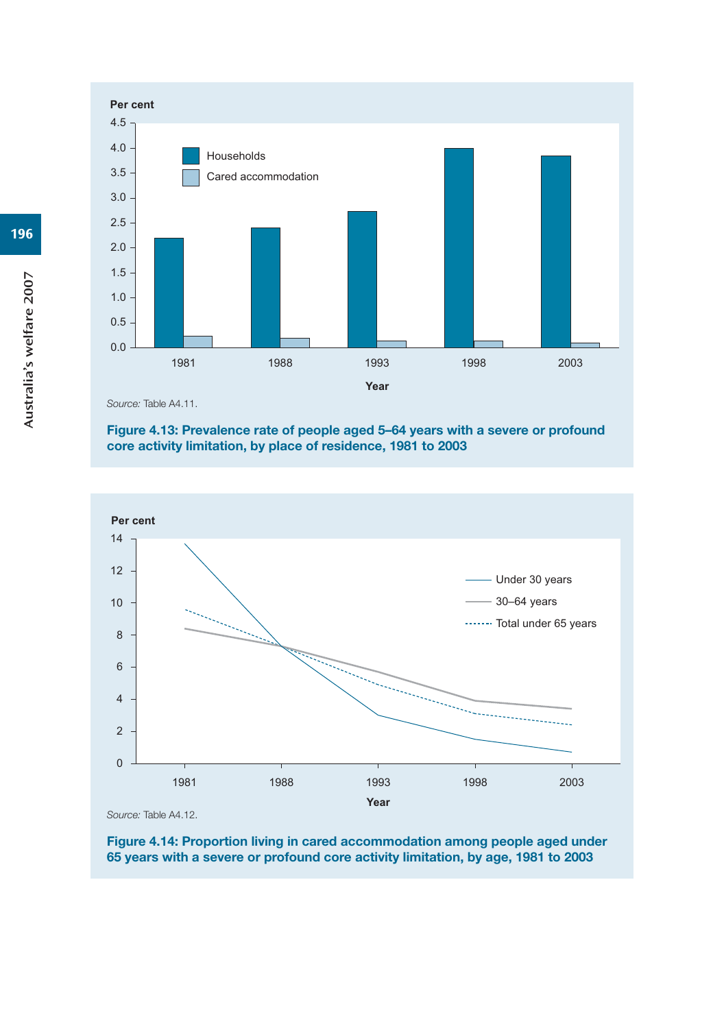Per cent

Households
Cared accommodation

Year

*Source:* Table A4.11.

**Figure 4.13: Prevalence rate of people aged 5–64 years with a severe or profound core activity limitation, by place of residence, 1981 to 2003**

Per cent

Under 30 years
30–64 years
Total under 65 years

Year

*Source:* Table A4.12.

**Figure 4.14: Proportion living in cared accommodation among people aged under 65 years with a severe or profound core activity limitation, by age, 1981 to 2003**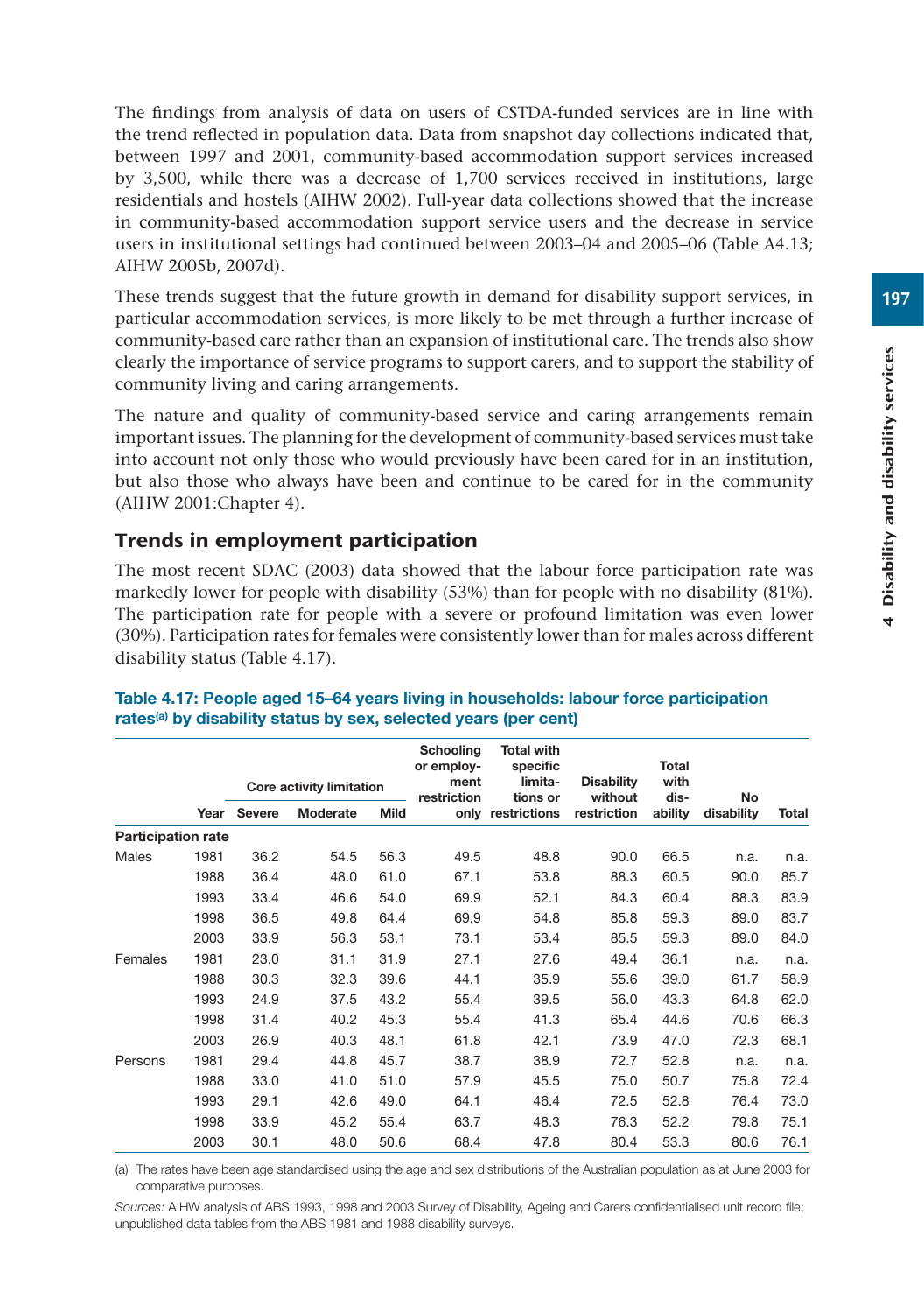The findings from analysis of data on users of CSTDA-funded services are in line with the trend reflected in population data. Data from snapshot day collections indicated that, between 1997 and 2001, community-based accommodation support services increased by 3,500, while there was a decrease of 1,700 services received in institutions, large residentials and hostels (AIHW 2002). Full-year data collections showed that the increase in community-based accommodation support service users and the decrease in service users in institutional settings had continued between 2003–04 and 2005–06 (Table A4.13; AIHW 2005b, 2007d).

These trends suggest that the future growth in demand for disability support services, in particular accommodation services, is more likely to be met through a further increase of community-based care rather than an expansion of institutional care. The trends also show clearly the importance of service programs to support carers, and to support the stability of community living and caring arrangements.

The nature and quality of community-based service and caring arrangements remain important issues. The planning for the development of community-based services must take into account not only those who would previously have been cared for in an institution, but also those who always have been and continue to be cared for in the community (AIHW 2001:Chapter 4).

## Trends in employment participation

The most recent SDAC (2003) data showed that the labour force participation rate was markedly lower for people with disability (53%) than for people with no disability (81%). The participation rate for people with a severe or profound limitation was even lower (30%). Participation rates for females were consistently lower than for males across different disability status (Table 4.17).

**Table 4.17: People aged 15–64 years living in households: labour force participation rates[(a)] by disability status by sex, selected years (per cent)**

| | | Core activity limitation | | | Schooling or employment restriction | Total with specific limitations or | Disability without | Total with | No | |
|---|---|---|---|---|---|---|---|---|---|---|
| | Year | Severe | Moderate | Mild | only | restrictions | restriction | disability | disability | Total |
| **Participation rate** | | | | | | | | | | |
| Males | 1981 | 36.2 | 54.5 | 56.3 | 49.5 | 48.8 | 90.0 | 66.5 | n.a. | n.a. |
| | 1988 | 36.4 | 48.0 | 61.0 | 67.1 | 53.8 | 88.3 | 60.5 | 90.0 | 85.7 |
| | 1993 | 33.4 | 46.6 | 54.0 | 69.9 | 52.1 | 84.3 | 60.4 | 88.3 | 83.9 |
| | 1998 | 36.5 | 49.8 | 64.4 | 69.9 | 54.8 | 85.8 | 59.3 | 89.0 | 83.7 |
| | 2003 | 33.9 | 56.3 | 53.1 | 73.1 | 53.4 | 85.5 | 59.3 | 89.0 | 84.0 |
| Females | 1981 | 23.0 | 31.1 | 31.9 | 27.1 | 27.6 | 49.4 | 36.1 | n.a. | n.a. |
| | 1988 | 30.3 | 32.3 | 39.6 | 44.1 | 35.9 | 55.6 | 39.0 | 61.7 | 58.9 |
| | 1993 | 24.9 | 37.5 | 43.2 | 55.4 | 39.5 | 56.0 | 43.3 | 64.8 | 62.0 |
| | 1998 | 31.4 | 40.2 | 45.3 | 55.4 | 41.3 | 65.4 | 44.6 | 70.6 | 66.3 |
| | 2003 | 26.9 | 40.3 | 48.1 | 61.8 | 42.1 | 73.9 | 47.0 | 72.3 | 68.1 |
| Persons | 1981 | 29.4 | 44.8 | 45.7 | 38.7 | 38.9 | 72.7 | 52.8 | n.a. | n.a. |
| | 1988 | 33.0 | 41.0 | 51.0 | 57.9 | 45.5 | 75.0 | 50.7 | 75.8 | 72.4 |
| | 1993 | 29.1 | 42.6 | 49.0 | 64.1 | 46.4 | 72.5 | 52.8 | 76.4 | 73.0 |
| | 1998 | 33.9 | 45.2 | 55.4 | 63.7 | 48.3 | 76.3 | 52.2 | 79.8 | 75.1 |
| | 2003 | 30.1 | 48.0 | 50.6 | 68.4 | 47.8 | 80.4 | 53.3 | 80.6 | 76.1 |

(a) The rates have been age standardised using the age and sex distributions of the Australian population as at June 2003 for comparative purposes.

*Sources:* AIHW analysis of ABS 1993, 1998 and 2003 Survey of Disability, Ageing and Carers confidentialised unit record file; unpublished data tables from the ABS 1981 and 1988 disability surveys.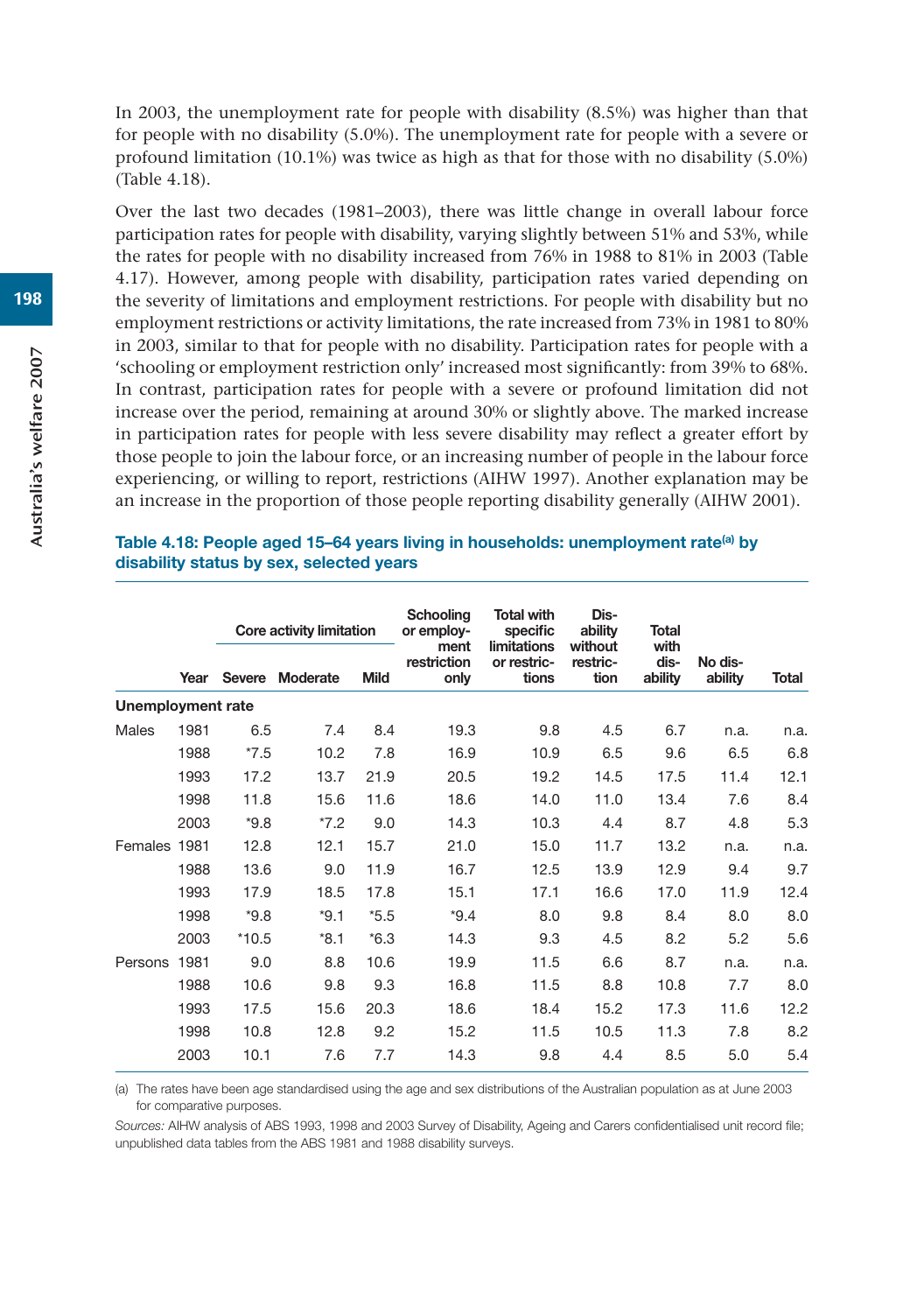In 2003, the unemployment rate for people with disability (8.5%) was higher than that for people with no disability (5.0%). The unemployment rate for people with a severe or profound limitation (10.1%) was twice as high as that for those with no disability (5.0%) (Table 4.18).

Over the last two decades (1981–2003), there was little change in overall labour force participation rates for people with disability, varying slightly between 51% and 53%, while the rates for people with no disability increased from 76% in 1988 to 81% in 2003 (Table 4.17). However, among people with disability, participation rates varied depending on the severity of limitations and employment restrictions. For people with disability but no employment restrictions or activity limitations, the rate increased from 73% in 1981 to 80% in 2003, similar to that for people with no disability. Participation rates for people with a 'schooling or employment restriction only' increased most significantly: from 39% to 68%. In contrast, participation rates for people with a severe or profound limitation did not increase over the period, remaining at around 30% or slightly above. The marked increase in participation rates for people with less severe disability may reflect a greater effort by those people to join the labour force, or an increasing number of people in the labour force experiencing, or willing to report, restrictions (AIHW 1997). Another explanation may be an increase in the proportion of those people reporting disability generally (AIHW 2001).

**Table 4.18: People aged 15–64 years living in households: unemployment rate[(a)] by disability status by sex, selected years**

| | | Core activity limitation | | | Schooling or employment restriction only | Total with specific limitations or restrictions | Disability without restriction | Total with disability | No disability | Total |
|---|---|---|---|---|---|---|---|---|---|---|
| | Year | Severe | Moderate | Mild | | | | | | |
| **Unemployment rate** | | | | | | | | | | |
| Males | 1981 | 6.5 | 7.4 | 8.4 | 19.3 | 9.8 | 4.5 | 6.7 | n.a. | n.a. |
| | 1988 | *7.5 | 10.2 | 7.8 | 16.9 | 10.9 | 6.5 | 9.6 | 6.5 | 6.8 |
| | 1993 | 17.2 | 13.7 | 21.9 | 20.5 | 19.2 | 14.5 | 17.5 | 11.4 | 12.1 |
| | 1998 | 11.8 | 15.6 | 11.6 | 18.6 | 14.0 | 11.0 | 13.4 | 7.6 | 8.4 |
| | 2003 | *9.8 | *7.2 | 9.0 | 14.3 | 10.3 | 4.4 | 8.7 | 4.8 | 5.3 |
| Females | 1981 | 12.8 | 12.1 | 15.7 | 21.0 | 15.0 | 11.7 | 13.2 | n.a. | n.a. |
| | 1988 | 13.6 | 9.0 | 11.9 | 16.7 | 12.5 | 13.9 | 12.9 | 9.4 | 9.7 |
| | 1993 | 17.9 | 18.5 | 17.8 | 15.1 | 17.1 | 16.6 | 17.0 | 11.9 | 12.4 |
| | 1998 | *9.8 | *9.1 | *5.5 | *9.4 | 8.0 | 9.8 | 8.4 | 8.0 | 8.0 |
| | 2003 | *10.5 | *8.1 | *6.3 | 14.3 | 9.3 | 4.5 | 8.2 | 5.2 | 5.6 |
| Persons | 1981 | 9.0 | 8.8 | 10.6 | 19.9 | 11.5 | 6.6 | 8.7 | n.a. | n.a. |
| | 1988 | 10.6 | 9.8 | 9.3 | 16.8 | 11.5 | 8.8 | 10.8 | 7.7 | 8.0 |
| | 1993 | 17.5 | 15.6 | 20.3 | 18.6 | 18.4 | 15.2 | 17.3 | 11.6 | 12.2 |
| | 1998 | 10.8 | 12.8 | 9.2 | 15.2 | 11.5 | 10.5 | 11.3 | 7.8 | 8.2 |
| | 2003 | 10.1 | 7.6 | 7.7 | 14.3 | 9.8 | 4.4 | 8.5 | 5.0 | 5.4 |

(a) The rates have been age standardised using the age and sex distributions of the Australian population as at June 2003 for comparative purposes.

*Sources:* AIHW analysis of ABS 1993, 1998 and 2003 Survey of Disability, Ageing and Carers confidentialised unit record file; unpublished data tables from the ABS 1981 and 1988 disability surveys.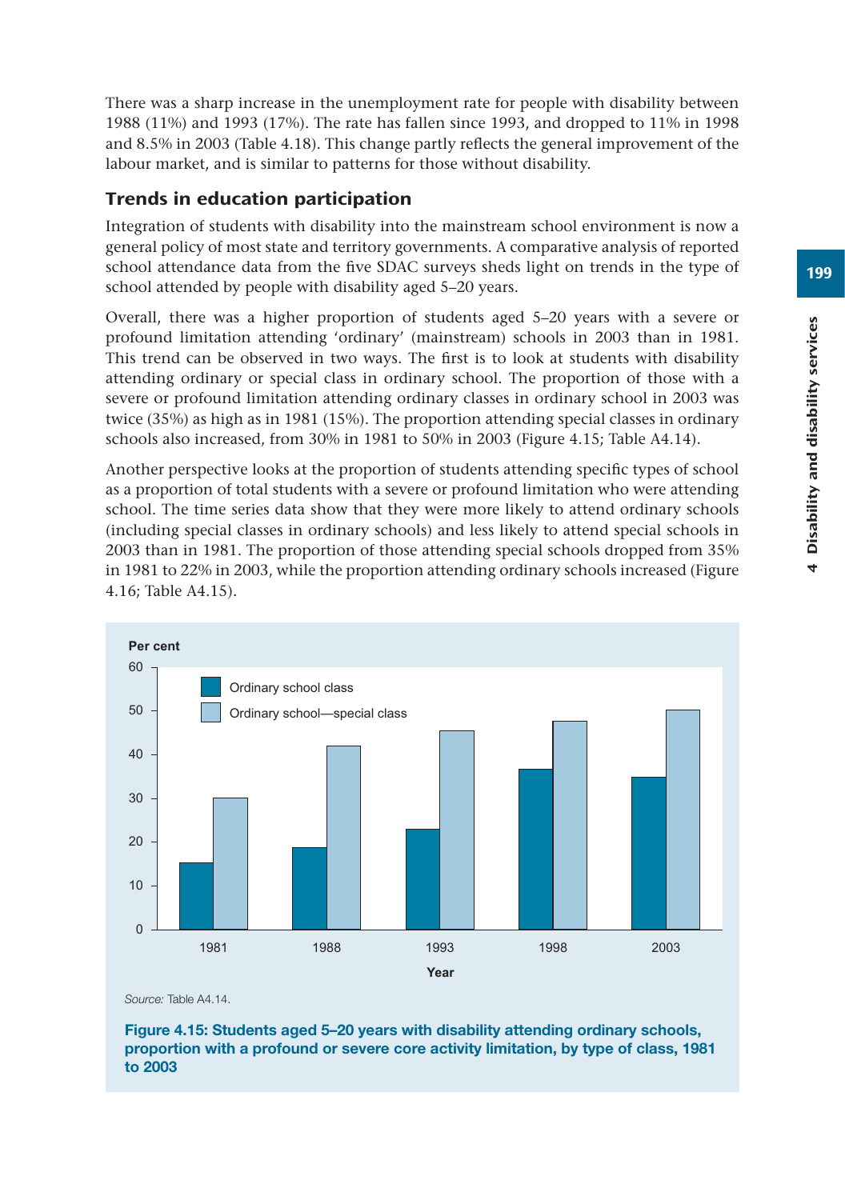There was a sharp increase in the unemployment rate for people with disability between 1988 (11%) and 1993 (17%). The rate has fallen since 1993, and dropped to 11% in 1998 and 8.5% in 2003 (Table 4.18). This change partly reflects the general improvement of the labour market, and is similar to patterns for those without disability.

## Trends in education participation

Integration of students with disability into the mainstream school environment is now a general policy of most state and territory governments. A comparative analysis of reported school attendance data from the five SDAC surveys sheds light on trends in the type of school attended by people with disability aged 5–20 years.

Overall, there was a higher proportion of students aged 5–20 years with a severe or profound limitation attending 'ordinary' (mainstream) schools in 2003 than in 1981. This trend can be observed in two ways. The first is to look at students with disability attending ordinary or special class in ordinary school. The proportion of those with a severe or profound limitation attending ordinary classes in ordinary school in 2003 was twice (35%) as high as in 1981 (15%). The proportion attending special classes in ordinary schools also increased, from 30% in 1981 to 50% in 2003 (Figure 4.15; Table A4.14).

Another perspective looks at the proportion of students attending specific types of school as a proportion of total students with a severe or profound limitation who were attending school. The time series data show that they were more likely to attend ordinary schools (including special classes in ordinary schools) and less likely to attend special schools in 2003 than in 1981. The proportion of those attending special schools dropped from 35% in 1981 to 22% in 2003, while the proportion attending ordinary schools increased (Figure 4.16; Table A4.15).

*Source:* Table A4.14.

**Figure 4.15: Students aged 5–20 years with disability attending ordinary schools, proportion with a profound or severe core activity limitation, by type of class, 1981 to 2003**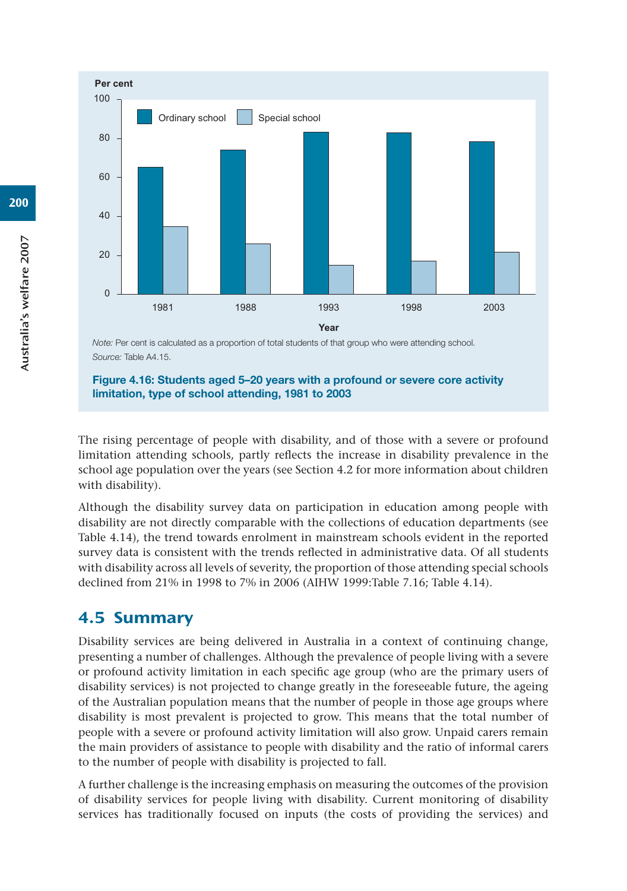Per cent

Note: Per cent is calculated as a proportion of total students of that group who were attending school.
Source: Table A4.15.

**Figure 4.16: Students aged 5–20 years with a profound or severe core activity limitation, type of school attending, 1981 to 2003**

The rising percentage of people with disability, and of those with a severe or profound limitation attending schools, partly reflects the increase in disability prevalence in the school age population over the years (see Section 4.2 for more information about children with disability).

Although the disability survey data on participation in education among people with disability are not directly comparable with the collections of education departments (see Table 4.14), the trend towards enrolment in mainstream schools evident in the reported survey data is consistent with the trends reflected in administrative data. Of all students with disability across all levels of severity, the proportion of those attending special schools declined from 21% in 1998 to 7% in 2006 (AIHW 1999:Table 7.16; Table 4.14).

## 4.5 Summary

Disability services are being delivered in Australia in a context of continuing change, presenting a number of challenges. Although the prevalence of people living with a severe or profound activity limitation in each specific age group (who are the primary users of disability services) is not projected to change greatly in the foreseeable future, the ageing of the Australian population means that the number of people in those age groups where disability is most prevalent is projected to grow. This means that the total number of people with a severe or profound activity limitation will also grow. Unpaid carers remain the main providers of assistance to people with disability and the ratio of informal carers to the number of people with disability is projected to fall.

A further challenge is the increasing emphasis on measuring the outcomes of the provision of disability services for people living with disability. Current monitoring of disability services has traditionally focused on inputs (the costs of providing the services) and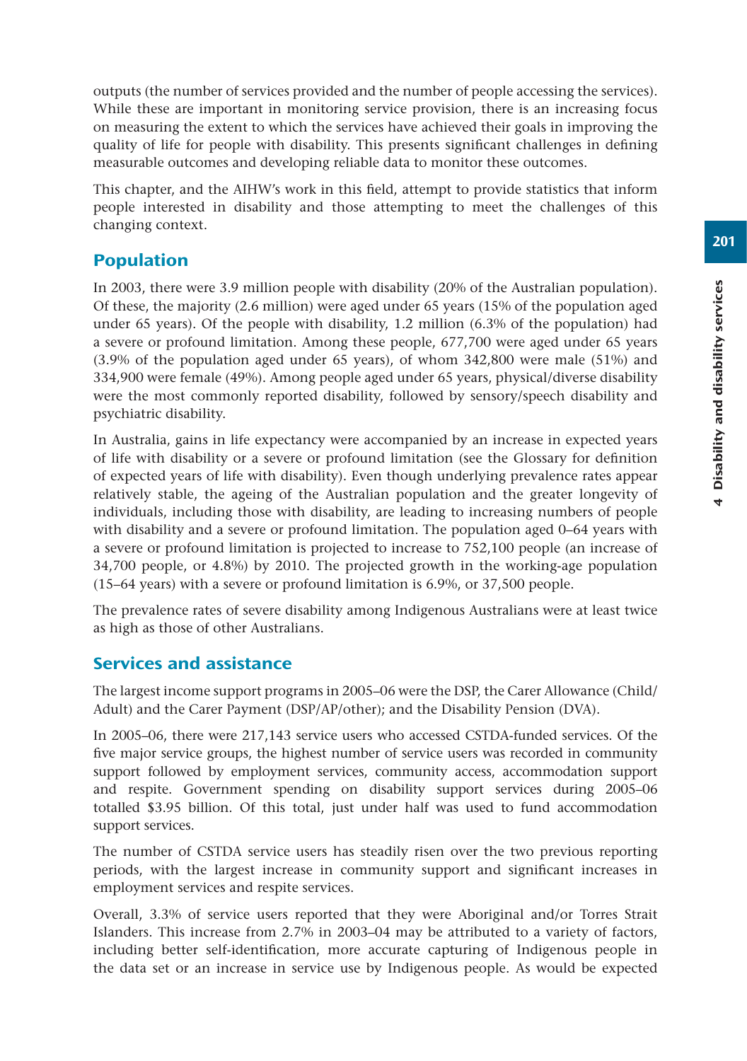outputs (the number of services provided and the number of people accessing the services). While these are important in monitoring service provision, there is an increasing focus on measuring the extent to which the services have achieved their goals in improving the quality of life for people with disability. This presents significant challenges in defining measurable outcomes and developing reliable data to monitor these outcomes.

This chapter, and the AIHW's work in this field, attempt to provide statistics that inform people interested in disability and those attempting to meet the challenges of this changing context.

## Population

In 2003, there were 3.9 million people with disability (20% of the Australian population). Of these, the majority (2.6 million) were aged under 65 years (15% of the population aged under 65 years). Of the people with disability, 1.2 million (6.3% of the population) had a severe or profound limitation. Among these people, 677,700 were aged under 65 years (3.9% of the population aged under 65 years), of whom 342,800 were male (51%) and 334,900 were female (49%). Among people aged under 65 years, physical/diverse disability were the most commonly reported disability, followed by sensory/speech disability and psychiatric disability.

In Australia, gains in life expectancy were accompanied by an increase in expected years of life with disability or a severe or profound limitation (see the Glossary for definition of expected years of life with disability). Even though underlying prevalence rates appear relatively stable, the ageing of the Australian population and the greater longevity of individuals, including those with disability, are leading to increasing numbers of people with disability and a severe or profound limitation. The population aged 0–64 years with a severe or profound limitation is projected to increase to 752,100 people (an increase of 34,700 people, or 4.8%) by 2010. The projected growth in the working-age population (15–64 years) with a severe or profound limitation is 6.9%, or 37,500 people.

The prevalence rates of severe disability among Indigenous Australians were at least twice as high as those of other Australians.

## Services and assistance

The largest income support programs in 2005–06 were the DSP, the Carer Allowance (Child/Adult) and the Carer Payment (DSP/AP/other); and the Disability Pension (DVA).

In 2005–06, there were 217,143 service users who accessed CSTDA-funded services. Of the five major service groups, the highest number of service users was recorded in community support followed by employment services, community access, accommodation support and respite. Government spending on disability support services during 2005–06 totalled $3.95 billion. Of this total, just under half was used to fund accommodation support services.

The number of CSTDA service users has steadily risen over the two previous reporting periods, with the largest increase in community support and significant increases in employment services and respite services.

Overall, 3.3% of service users reported that they were Aboriginal and/or Torres Strait Islanders. This increase from 2.7% in 2003–04 may be attributed to a variety of factors, including better self-identification, more accurate capturing of Indigenous people in the data set or an increase in service use by Indigenous people. As would be expected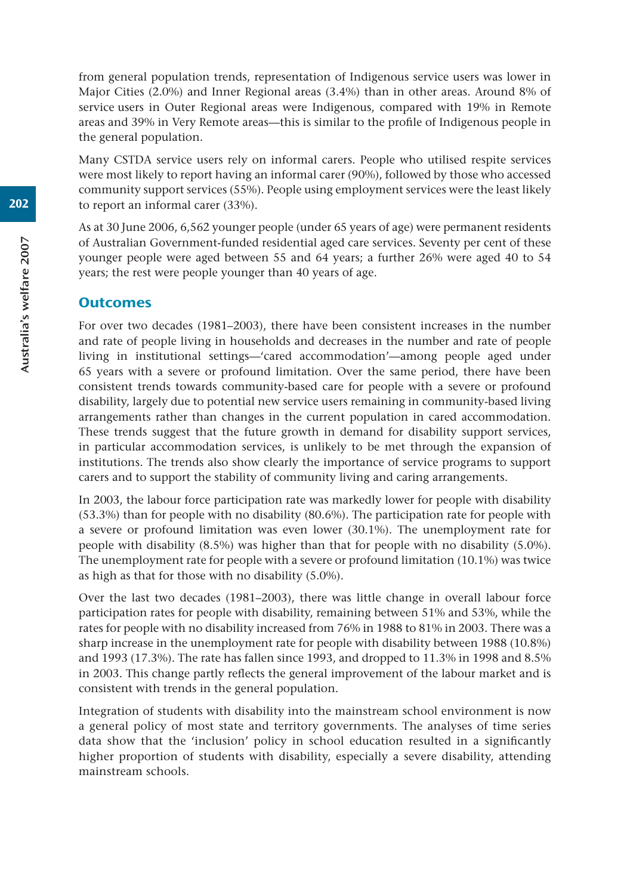from general population trends, representation of Indigenous service users was lower in Major Cities (2.0%) and Inner Regional areas (3.4%) than in other areas. Around 8% of service users in Outer Regional areas were Indigenous, compared with 19% in Remote areas and 39% in Very Remote areas—this is similar to the profile of Indigenous people in the general population.

Many CSTDA service users rely on informal carers. People who utilised respite services were most likely to report having an informal carer (90%), followed by those who accessed community support services (55%). People using employment services were the least likely to report an informal carer (33%).

As at 30 June 2006, 6,562 younger people (under 65 years of age) were permanent residents of Australian Government-funded residential aged care services. Seventy per cent of these younger people were aged between 55 and 64 years; a further 26% were aged 40 to 54 years; the rest were people younger than 40 years of age.

## Outcomes

For over two decades (1981–2003), there have been consistent increases in the number and rate of people living in households and decreases in the number and rate of people living in institutional settings—'cared accommodation'—among people aged under 65 years with a severe or profound limitation. Over the same period, there have been consistent trends towards community-based care for people with a severe or profound disability, largely due to potential new service users remaining in community-based living arrangements rather than changes in the current population in cared accommodation. These trends suggest that the future growth in demand for disability support services, in particular accommodation services, is unlikely to be met through the expansion of institutions. The trends also show clearly the importance of service programs to support carers and to support the stability of community living and caring arrangements.

In 2003, the labour force participation rate was markedly lower for people with disability (53.3%) than for people with no disability (80.6%). The participation rate for people with a severe or profound limitation was even lower (30.1%). The unemployment rate for people with disability (8.5%) was higher than that for people with no disability (5.0%). The unemployment rate for people with a severe or profound limitation (10.1%) was twice as high as that for those with no disability (5.0%).

Over the last two decades (1981–2003), there was little change in overall labour force participation rates for people with disability, remaining between 51% and 53%, while the rates for people with no disability increased from 76% in 1988 to 81% in 2003. There was a sharp increase in the unemployment rate for people with disability between 1988 (10.8%) and 1993 (17.3%). The rate has fallen since 1993, and dropped to 11.3% in 1998 and 8.5% in 2003. This change partly reflects the general improvement of the labour market and is consistent with trends in the general population.

Integration of students with disability into the mainstream school environment is now a general policy of most state and territory governments. The analyses of time series data show that the 'inclusion' policy in school education resulted in a significantly higher proportion of students with disability, especially a severe disability, attending mainstream schools.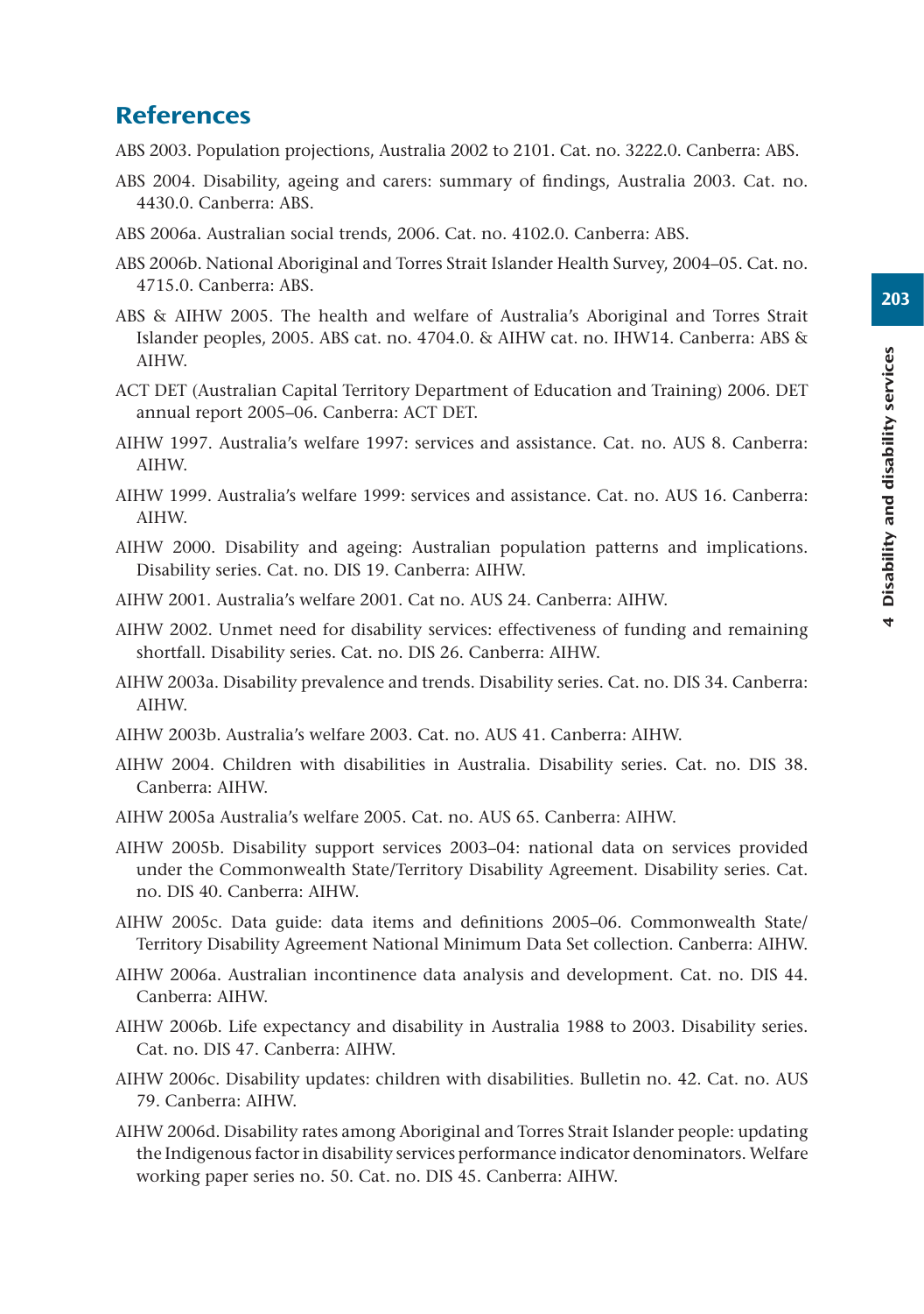## References

ABS 2003. Population projections, Australia 2002 to 2101. Cat. no. 3222.0. Canberra: ABS.

ABS 2004. Disability, ageing and carers: summary of findings, Australia 2003. Cat. no. 4430.0. Canberra: ABS.

ABS 2006a. Australian social trends, 2006. Cat. no. 4102.0. Canberra: ABS.

ABS 2006b. National Aboriginal and Torres Strait Islander Health Survey, 2004–05. Cat. no. 4715.0. Canberra: ABS.

ABS & AIHW 2005. The health and welfare of Australia's Aboriginal and Torres Strait Islander peoples, 2005. ABS cat. no. 4704.0. & AIHW cat. no. IHW14. Canberra: ABS & AIHW.

ACT DET (Australian Capital Territory Department of Education and Training) 2006. DET annual report 2005–06. Canberra: ACT DET.

AIHW 1997. Australia's welfare 1997: services and assistance. Cat. no. AUS 8. Canberra: AIHW.

AIHW 1999. Australia's welfare 1999: services and assistance. Cat. no. AUS 16. Canberra: AIHW.

AIHW 2000. Disability and ageing: Australian population patterns and implications. Disability series. Cat. no. DIS 19. Canberra: AIHW.

AIHW 2001. Australia's welfare 2001. Cat no. AUS 24. Canberra: AIHW.

AIHW 2002. Unmet need for disability services: effectiveness of funding and remaining shortfall. Disability series. Cat. no. DIS 26. Canberra: AIHW.

AIHW 2003a. Disability prevalence and trends. Disability series. Cat. no. DIS 34. Canberra: AIHW.

AIHW 2003b. Australia's welfare 2003. Cat. no. AUS 41. Canberra: AIHW.

AIHW 2004. Children with disabilities in Australia. Disability series. Cat. no. DIS 38. Canberra: AIHW.

AIHW 2005a Australia's welfare 2005. Cat. no. AUS 65. Canberra: AIHW.

AIHW 2005b. Disability support services 2003–04: national data on services provided under the Commonwealth State/Territory Disability Agreement. Disability series. Cat. no. DIS 40. Canberra: AIHW.

AIHW 2005c. Data guide: data items and definitions 2005–06. Commonwealth State/Territory Disability Agreement National Minimum Data Set collection. Canberra: AIHW.

AIHW 2006a. Australian incontinence data analysis and development. Cat. no. DIS 44. Canberra: AIHW.

AIHW 2006b. Life expectancy and disability in Australia 1988 to 2003. Disability series. Cat. no. DIS 47. Canberra: AIHW.

AIHW 2006c. Disability updates: children with disabilities. Bulletin no. 42. Cat. no. AUS 79. Canberra: AIHW.

AIHW 2006d. Disability rates among Aboriginal and Torres Strait Islander people: updating the Indigenous factor in disability services performance indicator denominators. Welfare working paper series no. 50. Cat. no. DIS 45. Canberra: AIHW.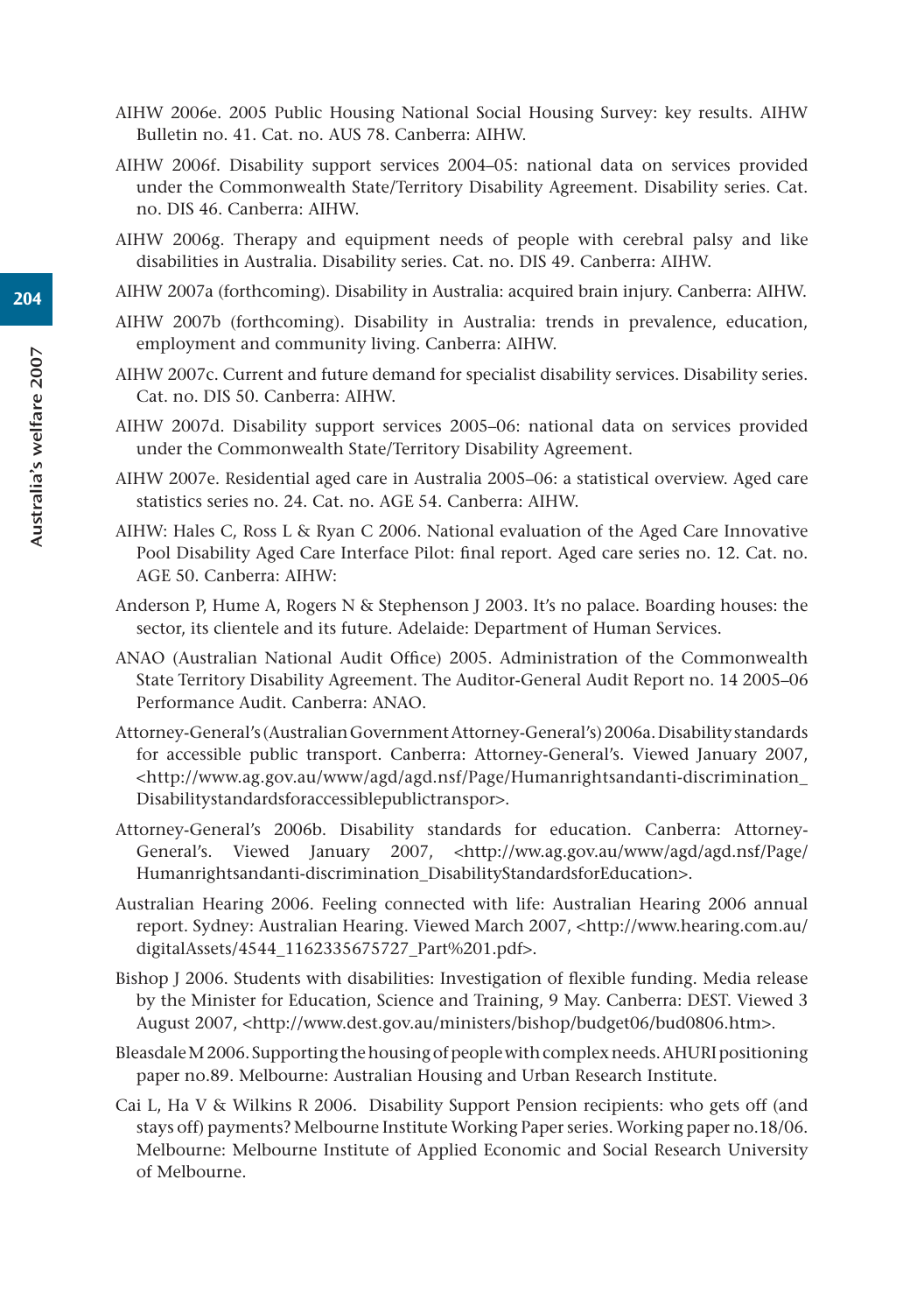AIHW 2006e. 2005 Public Housing National Social Housing Survey: key results. AIHW Bulletin no. 41. Cat. no. AUS 78. Canberra: AIHW.

AIHW 2006f. Disability support services 2004–05: national data on services provided under the Commonwealth State/Territory Disability Agreement. Disability series. Cat. no. DIS 46. Canberra: AIHW.

AIHW 2006g. Therapy and equipment needs of people with cerebral palsy and like disabilities in Australia. Disability series. Cat. no. DIS 49. Canberra: AIHW.

AIHW 2007a (forthcoming). Disability in Australia: acquired brain injury. Canberra: AIHW.

AIHW 2007b (forthcoming). Disability in Australia: trends in prevalence, education, employment and community living. Canberra: AIHW.

AIHW 2007c. Current and future demand for specialist disability services. Disability series. Cat. no. DIS 50. Canberra: AIHW.

AIHW 2007d. Disability support services 2005–06: national data on services provided under the Commonwealth State/Territory Disability Agreement.

AIHW 2007e. Residential aged care in Australia 2005–06: a statistical overview. Aged care statistics series no. 24. Cat. no. AGE 54. Canberra: AIHW.

AIHW: Hales C, Ross L & Ryan C 2006. National evaluation of the Aged Care Innovative Pool Disability Aged Care Interface Pilot: final report. Aged care series no. 12. Cat. no. AGE 50. Canberra: AIHW:

Anderson P, Hume A, Rogers N & Stephenson J 2003. It's no palace. Boarding houses: the sector, its clientele and its future. Adelaide: Department of Human Services.

ANAO (Australian National Audit Office) 2005. Administration of the Commonwealth State Territory Disability Agreement. The Auditor-General Audit Report no. 14 2005–06 Performance Audit. Canberra: ANAO.

Attorney-General's (Australian Government Attorney-General's) 2006a. Disability standards for accessible public transport. Canberra: Attorney-General's. Viewed January 2007, <http://www.ag.gov.au/www/agd/agd.nsf/Page/Humanrightsandanti-discrimination_Disabilitystandardsforaccessiblepublictranspor>.

Attorney-General's 2006b. Disability standards for education. Canberra: Attorney-General's. Viewed January 2007, <http://ww.ag.gov.au/www/agd/agd.nsf/Page/Humanrightsandanti-discrimination_DisabilityStandardsforEducation>.

Australian Hearing 2006. Feeling connected with life: Australian Hearing 2006 annual report. Sydney: Australian Hearing. Viewed March 2007, <http://www.hearing.com.au/digitalAssets/4544_1162335675727_Part%201.pdf>.

Bishop J 2006. Students with disabilities: Investigation of flexible funding. Media release by the Minister for Education, Science and Training, 9 May. Canberra: DEST. Viewed 3 August 2007, <http://www.dest.gov.au/ministers/bishop/budget06/bud0806.htm>.

Bleasdale M 2006. Supporting the housing of people with complex needs. AHURI positioning paper no.89. Melbourne: Australian Housing and Urban Research Institute.

Cai L, Ha V & Wilkins R 2006. Disability Support Pension recipients: who gets off (and stays off) payments? Melbourne Institute Working Paper series. Working paper no.18/06. Melbourne: Melbourne Institute of Applied Economic and Social Research University of Melbourne.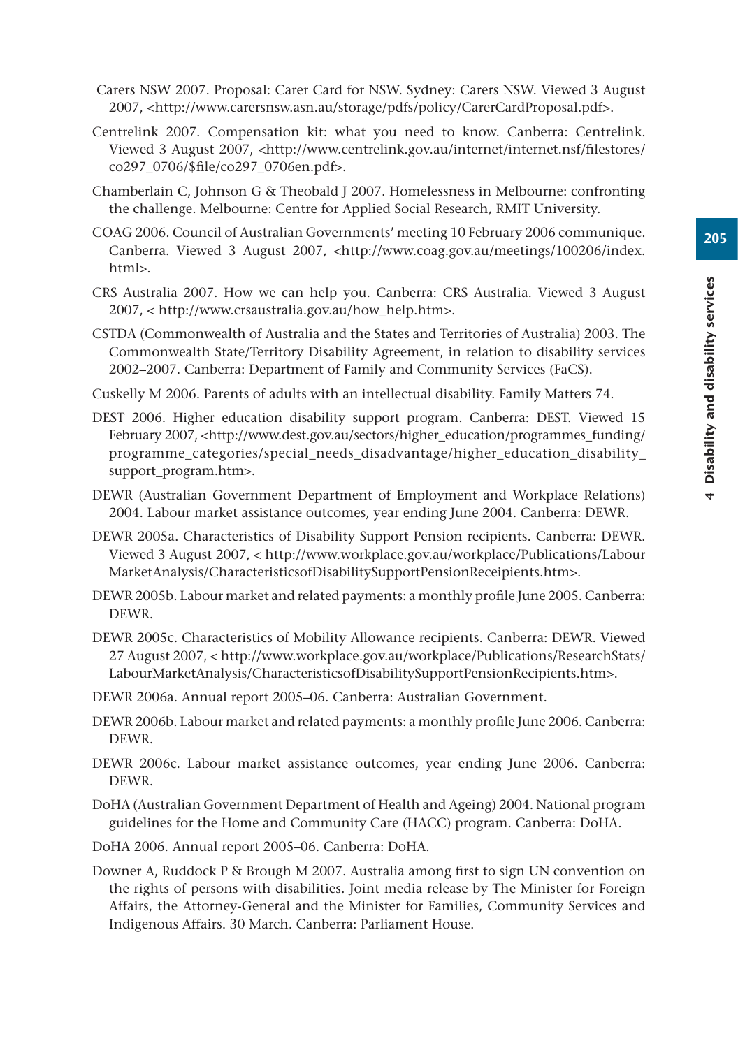Carers NSW 2007. Proposal: Carer Card for NSW. Sydney: Carers NSW. Viewed 3 August 2007, <http://www.carersnsw.asn.au/storage/pdfs/policy/CarerCardProposal.pdf>.

Centrelink 2007. Compensation kit: what you need to know. Canberra: Centrelink. Viewed 3 August 2007, <http://www.centrelink.gov.au/internet/internet.nsf/filestores/co297_0706/$file/co297_0706en.pdf>.

Chamberlain C, Johnson G & Theobald J 2007. Homelessness in Melbourne: confronting the challenge. Melbourne: Centre for Applied Social Research, RMIT University.

COAG 2006. Council of Australian Governments' meeting 10 February 2006 communique. Canberra. Viewed 3 August 2007, <http://www.coag.gov.au/meetings/100206/index.html>.

CRS Australia 2007. How we can help you. Canberra: CRS Australia. Viewed 3 August 2007, < http://www.crsaustralia.gov.au/how_help.htm>.

CSTDA (Commonwealth of Australia and the States and Territories of Australia) 2003. The Commonwealth State/Territory Disability Agreement, in relation to disability services 2002–2007. Canberra: Department of Family and Community Services (FaCS).

Cuskelly M 2006. Parents of adults with an intellectual disability. Family Matters 74.

DEST 2006. Higher education disability support program. Canberra: DEST. Viewed 15 February 2007, <http://www.dest.gov.au/sectors/higher_education/programmes_funding/programme_categories/special_needs_disadvantage/higher_education_disability_support_program.htm>.

DEWR (Australian Government Department of Employment and Workplace Relations) 2004. Labour market assistance outcomes, year ending June 2004. Canberra: DEWR.

DEWR 2005a. Characteristics of Disability Support Pension recipients. Canberra: DEWR. Viewed 3 August 2007, < http://www.workplace.gov.au/workplace/Publications/LabourMarketAnalysis/CharacteristicsofDisabilitySupportPensionReceipients.htm>.

DEWR 2005b. Labour market and related payments: a monthly profile June 2005. Canberra: DEWR.

DEWR 2005c. Characteristics of Mobility Allowance recipients. Canberra: DEWR. Viewed 27 August 2007, < http://www.workplace.gov.au/workplace/Publications/ResearchStats/LabourMarketAnalysis/CharacteristicsofDisabilitySupportPensionRecipients.htm>.

DEWR 2006a. Annual report 2005–06. Canberra: Australian Government.

DEWR 2006b. Labour market and related payments: a monthly profile June 2006. Canberra: DEWR.

DEWR 2006c. Labour market assistance outcomes, year ending June 2006. Canberra: DEWR.

DoHA (Australian Government Department of Health and Ageing) 2004. National program guidelines for the Home and Community Care (HACC) program. Canberra: DoHA.

DoHA 2006. Annual report 2005–06. Canberra: DoHA.

Downer A, Ruddock P & Brough M 2007. Australia among first to sign UN convention on the rights of persons with disabilities. Joint media release by The Minister for Foreign Affairs, the Attorney-General and the Minister for Families, Community Services and Indigenous Affairs. 30 March. Canberra: Parliament House.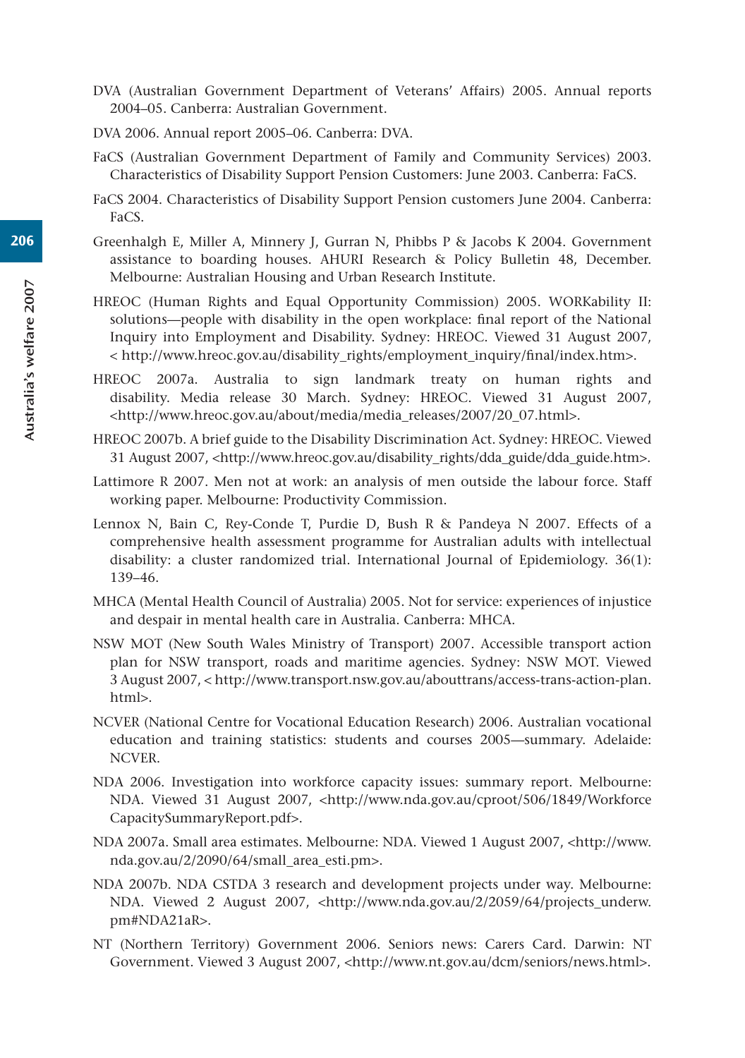DVA (Australian Government Department of Veterans' Affairs) 2005. Annual reports 2004–05. Canberra: Australian Government.

DVA 2006. Annual report 2005–06. Canberra: DVA.

FaCS (Australian Government Department of Family and Community Services) 2003. Characteristics of Disability Support Pension Customers: June 2003. Canberra: FaCS.

FaCS 2004. Characteristics of Disability Support Pension customers June 2004. Canberra: FaCS.

Greenhalgh E, Miller A, Minnery J, Gurran N, Phibbs P & Jacobs K 2004. Government assistance to boarding houses. AHURI Research & Policy Bulletin 48, December. Melbourne: Australian Housing and Urban Research Institute.

HREOC (Human Rights and Equal Opportunity Commission) 2005. WORKability II: solutions—people with disability in the open workplace: final report of the National Inquiry into Employment and Disability. Sydney: HREOC. Viewed 31 August 2007, < http://www.hreoc.gov.au/disability_rights/employment_inquiry/final/index.htm>.

HREOC 2007a. Australia to sign landmark treaty on human rights and disability. Media release 30 March. Sydney: HREOC. Viewed 31 August 2007, <http://www.hreoc.gov.au/about/media/media_releases/2007/20_07.html>.

HREOC 2007b. A brief guide to the Disability Discrimination Act. Sydney: HREOC. Viewed 31 August 2007, <http://www.hreoc.gov.au/disability_rights/dda_guide/dda_guide.htm>.

Lattimore R 2007. Men not at work: an analysis of men outside the labour force. Staff working paper. Melbourne: Productivity Commission.

Lennox N, Bain C, Rey-Conde T, Purdie D, Bush R & Pandeya N 2007. Effects of a comprehensive health assessment programme for Australian adults with intellectual disability: a cluster randomized trial. International Journal of Epidemiology. 36(1): 139–46.

MHCA (Mental Health Council of Australia) 2005. Not for service: experiences of injustice and despair in mental health care in Australia. Canberra: MHCA.

NSW MOT (New South Wales Ministry of Transport) 2007. Accessible transport action plan for NSW transport, roads and maritime agencies. Sydney: NSW MOT. Viewed 3 August 2007, < http://www.transport.nsw.gov.au/abouttrans/access-trans-action-plan.html>.

NCVER (National Centre for Vocational Education Research) 2006. Australian vocational education and training statistics: students and courses 2005—summary. Adelaide: NCVER.

NDA 2006. Investigation into workforce capacity issues: summary report. Melbourne: NDA. Viewed 31 August 2007, <http://www.nda.gov.au/cproot/506/1849/WorkforceCapacitySummaryReport.pdf>.

NDA 2007a. Small area estimates. Melbourne: NDA. Viewed 1 August 2007, <http://www.nda.gov.au/2/2090/64/small_area_esti.pm>.

NDA 2007b. NDA CSTDA 3 research and development projects under way. Melbourne: NDA. Viewed 2 August 2007, <http://www.nda.gov.au/2/2059/64/projects_underw.pm#NDA21aR>.

NT (Northern Territory) Government 2006. Seniors news: Carers Card. Darwin: NT Government. Viewed 3 August 2007, <http://www.nt.gov.au/dcm/seniors/news.html>.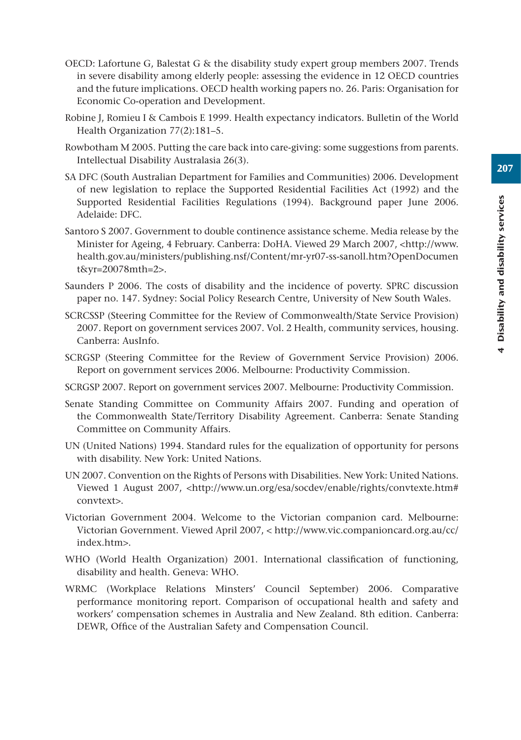OECD: Lafortune G, Balestat G & the disability study expert group members 2007. Trends in severe disability among elderly people: assessing the evidence in 12 OECD countries and the future implications. OECD health working papers no. 26. Paris: Organisation for Economic Co-operation and Development.

Robine J, Romieu I & Cambois E 1999. Health expectancy indicators. Bulletin of the World Health Organization 77(2):181–5.

Rowbotham M 2005. Putting the care back into care-giving: some suggestions from parents. Intellectual Disability Australasia 26(3).

SA DFC (South Australian Department for Families and Communities) 2006. Development of new legislation to replace the Supported Residential Facilities Act (1992) and the Supported Residential Facilities Regulations (1994). Background paper June 2006. Adelaide: DFC.

Santoro S 2007. Government to double continence assistance scheme. Media release by the Minister for Ageing, 4 February. Canberra: DoHA. Viewed 29 March 2007, <http://www.health.gov.au/ministers/publishing.nsf/Content/mr-yr07-ss-sanoll.htm?OpenDocument&yr=20078mth=2>.

Saunders P 2006. The costs of disability and the incidence of poverty. SPRC discussion paper no. 147. Sydney: Social Policy Research Centre, University of New South Wales.

SCRCSSP (Steering Committee for the Review of Commonwealth/State Service Provision) 2007. Report on government services 2007. Vol. 2 Health, community services, housing. Canberra: AusInfo.

SCRGSP (Steering Committee for the Review of Government Service Provision) 2006. Report on government services 2006. Melbourne: Productivity Commission.

SCRGSP 2007. Report on government services 2007. Melbourne: Productivity Commission.

Senate Standing Committee on Community Affairs 2007. Funding and operation of the Commonwealth State/Territory Disability Agreement. Canberra: Senate Standing Committee on Community Affairs.

UN (United Nations) 1994. Standard rules for the equalization of opportunity for persons with disability. New York: United Nations.

UN 2007. Convention on the Rights of Persons with Disabilities. New York: United Nations. Viewed 1 August 2007, <http://www.un.org/esa/socdev/enable/rights/convtexte.htm#convtext>.

Victorian Government 2004. Welcome to the Victorian companion card. Melbourne: Victorian Government. Viewed April 2007, < http://www.vic.companioncard.org.au/cc/index.htm>.

WHO (World Health Organization) 2001. International classification of functioning, disability and health. Geneva: WHO.

WRMC (Workplace Relations Minsters' Council September) 2006. Comparative performance monitoring report. Comparison of occupational health and safety and workers' compensation schemes in Australia and New Zealand. 8th edition. Canberra: DEWR, Office of the Australian Safety and Compensation Council.